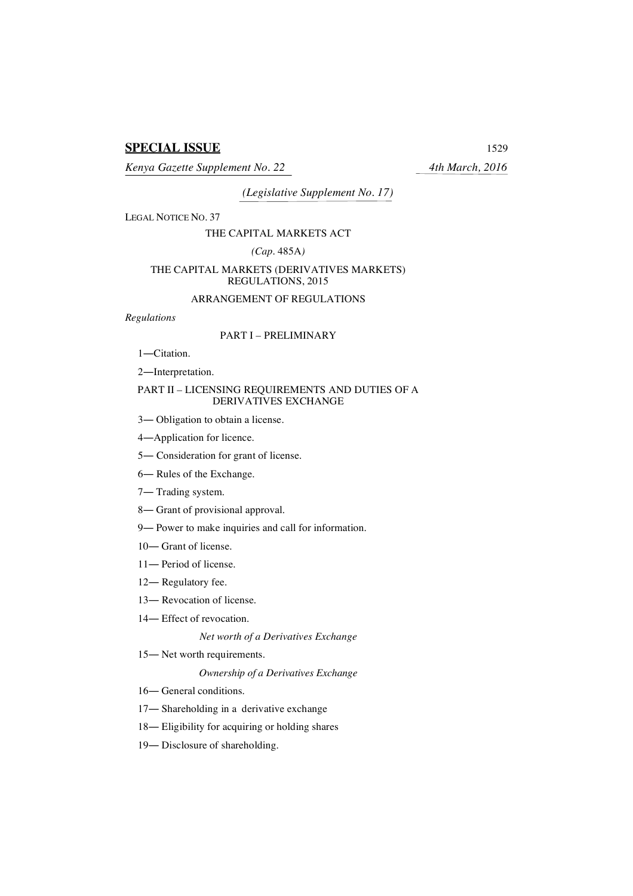**SPECIAL ISSUE**

*Kenya Gazette Supplement No. 22* *4th March, 2016*

*(Legislative Supplement No. 17)*

LEGAL NOTICE NO. 37

THE CAPITAL MARKETS ACT

*(Cap.* 485A*)*

THE CAPITAL MARKETS (DERIVATIVES MARKETS) REGULATIONS, 2015

ARRANGEMENT OF REGULATIONS

*Regulations*

PART I – PRELIMINARY

1—Citation.

2—Interpretation.

PART II – LICENSING REQUIREMENTS AND DUTIES OF A DERIVATIVES EXCHANGE

3— Obligation to obtain a license.

4—Application for licence.

5— Consideration for grant of license.

6— Rules of the Exchange.

7— Trading system.

8— Grant of provisional approval.

9— Power to make inquiries and call for information.

10— Grant of license.

11— Period of license.

12— Regulatory fee.

13— Revocation of license.

14— Effect of revocation.

*Net worth of a Derivatives Exchange*

15— Net worth requirements.

*Ownership of a Derivatives Exchange*

16— General conditions.

17— Shareholding in a derivative exchange

18— Eligibility for acquiring or holding shares

19— Disclosure of shareholding.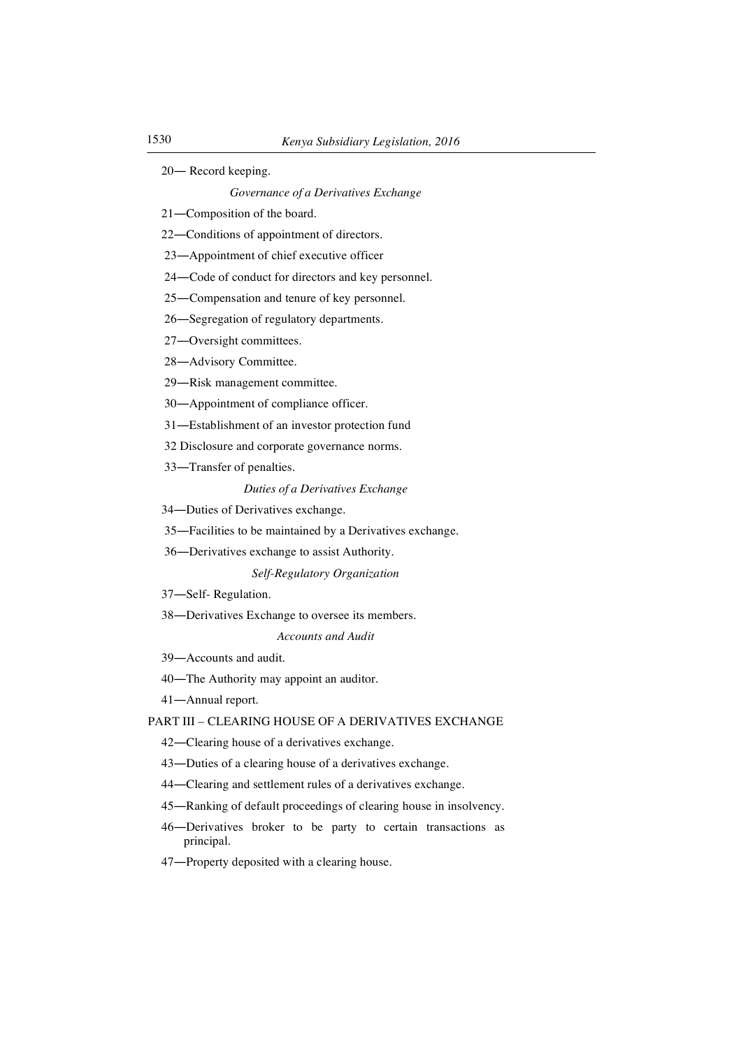20— Record keeping.

*Governance of a Derivatives Exchange*

21—Composition of the board.

22—Conditions of appointment of directors.

23—Appointment of chief executive officer

24—Code of conduct for directors and key personnel.

25—Compensation and tenure of key personnel.

26—Segregation of regulatory departments.

27—Oversight committees.

28—Advisory Committee.

29—Risk management committee.

30—Appointment of compliance officer.

31—Establishment of an investor protection fund

32 Disclosure and corporate governance norms.

33—Transfer of penalties.

*Duties of a Derivatives Exchange*

34—Duties of Derivatives exchange.

35—Facilities to be maintained by a Derivatives exchange.

36—Derivatives exchange to assist Authority.

*Self-Regulatory Organization*

37—Self- Regulation.

38—Derivatives Exchange to oversee its members.

*Accounts and Audit*

39—Accounts and audit.

40—The Authority may appoint an auditor.

41—Annual report.

PART III – CLEARING HOUSE OF A DERIVATIVES EXCHANGE

42—Clearing house of a derivatives exchange.

43—Duties of a clearing house of a derivatives exchange.

44—Clearing and settlement rules of a derivatives exchange.

45—Ranking of default proceedings of clearing house in insolvency.

46—Derivatives broker to be party to certain transactions as principal.

47—Property deposited with a clearing house.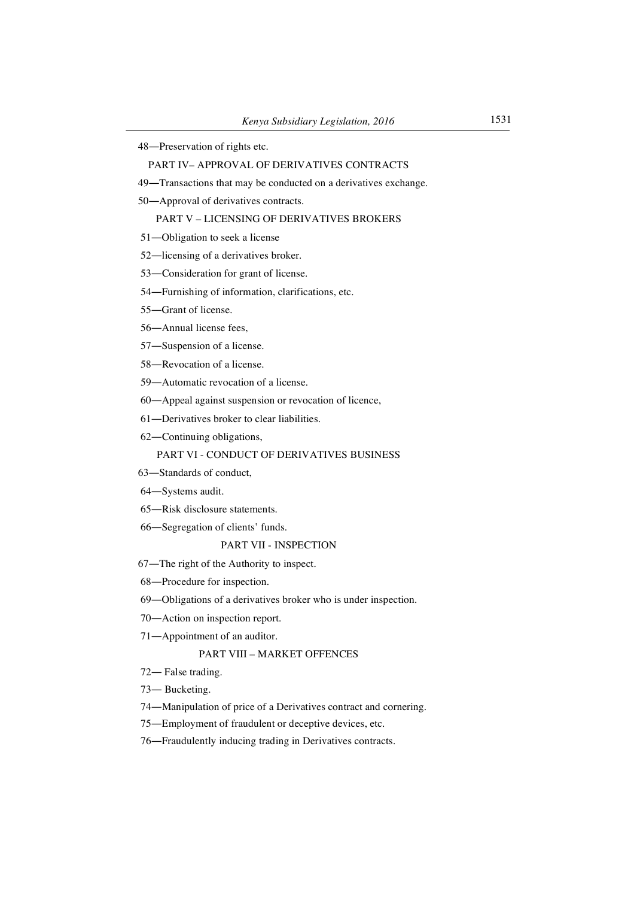48—Preservation of rights etc.

PART IV– APPROVAL OF DERIVATIVES CONTRACTS

49—Transactions that may be conducted on a derivatives exchange.

50—Approval of derivatives contracts.

PART V – LICENSING OF DERIVATIVES BROKERS

51—Obligation to seek a license

52—licensing of a derivatives broker.

53—Consideration for grant of license.

54—Furnishing of information, clarifications, etc.

55—Grant of license.

56—Annual license fees,

57—Suspension of a license.

58—Revocation of a license.

59—Automatic revocation of a license.

60—Appeal against suspension or revocation of licence,

61—Derivatives broker to clear liabilities.

62—Continuing obligations,

PART VI - CONDUCT OF DERIVATIVES BUSINESS

63—Standards of conduct,

64—Systems audit.

65—Risk disclosure statements.

66—Segregation of clients' funds.

PART VII - INSPECTION

67—The right of the Authority to inspect.

68—Procedure for inspection.

69—Obligations of a derivatives broker who is under inspection.

70—Action on inspection report.

71—Appointment of an auditor.

PART VIII – MARKET OFFENCES

72— False trading.

73— Bucketing.

74—Manipulation of price of a Derivatives contract and cornering.

75—Employment of fraudulent or deceptive devices, etc.

76—Fraudulently inducing trading in Derivatives contracts.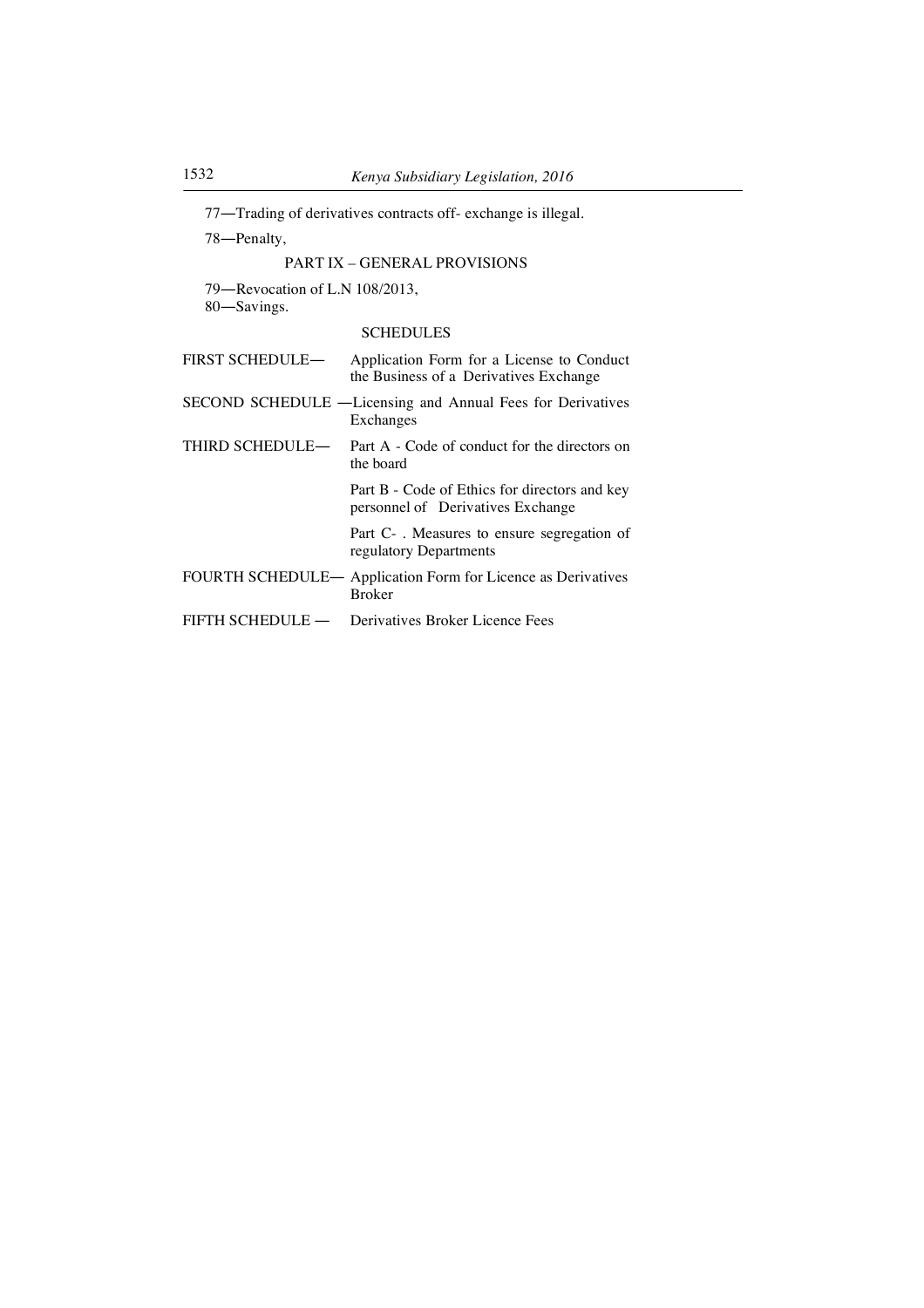77—Trading of derivatives contracts off- exchange is illegal.

78—Penalty,

PART IX – GENERAL PROVISIONS

79—Revocation of L.N 108/2013,

80—Savings.

SCHEDULES

| | |
|---|---|
| FIRST SCHEDULE— | Application Form for a License to Conduct the Business of a Derivatives Exchange |
| SECOND SCHEDULE — | Licensing and Annual Fees for Derivatives Exchanges |
| THIRD SCHEDULE— | Part A - Code of conduct for the directors on the board |
| | Part B - Code of Ethics for directors and key personnel of Derivatives Exchange |
| | Part C- . Measures to ensure segregation of regulatory Departments |
| FOURTH SCHEDULE— | Application Form for Licence as Derivatives Broker |
| FIFTH SCHEDULE — | Derivatives Broker Licence Fees |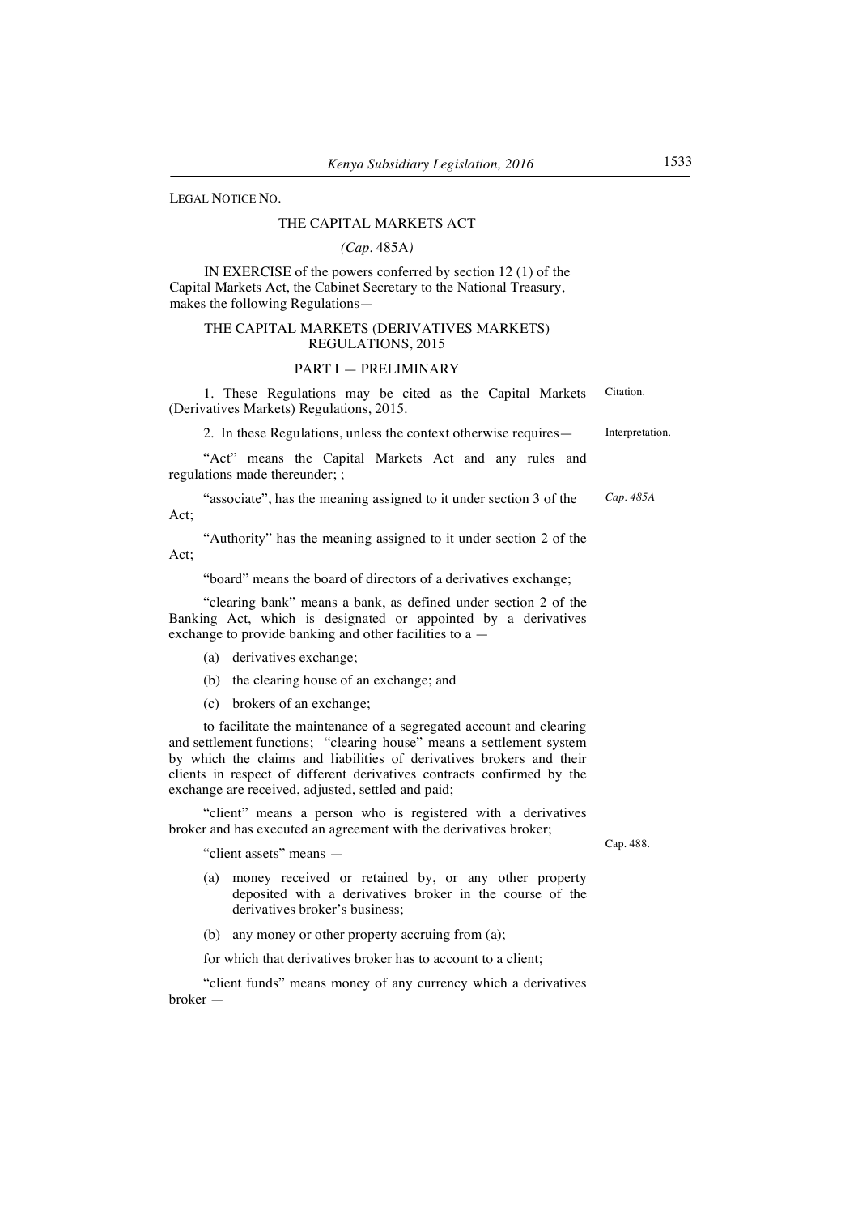LEGAL NOTICE NO.

THE CAPITAL MARKETS ACT

*(Cap.* 485A*)*

IN EXERCISE of the powers conferred by section 12 (1) of the Capital Markets Act, the Cabinet Secretary to the National Treasury, makes the following Regulations—

THE CAPITAL MARKETS (DERIVATIVES MARKETS) REGULATIONS, 2015

PART I — PRELIMINARY

Citation.

1. These Regulations may be cited as the Capital Markets (Derivatives Markets) Regulations, 2015.

Interpretation.

2. In these Regulations, unless the context otherwise requires—

"Act" means the Capital Markets Act and any rules and regulations made thereunder; ;

*Cap. 485A*

"associate", has the meaning assigned to it under section 3 of the Act;

"Authority" has the meaning assigned to it under section 2 of the Act;

"board" means the board of directors of a derivatives exchange;

"clearing bank" means a bank, as defined under section 2 of the Banking Act, which is designated or appointed by a derivatives exchange to provide banking and other facilities to a —

(a) derivatives exchange;

(b) the clearing house of an exchange; and

(c) brokers of an exchange;

to facilitate the maintenance of a segregated account and clearing and settlement functions; "clearing house" means a settlement system by which the claims and liabilities of derivatives brokers and their clients in respect of different derivatives contracts confirmed by the exchange are received, adjusted, settled and paid;

"client" means a person who is registered with a derivatives broker and has executed an agreement with the derivatives broker;

Cap. 488.

"client assets" means —

(a) money received or retained by, or any other property deposited with a derivatives broker in the course of the derivatives broker's business;

(b) any money or other property accruing from (a);

for which that derivatives broker has to account to a client;

"client funds" means money of any currency which a derivatives broker —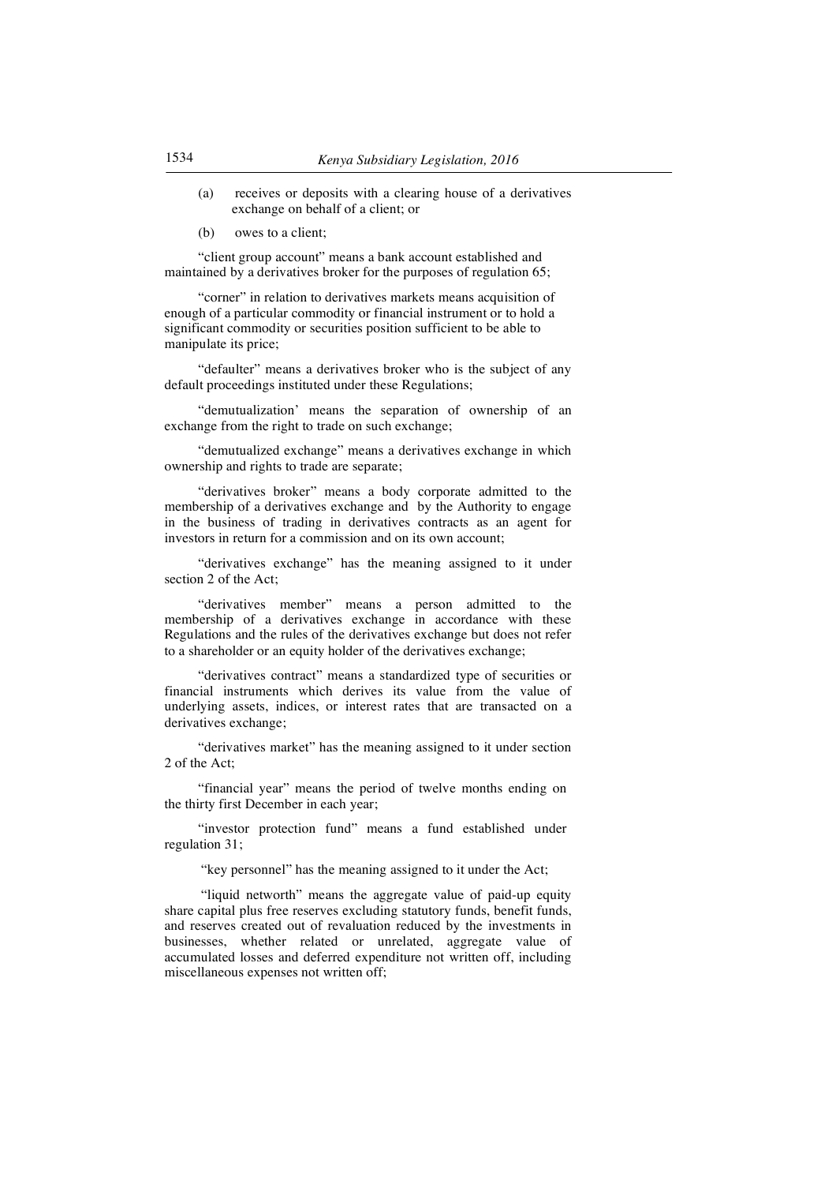(a) receives or deposits with a clearing house of a derivatives exchange on behalf of a client; or

(b) owes to a client;

"client group account" means a bank account established and maintained by a derivatives broker for the purposes of regulation 65;

"corner" in relation to derivatives markets means acquisition of enough of a particular commodity or financial instrument or to hold a significant commodity or securities position sufficient to be able to manipulate its price;

"defaulter" means a derivatives broker who is the subject of any default proceedings instituted under these Regulations;

"demutualization' means the separation of ownership of an exchange from the right to trade on such exchange;

"demutualized exchange" means a derivatives exchange in which ownership and rights to trade are separate;

"derivatives broker" means a body corporate admitted to the membership of a derivatives exchange and by the Authority to engage in the business of trading in derivatives contracts as an agent for investors in return for a commission and on its own account;

"derivatives exchange" has the meaning assigned to it under section 2 of the Act;

"derivatives member" means a person admitted to the membership of a derivatives exchange in accordance with these Regulations and the rules of the derivatives exchange but does not refer to a shareholder or an equity holder of the derivatives exchange;

"derivatives contract" means a standardized type of securities or financial instruments which derives its value from the value of underlying assets, indices, or interest rates that are transacted on a derivatives exchange;

"derivatives market" has the meaning assigned to it under section 2 of the Act;

"financial year" means the period of twelve months ending on the thirty first December in each year;

"investor protection fund" means a fund established under regulation 31;

"key personnel" has the meaning assigned to it under the Act;

"liquid networth" means the aggregate value of paid-up equity share capital plus free reserves excluding statutory funds, benefit funds, and reserves created out of revaluation reduced by the investments in businesses, whether related or unrelated, aggregate value of accumulated losses and deferred expenditure not written off, including miscellaneous expenses not written off;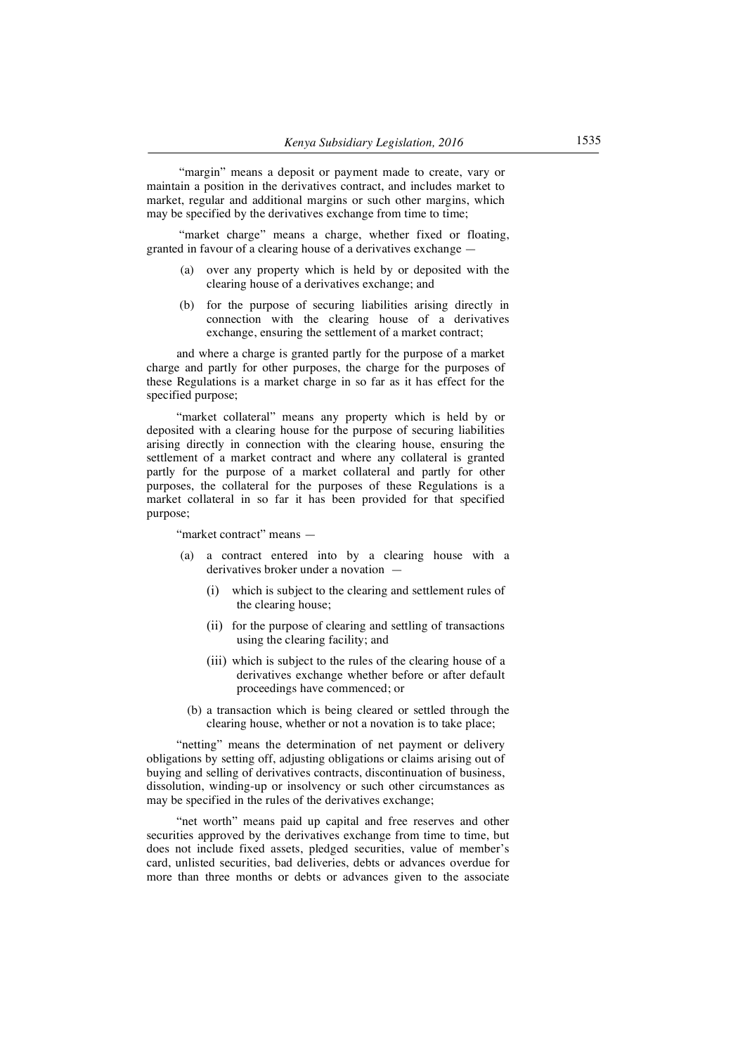"margin" means a deposit or payment made to create, vary or maintain a position in the derivatives contract, and includes market to market, regular and additional margins or such other margins, which may be specified by the derivatives exchange from time to time;

"market charge" means a charge, whether fixed or floating, granted in favour of a clearing house of a derivatives exchange —

(a) over any property which is held by or deposited with the clearing house of a derivatives exchange; and

(b) for the purpose of securing liabilities arising directly in connection with the clearing house of a derivatives exchange, ensuring the settlement of a market contract;

and where a charge is granted partly for the purpose of a market charge and partly for other purposes, the charge for the purposes of these Regulations is a market charge in so far as it has effect for the specified purpose;

"market collateral" means any property which is held by or deposited with a clearing house for the purpose of securing liabilities arising directly in connection with the clearing house, ensuring the settlement of a market contract and where any collateral is granted partly for the purpose of a market collateral and partly for other purposes, the collateral for the purposes of these Regulations is a market collateral in so far it has been provided for that specified purpose;

"market contract" means —

(a) a contract entered into by a clearing house with a derivatives broker under a novation —

  (i) which is subject to the clearing and settlement rules of the clearing house;

  (ii) for the purpose of clearing and settling of transactions using the clearing facility; and

  (iii) which is subject to the rules of the clearing house of a derivatives exchange whether before or after default proceedings have commenced; or

(b) a transaction which is being cleared or settled through the clearing house, whether or not a novation is to take place;

"netting" means the determination of net payment or delivery obligations by setting off, adjusting obligations or claims arising out of buying and selling of derivatives contracts, discontinuation of business, dissolution, winding-up or insolvency or such other circumstances as may be specified in the rules of the derivatives exchange;

"net worth" means paid up capital and free reserves and other securities approved by the derivatives exchange from time to time, but does not include fixed assets, pledged securities, value of member's card, unlisted securities, bad deliveries, debts or advances overdue for more than three months or debts or advances given to the associate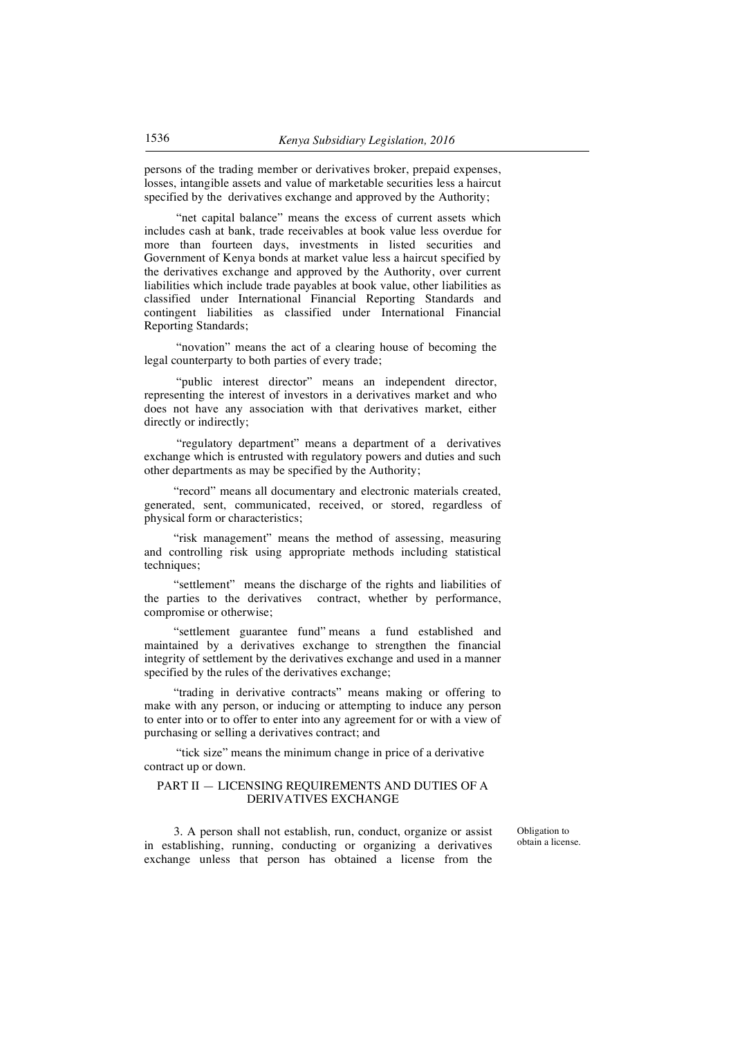persons of the trading member or derivatives broker, prepaid expenses, losses, intangible assets and value of marketable securities less a haircut specified by the derivatives exchange and approved by the Authority;

"net capital balance" means the excess of current assets which includes cash at bank, trade receivables at book value less overdue for more than fourteen days, investments in listed securities and Government of Kenya bonds at market value less a haircut specified by the derivatives exchange and approved by the Authority, over current liabilities which include trade payables at book value, other liabilities as classified under International Financial Reporting Standards and contingent liabilities as classified under International Financial Reporting Standards;

"novation" means the act of a clearing house of becoming the legal counterparty to both parties of every trade;

"public interest director" means an independent director, representing the interest of investors in a derivatives market and who does not have any association with that derivatives market, either directly or indirectly;

"regulatory department" means a department of a derivatives exchange which is entrusted with regulatory powers and duties and such other departments as may be specified by the Authority;

"record" means all documentary and electronic materials created, generated, sent, communicated, received, or stored, regardless of physical form or characteristics;

"risk management" means the method of assessing, measuring and controlling risk using appropriate methods including statistical techniques;

"settlement" means the discharge of the rights and liabilities of the parties to the derivatives contract, whether by performance, compromise or otherwise;

"settlement guarantee fund" means a fund established and maintained by a derivatives exchange to strengthen the financial integrity of settlement by the derivatives exchange and used in a manner specified by the rules of the derivatives exchange;

"trading in derivative contracts" means making or offering to make with any person, or inducing or attempting to induce any person to enter into or to offer to enter into any agreement for or with a view of purchasing or selling a derivatives contract; and

"tick size" means the minimum change in price of a derivative contract up or down.

## PART II — LICENSING REQUIREMENTS AND DUTIES OF A DERIVATIVES EXCHANGE

*Obligation to obtain a license.*

3. A person shall not establish, run, conduct, organize or assist in establishing, running, conducting or organizing a derivatives exchange unless that person has obtained a license from the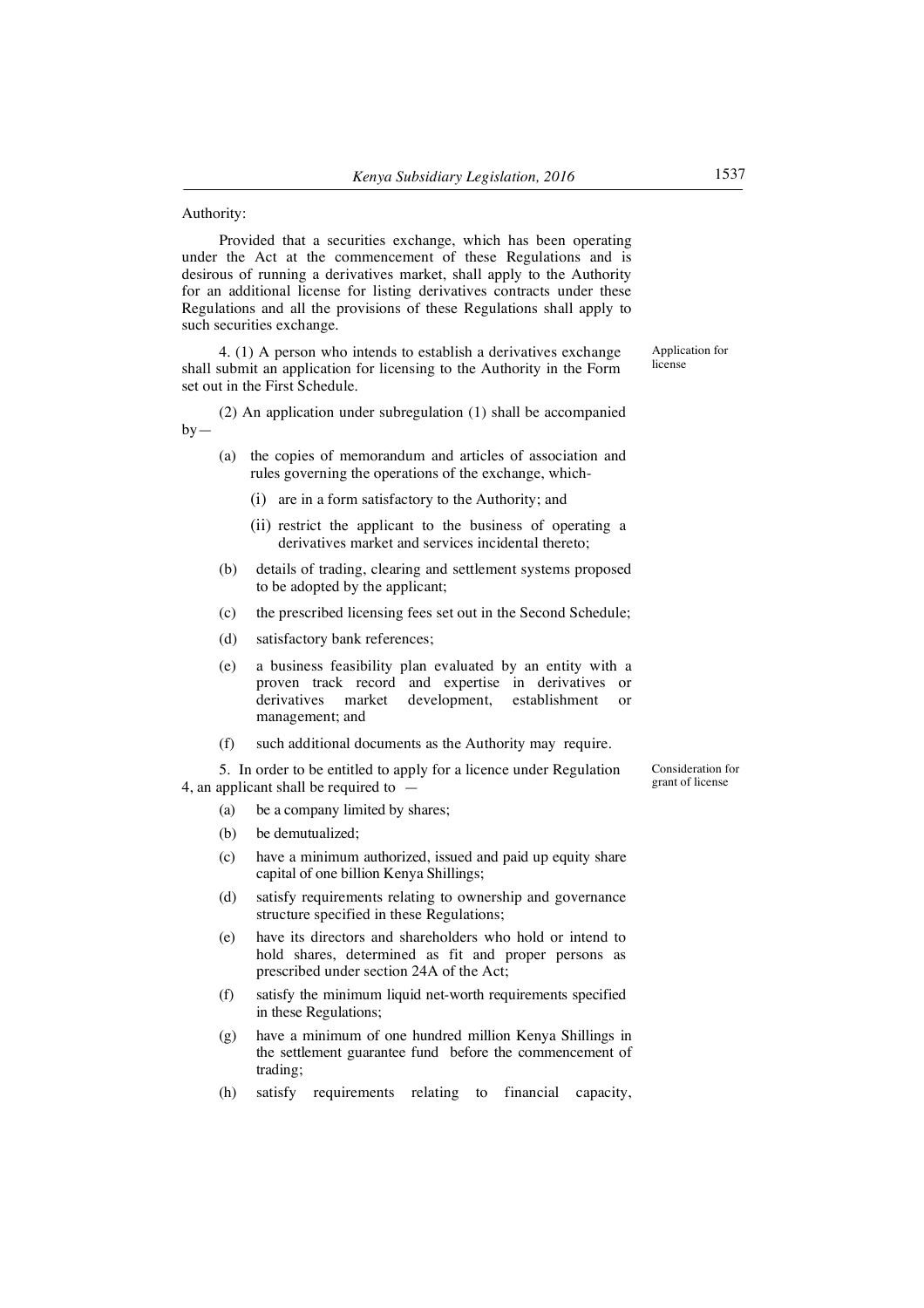Authority:

Provided that a securities exchange, which has been operating under the Act at the commencement of these Regulations and is desirous of running a derivatives market, shall apply to the Authority for an additional license for listing derivatives contracts under these Regulations and all the provisions of these Regulations shall apply to such securities exchange.

*Application for license*

4. (1) A person who intends to establish a derivatives exchange shall submit an application for licensing to the Authority in the Form set out in the First Schedule.

(2) An application under subregulation (1) shall be accompanied by—

(a) the copies of memorandum and articles of association and rules governing the operations of the exchange, which-

(i) are in a form satisfactory to the Authority; and

(ii) restrict the applicant to the business of operating a derivatives market and services incidental thereto;

(b) details of trading, clearing and settlement systems proposed to be adopted by the applicant;

(c) the prescribed licensing fees set out in the Second Schedule;

(d) satisfactory bank references;

(e) a business feasibility plan evaluated by an entity with a proven track record and expertise in derivatives or derivatives market development, establishment or management; and

(f) such additional documents as the Authority may require.

*Consideration for grant of license*

5. In order to be entitled to apply for a licence under Regulation 4, an applicant shall be required to —

(a) be a company limited by shares;

(b) be demutualized;

(c) have a minimum authorized, issued and paid up equity share capital of one billion Kenya Shillings;

(d) satisfy requirements relating to ownership and governance structure specified in these Regulations;

(e) have its directors and shareholders who hold or intend to hold shares, determined as fit and proper persons as prescribed under section 24A of the Act;

(f) satisfy the minimum liquid net-worth requirements specified in these Regulations;

(g) have a minimum of one hundred million Kenya Shillings in the settlement guarantee fund before the commencement of trading;

(h) satisfy requirements relating to financial capacity,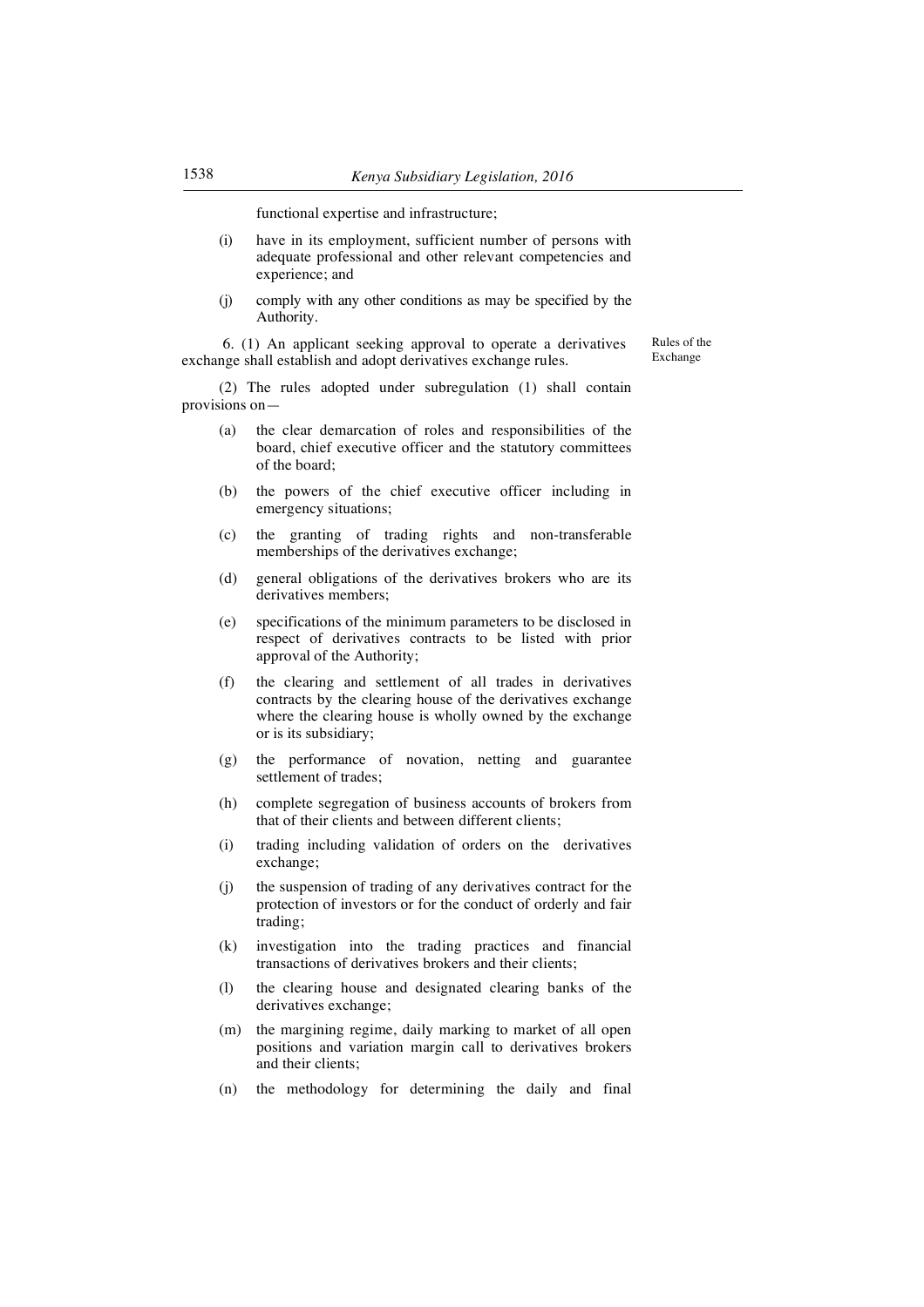functional expertise and infrastructure;

(i) have in its employment, sufficient number of persons with adequate professional and other relevant competencies and experience; and

(j) comply with any other conditions as may be specified by the Authority.

Rules of the Exchange

6. (1) An applicant seeking approval to operate a derivatives exchange shall establish and adopt derivatives exchange rules.

(2) The rules adopted under subregulation (1) shall contain provisions on—

(a) the clear demarcation of roles and responsibilities of the board, chief executive officer and the statutory committees of the board;

(b) the powers of the chief executive officer including in emergency situations;

(c) the granting of trading rights and non-transferable memberships of the derivatives exchange;

(d) general obligations of the derivatives brokers who are its derivatives members;

(e) specifications of the minimum parameters to be disclosed in respect of derivatives contracts to be listed with prior approval of the Authority;

(f) the clearing and settlement of all trades in derivatives contracts by the clearing house of the derivatives exchange where the clearing house is wholly owned by the exchange or is its subsidiary;

(g) the performance of novation, netting and guarantee settlement of trades;

(h) complete segregation of business accounts of brokers from that of their clients and between different clients;

(i) trading including validation of orders on the derivatives exchange;

(j) the suspension of trading of any derivatives contract for the protection of investors or for the conduct of orderly and fair trading;

(k) investigation into the trading practices and financial transactions of derivatives brokers and their clients;

(l) the clearing house and designated clearing banks of the derivatives exchange;

(m) the margining regime, daily marking to market of all open positions and variation margin call to derivatives brokers and their clients;

(n) the methodology for determining the daily and final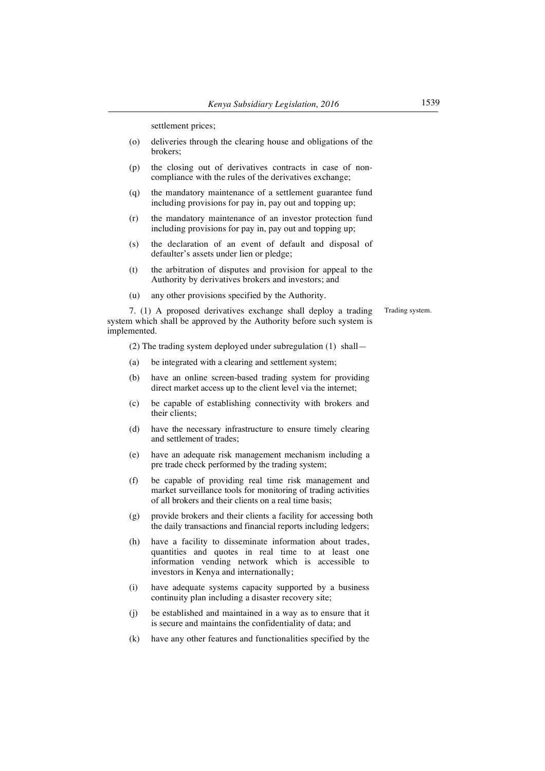settlement prices;

(o) deliveries through the clearing house and obligations of the brokers;

(p) the closing out of derivatives contracts in case of non-compliance with the rules of the derivatives exchange;

(q) the mandatory maintenance of a settlement guarantee fund including provisions for pay in, pay out and topping up;

(r) the mandatory maintenance of an investor protection fund including provisions for pay in, pay out and topping up;

(s) the declaration of an event of default and disposal of defaulter's assets under lien or pledge;

(t) the arbitration of disputes and provision for appeal to the Authority by derivatives brokers and investors; and

(u) any other provisions specified by the Authority.

Trading system.

7. (1) A proposed derivatives exchange shall deploy a trading system which shall be approved by the Authority before such system is implemented.

(2) The trading system deployed under subregulation (1) shall—

(a) be integrated with a clearing and settlement system;

(b) have an online screen-based trading system for providing direct market access up to the client level via the internet;

(c) be capable of establishing connectivity with brokers and their clients;

(d) have the necessary infrastructure to ensure timely clearing and settlement of trades;

(e) have an adequate risk management mechanism including a pre trade check performed by the trading system;

(f) be capable of providing real time risk management and market surveillance tools for monitoring of trading activities of all brokers and their clients on a real time basis;

(g) provide brokers and their clients a facility for accessing both the daily transactions and financial reports including ledgers;

(h) have a facility to disseminate information about trades, quantities and quotes in real time to at least one information vending network which is accessible to investors in Kenya and internationally;

(i) have adequate systems capacity supported by a business continuity plan including a disaster recovery site;

(j) be established and maintained in a way as to ensure that it is secure and maintains the confidentiality of data; and

(k) have any other features and functionalities specified by the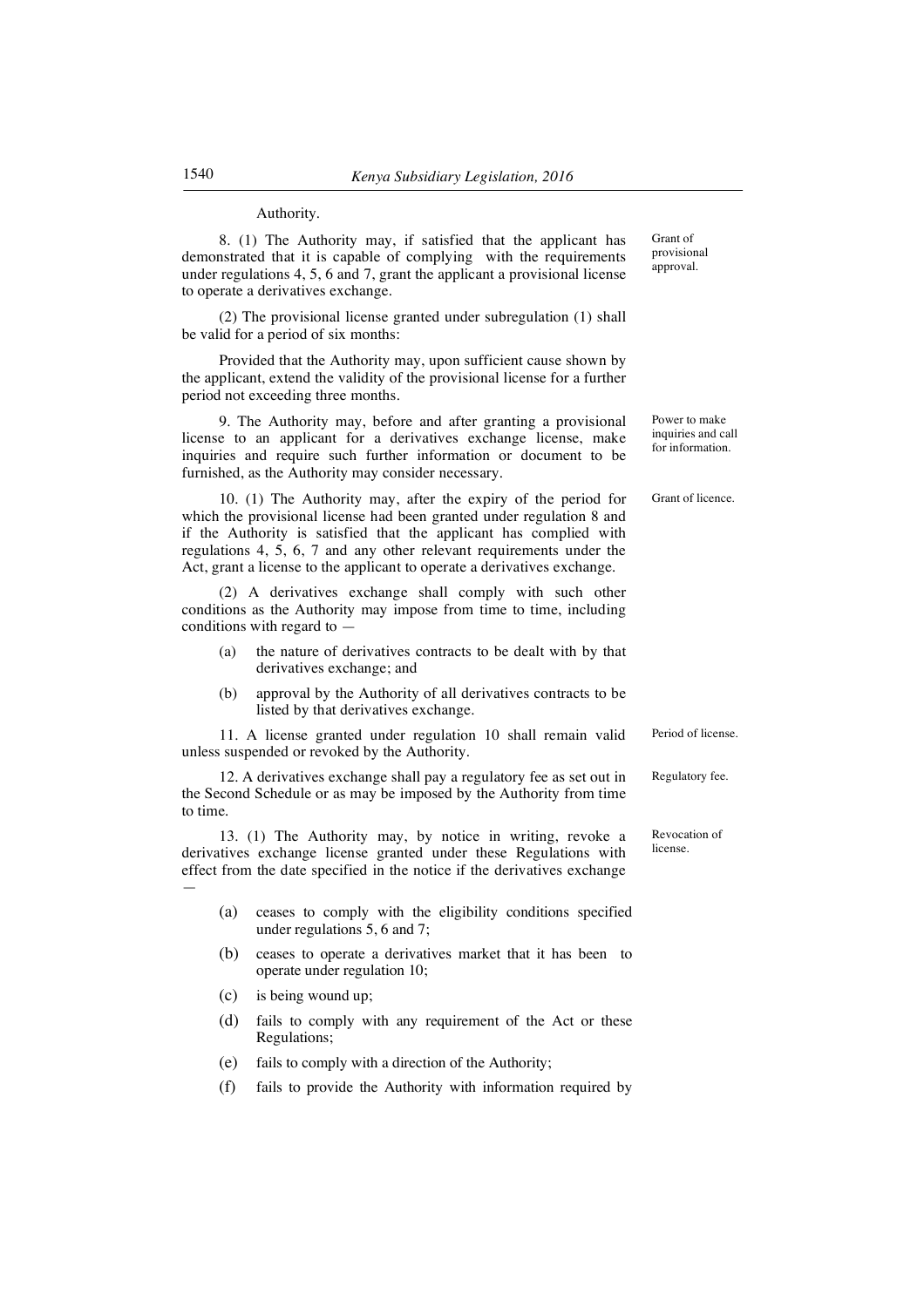Authority.

8. (1) The Authority may, if satisfied that the applicant has demonstrated that it is capable of complying with the requirements under regulations 4, 5, 6 and 7, grant the applicant a provisional license to operate a derivatives exchange.

Grant of provisional approval.

(2) The provisional license granted under subregulation (1) shall be valid for a period of six months:

Provided that the Authority may, upon sufficient cause shown by the applicant, extend the validity of the provisional license for a further period not exceeding three months.

9. The Authority may, before and after granting a provisional license to an applicant for a derivatives exchange license, make inquiries and require such further information or document to be furnished, as the Authority may consider necessary.

Power to make inquiries and call for information.

10. (1) The Authority may, after the expiry of the period for which the provisional license had been granted under regulation 8 and if the Authority is satisfied that the applicant has complied with regulations 4, 5, 6, 7 and any other relevant requirements under the Act, grant a license to the applicant to operate a derivatives exchange.

Grant of licence.

(2) A derivatives exchange shall comply with such other conditions as the Authority may impose from time to time, including conditions with regard to —

(a) the nature of derivatives contracts to be dealt with by that derivatives exchange; and

(b) approval by the Authority of all derivatives contracts to be listed by that derivatives exchange.

11. A license granted under regulation 10 shall remain valid unless suspended or revoked by the Authority.

Period of license.

12. A derivatives exchange shall pay a regulatory fee as set out in the Second Schedule or as may be imposed by the Authority from time to time.

Regulatory fee.

13. (1) The Authority may, by notice in writing, revoke a derivatives exchange license granted under these Regulations with effect from the date specified in the notice if the derivatives exchange —

Revocation of license.

(a) ceases to comply with the eligibility conditions specified under regulations 5, 6 and 7;

(b) ceases to operate a derivatives market that it has been to operate under regulation 10;

(c) is being wound up;

(d) fails to comply with any requirement of the Act or these Regulations;

(e) fails to comply with a direction of the Authority;

(f) fails to provide the Authority with information required by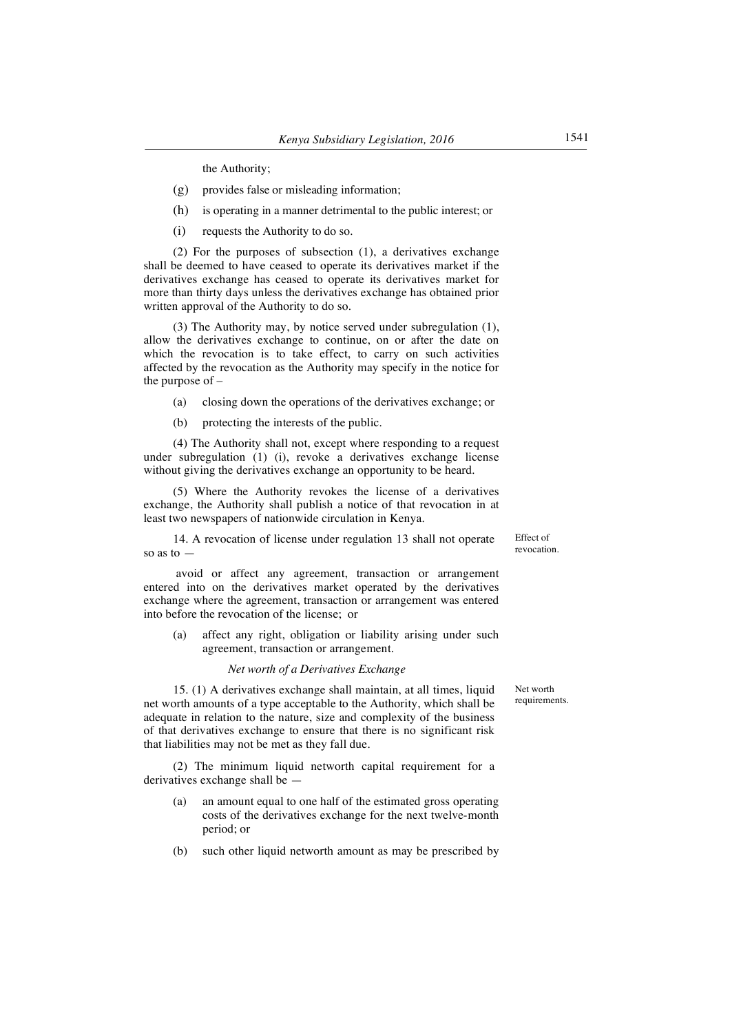the Authority;

(g) provides false or misleading information;

(h) is operating in a manner detrimental to the public interest; or

(i) requests the Authority to do so.

(2) For the purposes of subsection (1), a derivatives exchange shall be deemed to have ceased to operate its derivatives market if the derivatives exchange has ceased to operate its derivatives market for more than thirty days unless the derivatives exchange has obtained prior written approval of the Authority to do so.

(3) The Authority may, by notice served under subregulation (1), allow the derivatives exchange to continue, on or after the date on which the revocation is to take effect, to carry on such activities affected by the revocation as the Authority may specify in the notice for the purpose of –

(a) closing down the operations of the derivatives exchange; or

(b) protecting the interests of the public.

(4) The Authority shall not, except where responding to a request under subregulation (1) (i), revoke a derivatives exchange license without giving the derivatives exchange an opportunity to be heard.

(5) Where the Authority revokes the license of a derivatives exchange, the Authority shall publish a notice of that revocation in at least two newspapers of nationwide circulation in Kenya.

Effect of revocation.

14. A revocation of license under regulation 13 shall not operate so as to —

avoid or affect any agreement, transaction or arrangement entered into on the derivatives market operated by the derivatives exchange where the agreement, transaction or arrangement was entered into before the revocation of the license; or

(a) affect any right, obligation or liability arising under such agreement, transaction or arrangement.

*Net worth of a Derivatives Exchange*

Net worth requirements.

15. (1) A derivatives exchange shall maintain, at all times, liquid net worth amounts of a type acceptable to the Authority, which shall be adequate in relation to the nature, size and complexity of the business of that derivatives exchange to ensure that there is no significant risk that liabilities may not be met as they fall due.

(2) The minimum liquid networth capital requirement for a derivatives exchange shall be —

(a) an amount equal to one half of the estimated gross operating costs of the derivatives exchange for the next twelve-month period; or

(b) such other liquid networth amount as may be prescribed by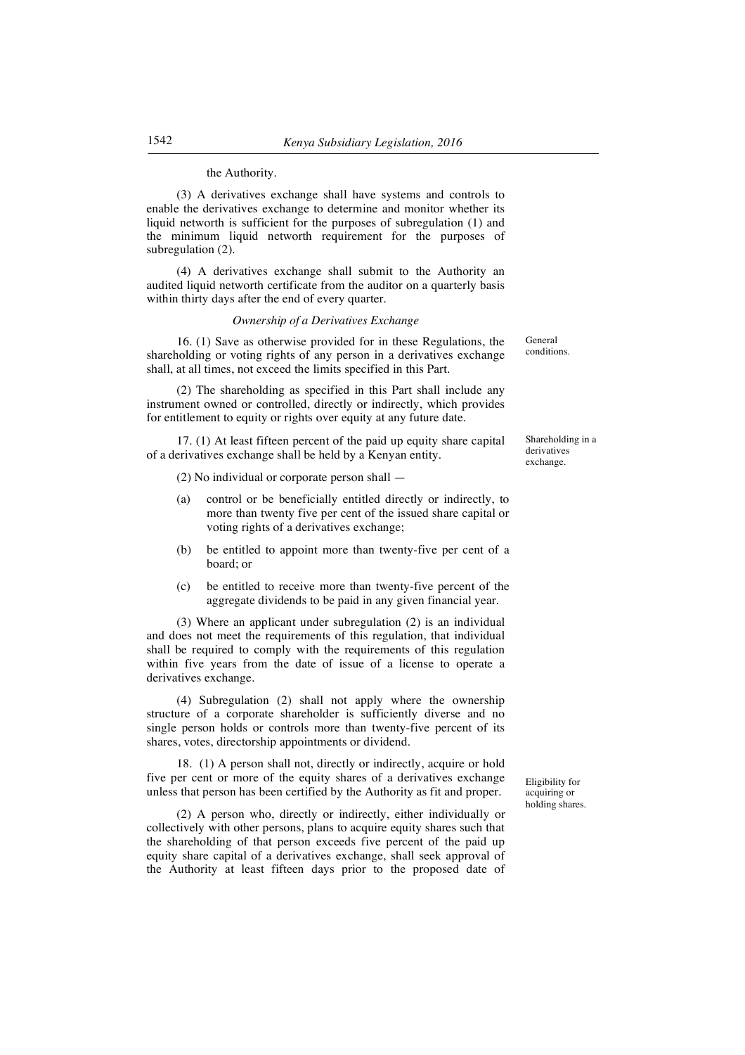the Authority.

(3) A derivatives exchange shall have systems and controls to enable the derivatives exchange to determine and monitor whether its liquid networth is sufficient for the purposes of subregulation (1) and the minimum liquid networth requirement for the purposes of subregulation (2).

(4) A derivatives exchange shall submit to the Authority an audited liquid networth certificate from the auditor on a quarterly basis within thirty days after the end of every quarter.

*Ownership of a Derivatives Exchange*

General conditions.

16. (1) Save as otherwise provided for in these Regulations, the shareholding or voting rights of any person in a derivatives exchange shall, at all times, not exceed the limits specified in this Part.

(2) The shareholding as specified in this Part shall include any instrument owned or controlled, directly or indirectly, which provides for entitlement to equity or rights over equity at any future date.

Shareholding in a derivatives exchange.

17. (1) At least fifteen percent of the paid up equity share capital of a derivatives exchange shall be held by a Kenyan entity.

(2) No individual or corporate person shall —

(a) control or be beneficially entitled directly or indirectly, to more than twenty five per cent of the issued share capital or voting rights of a derivatives exchange;

(b) be entitled to appoint more than twenty-five per cent of a board; or

(c) be entitled to receive more than twenty-five percent of the aggregate dividends to be paid in any given financial year.

(3) Where an applicant under subregulation (2) is an individual and does not meet the requirements of this regulation, that individual shall be required to comply with the requirements of this regulation within five years from the date of issue of a license to operate a derivatives exchange.

(4) Subregulation (2) shall not apply where the ownership structure of a corporate shareholder is sufficiently diverse and no single person holds or controls more than twenty-five percent of its shares, votes, directorship appointments or dividend.

Eligibility for acquiring or holding shares.

18. (1) A person shall not, directly or indirectly, acquire or hold five per cent or more of the equity shares of a derivatives exchange unless that person has been certified by the Authority as fit and proper.

(2) A person who, directly or indirectly, either individually or collectively with other persons, plans to acquire equity shares such that the shareholding of that person exceeds five percent of the paid up equity share capital of a derivatives exchange, shall seek approval of the Authority at least fifteen days prior to the proposed date of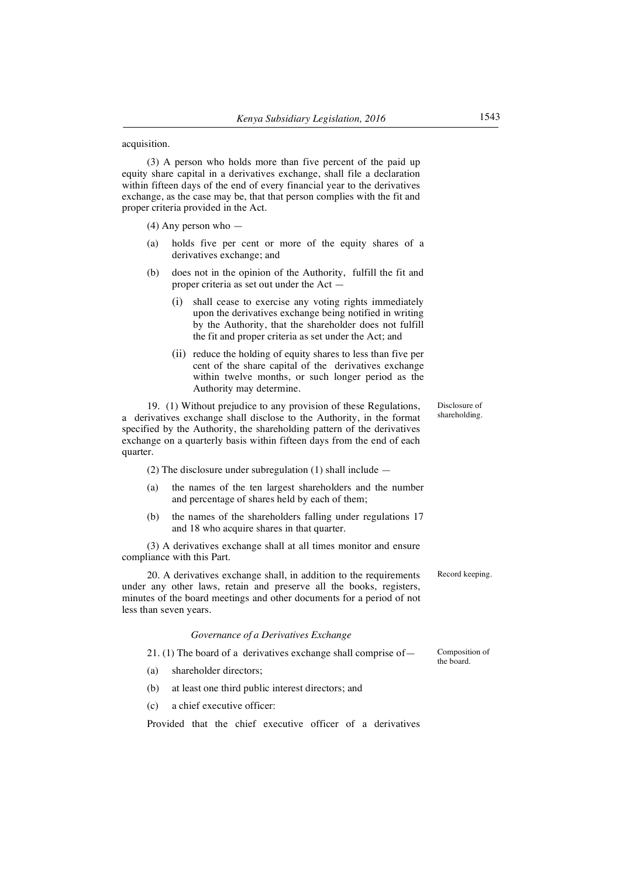acquisition.

(3) A person who holds more than five percent of the paid up equity share capital in a derivatives exchange, shall file a declaration within fifteen days of the end of every financial year to the derivatives exchange, as the case may be, that that person complies with the fit and proper criteria provided in the Act.

(4) Any person who —

(a) holds five per cent or more of the equity shares of a derivatives exchange; and

(b) does not in the opinion of the Authority, fulfill the fit and proper criteria as set out under the Act —

(i) shall cease to exercise any voting rights immediately upon the derivatives exchange being notified in writing by the Authority, that the shareholder does not fulfill the fit and proper criteria as set under the Act; and

(ii) reduce the holding of equity shares to less than five per cent of the share capital of the derivatives exchange within twelve months, or such longer period as the Authority may determine.

Disclosure of shareholding.

19. (1) Without prejudice to any provision of these Regulations, a derivatives exchange shall disclose to the Authority, in the format specified by the Authority, the shareholding pattern of the derivatives exchange on a quarterly basis within fifteen days from the end of each quarter.

(2) The disclosure under subregulation (1) shall include —

(a) the names of the ten largest shareholders and the number and percentage of shares held by each of them;

(b) the names of the shareholders falling under regulations 17 and 18 who acquire shares in that quarter.

(3) A derivatives exchange shall at all times monitor and ensure compliance with this Part.

Record keeping.

20. A derivatives exchange shall, in addition to the requirements under any other laws, retain and preserve all the books, registers, minutes of the board meetings and other documents for a period of not less than seven years.

### *Governance of a Derivatives Exchange*

Composition of the board.

21. (1) The board of a derivatives exchange shall comprise of—

(a) shareholder directors;

(b) at least one third public interest directors; and

(c) a chief executive officer:

Provided that the chief executive officer of a derivatives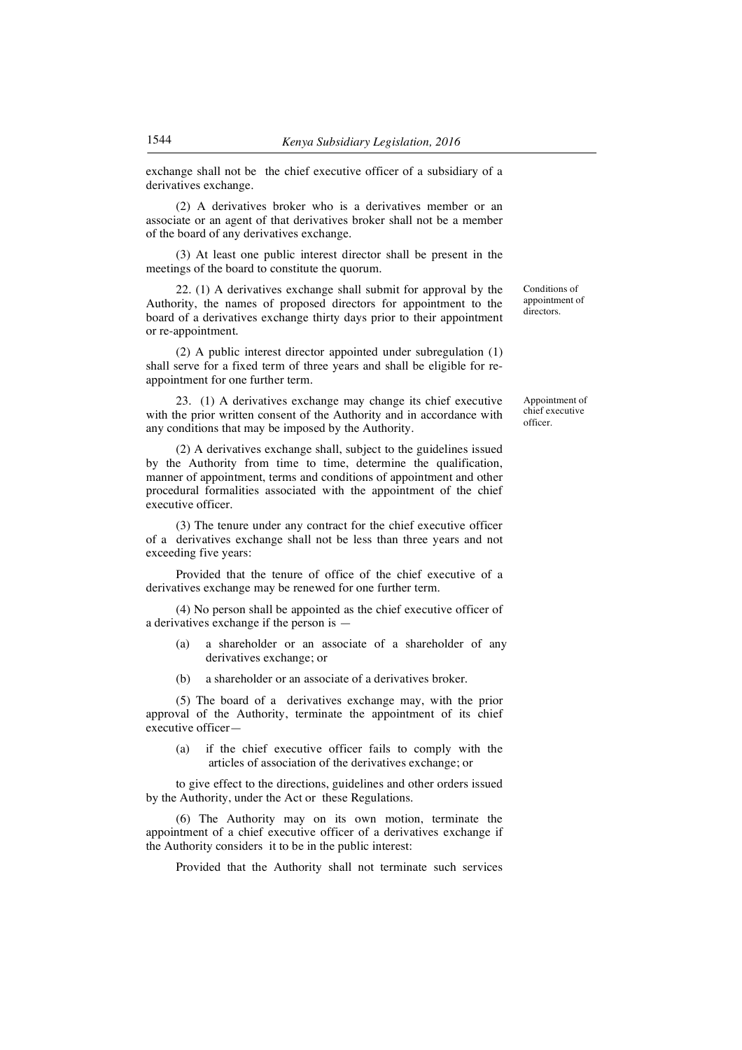exchange shall not be the chief executive officer of a subsidiary of a derivatives exchange.

(2) A derivatives broker who is a derivatives member or an associate or an agent of that derivatives broker shall not be a member of the board of any derivatives exchange.

(3) At least one public interest director shall be present in the meetings of the board to constitute the quorum.

Conditions of appointment of directors.

22. (1) A derivatives exchange shall submit for approval by the Authority, the names of proposed directors for appointment to the board of a derivatives exchange thirty days prior to their appointment or re-appointment.

(2) A public interest director appointed under subregulation (1) shall serve for a fixed term of three years and shall be eligible for re-appointment for one further term.

Appointment of chief executive officer.

23. (1) A derivatives exchange may change its chief executive with the prior written consent of the Authority and in accordance with any conditions that may be imposed by the Authority.

(2) A derivatives exchange shall, subject to the guidelines issued by the Authority from time to time, determine the qualification, manner of appointment, terms and conditions of appointment and other procedural formalities associated with the appointment of the chief executive officer.

(3) The tenure under any contract for the chief executive officer of a derivatives exchange shall not be less than three years and not exceeding five years:

Provided that the tenure of office of the chief executive of a derivatives exchange may be renewed for one further term.

(4) No person shall be appointed as the chief executive officer of a derivatives exchange if the person is —

(a) a shareholder or an associate of a shareholder of any derivatives exchange; or

(b) a shareholder or an associate of a derivatives broker.

(5) The board of a derivatives exchange may, with the prior approval of the Authority, terminate the appointment of its chief executive officer—

(a) if the chief executive officer fails to comply with the articles of association of the derivatives exchange; or

to give effect to the directions, guidelines and other orders issued by the Authority, under the Act or these Regulations.

(6) The Authority may on its own motion, terminate the appointment of a chief executive officer of a derivatives exchange if the Authority considers it to be in the public interest:

Provided that the Authority shall not terminate such services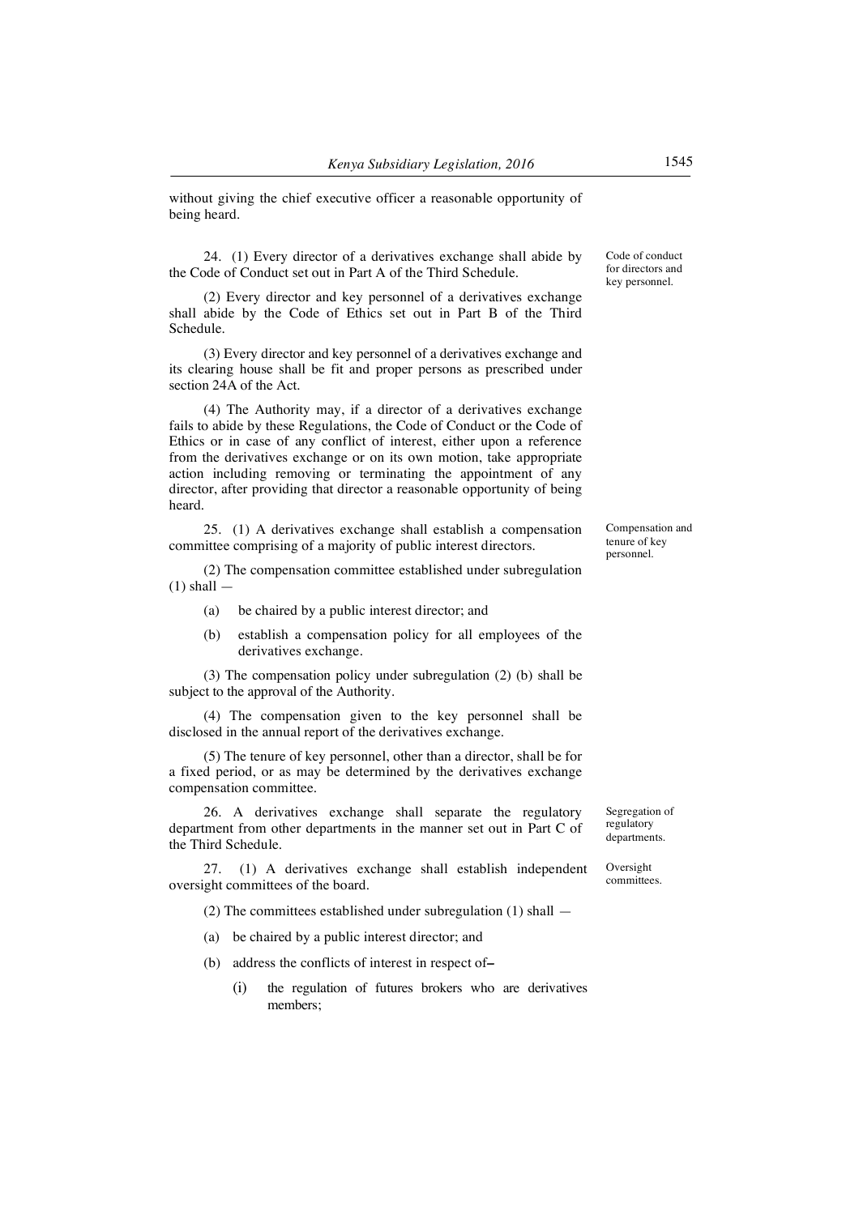without giving the chief executive officer a reasonable opportunity of being heard.

**Code of conduct for directors and key personnel.**

24. (1) Every director of a derivatives exchange shall abide by the Code of Conduct set out in Part A of the Third Schedule.

(2) Every director and key personnel of a derivatives exchange shall abide by the Code of Ethics set out in Part B of the Third Schedule.

(3) Every director and key personnel of a derivatives exchange and its clearing house shall be fit and proper persons as prescribed under section 24A of the Act.

(4) The Authority may, if a director of a derivatives exchange fails to abide by these Regulations, the Code of Conduct or the Code of Ethics or in case of any conflict of interest, either upon a reference from the derivatives exchange or on its own motion, take appropriate action including removing or terminating the appointment of any director, after providing that director a reasonable opportunity of being heard.

**Compensation and tenure of key personnel.**

25. (1) A derivatives exchange shall establish a compensation committee comprising of a majority of public interest directors.

(2) The compensation committee established under subregulation (1) shall —

(a) be chaired by a public interest director; and

(b) establish a compensation policy for all employees of the derivatives exchange.

(3) The compensation policy under subregulation (2) (b) shall be subject to the approval of the Authority.

(4) The compensation given to the key personnel shall be disclosed in the annual report of the derivatives exchange.

(5) The tenure of key personnel, other than a director, shall be for a fixed period, or as may be determined by the derivatives exchange compensation committee.

**Segregation of regulatory departments.**

26. A derivatives exchange shall separate the regulatory department from other departments in the manner set out in Part C of the Third Schedule.

**Oversight committees.**

27. (1) A derivatives exchange shall establish independent oversight committees of the board.

(2) The committees established under subregulation (1) shall —

(a) be chaired by a public interest director; and

(b) address the conflicts of interest in respect of–

(i) the regulation of futures brokers who are derivatives members;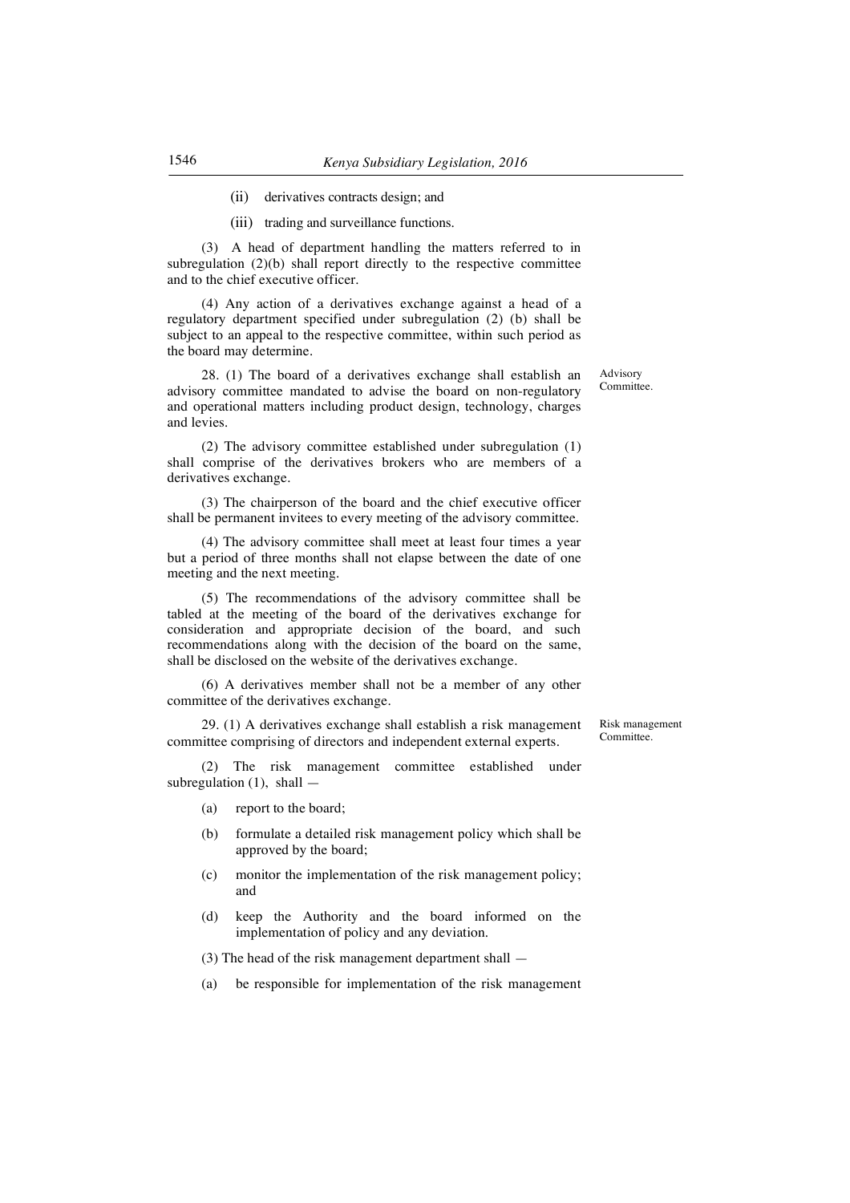(ii) derivatives contracts design; and

(iii) trading and surveillance functions.

(3) A head of department handling the matters referred to in subregulation (2)(b) shall report directly to the respective committee and to the chief executive officer.

(4) Any action of a derivatives exchange against a head of a regulatory department specified under subregulation (2) (b) shall be subject to an appeal to the respective committee, within such period as the board may determine.

Advisory Committee.

28. (1) The board of a derivatives exchange shall establish an advisory committee mandated to advise the board on non-regulatory and operational matters including product design, technology, charges and levies.

(2) The advisory committee established under subregulation (1) shall comprise of the derivatives brokers who are members of a derivatives exchange.

(3) The chairperson of the board and the chief executive officer shall be permanent invitees to every meeting of the advisory committee.

(4) The advisory committee shall meet at least four times a year but a period of three months shall not elapse between the date of one meeting and the next meeting.

(5) The recommendations of the advisory committee shall be tabled at the meeting of the board of the derivatives exchange for consideration and appropriate decision of the board, and such recommendations along with the decision of the board on the same, shall be disclosed on the website of the derivatives exchange.

(6) A derivatives member shall not be a member of any other committee of the derivatives exchange.

Risk management Committee.

29. (1) A derivatives exchange shall establish a risk management committee comprising of directors and independent external experts.

(2) The risk management committee established under subregulation (1), shall —

(a) report to the board;

(b) formulate a detailed risk management policy which shall be approved by the board;

(c) monitor the implementation of the risk management policy; and

(d) keep the Authority and the board informed on the implementation of policy and any deviation.

(3) The head of the risk management department shall —

(a) be responsible for implementation of the risk management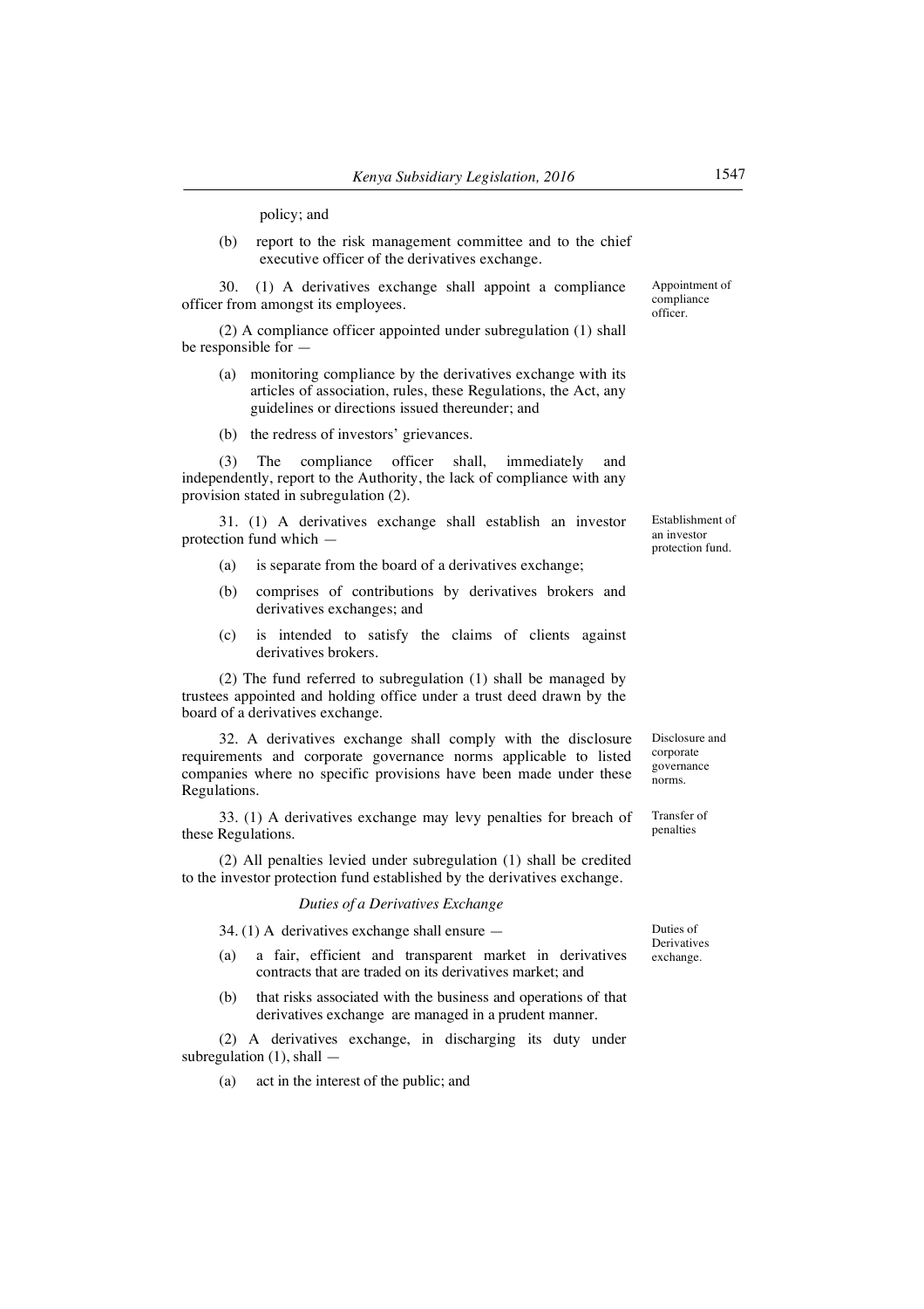policy; and

(b) report to the risk management committee and to the chief executive officer of the derivatives exchange.

Appointment of compliance officer.

30. (1) A derivatives exchange shall appoint a compliance officer from amongst its employees.

(2) A compliance officer appointed under subregulation (1) shall be responsible for —

(a) monitoring compliance by the derivatives exchange with its articles of association, rules, these Regulations, the Act, any guidelines or directions issued thereunder; and

(b) the redress of investors' grievances.

(3) The compliance officer shall, immediately and independently, report to the Authority, the lack of compliance with any provision stated in subregulation (2).

Establishment of an investor protection fund.

31. (1) A derivatives exchange shall establish an investor protection fund which —

(a) is separate from the board of a derivatives exchange;

(b) comprises of contributions by derivatives brokers and derivatives exchanges; and

(c) is intended to satisfy the claims of clients against derivatives brokers.

(2) The fund referred to subregulation (1) shall be managed by trustees appointed and holding office under a trust deed drawn by the board of a derivatives exchange.

Disclosure and corporate governance norms.

32. A derivatives exchange shall comply with the disclosure requirements and corporate governance norms applicable to listed companies where no specific provisions have been made under these Regulations.

Transfer of penalties

33. (1) A derivatives exchange may levy penalties for breach of these Regulations.

(2) All penalties levied under subregulation (1) shall be credited to the investor protection fund established by the derivatives exchange.

*Duties of a Derivatives Exchange*

Duties of Derivatives exchange.

34. (1) A derivatives exchange shall ensure —

(a) a fair, efficient and transparent market in derivatives contracts that are traded on its derivatives market; and

(b) that risks associated with the business and operations of that derivatives exchange are managed in a prudent manner.

(2) A derivatives exchange, in discharging its duty under subregulation (1), shall —

(a) act in the interest of the public; and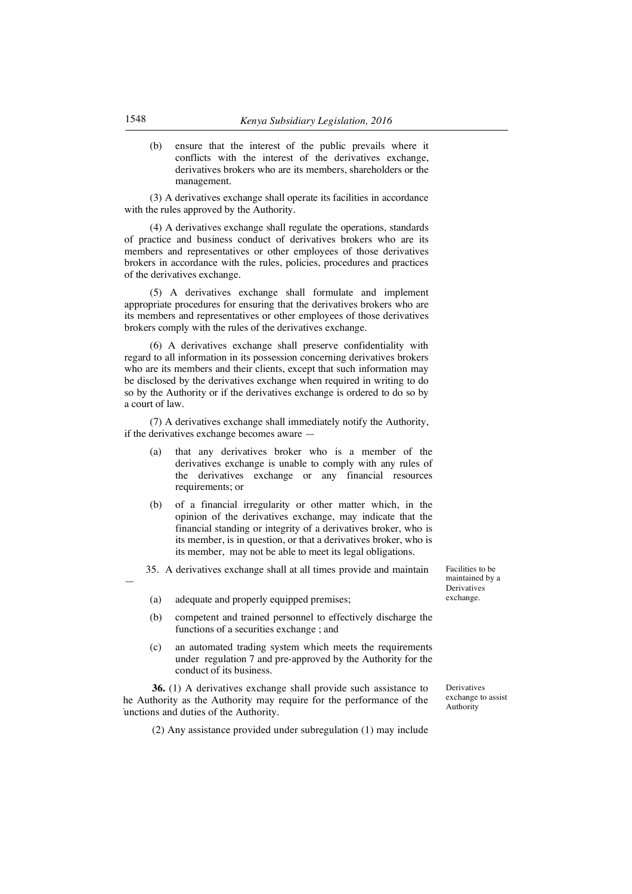(b) ensure that the interest of the public prevails where it conflicts with the interest of the derivatives exchange, derivatives brokers who are its members, shareholders or the management.

(3) A derivatives exchange shall operate its facilities in accordance with the rules approved by the Authority.

(4) A derivatives exchange shall regulate the operations, standards of practice and business conduct of derivatives brokers who are its members and representatives or other employees of those derivatives brokers in accordance with the rules, policies, procedures and practices of the derivatives exchange.

(5) A derivatives exchange shall formulate and implement appropriate procedures for ensuring that the derivatives brokers who are its members and representatives or other employees of those derivatives brokers comply with the rules of the derivatives exchange.

(6) A derivatives exchange shall preserve confidentiality with regard to all information in its possession concerning derivatives brokers who are its members and their clients, except that such information may be disclosed by the derivatives exchange when required in writing to do so by the Authority or if the derivatives exchange is ordered to do so by a court of law.

(7) A derivatives exchange shall immediately notify the Authority, if the derivatives exchange becomes aware —

(a) that any derivatives broker who is a member of the derivatives exchange is unable to comply with any rules of the derivatives exchange or any financial resources requirements; or

(b) of a financial irregularity or other matter which, in the opinion of the derivatives exchange, may indicate that the financial standing or integrity of a derivatives broker, who is its member, is in question, or that a derivatives broker, who is its member, may not be able to meet its legal obligations.

*Facilities to be maintained by a Derivatives exchange.*

35. A derivatives exchange shall at all times provide and maintain —

(a) adequate and properly equipped premises;

(b) competent and trained personnel to effectively discharge the functions of a securities exchange ; and

(c) an automated trading system which meets the requirements under regulation 7 and pre-approved by the Authority for the conduct of its business.

*Derivatives exchange to assist Authority*

**36.** (1) A derivatives exchange shall provide such assistance to he Authority as the Authority may require for the performance of the unctions and duties of the Authority.

(2) Any assistance provided under subregulation (1) may include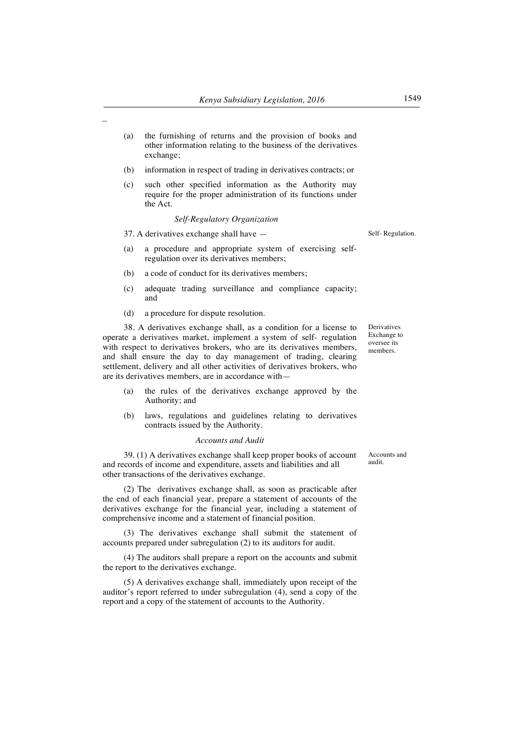(a) the furnishing of returns and the provision of books and other information relating to the business of the derivatives exchange;

(b) information in respect of trading in derivatives contracts; or

(c) such other specified information as the Authority may require for the proper administration of its functions under the Act.

*Self-Regulatory Organization*

Self- Regulation.

37. A derivatives exchange shall have —

(a) a procedure and appropriate system of exercising self-regulation over its derivatives members;

(b) a code of conduct for its derivatives members;

(c) adequate trading surveillance and compliance capacity; and

(d) a procedure for dispute resolution.

Derivatives Exchange to oversee its members.

38. A derivatives exchange shall, as a condition for a license to operate a derivatives market, implement a system of self- regulation with respect to derivatives brokers, who are its derivatives members, and shall ensure the day to day management of trading, clearing settlement, delivery and all other activities of derivatives brokers, who are its derivatives members, are in accordance with—

(a) the rules of the derivatives exchange approved by the Authority; and

(b) laws, regulations and guidelines relating to derivatives contracts issued by the Authority.

*Accounts and Audit*

Accounts and audit.

39. (1) A derivatives exchange shall keep proper books of account and records of income and expenditure, assets and liabilities and all other transactions of the derivatives exchange.

(2) The derivatives exchange shall, as soon as practicable after the end of each financial year, prepare a statement of accounts of the derivatives exchange for the financial year, including a statement of comprehensive income and a statement of financial position.

(3) The derivatives exchange shall submit the statement of accounts prepared under subregulation (2) to its auditors for audit.

(4) The auditors shall prepare a report on the accounts and submit the report to the derivatives exchange.

(5) A derivatives exchange shall, immediately upon receipt of the auditor's report referred to under subregulation (4), send a copy of the report and a copy of the statement of accounts to the Authority.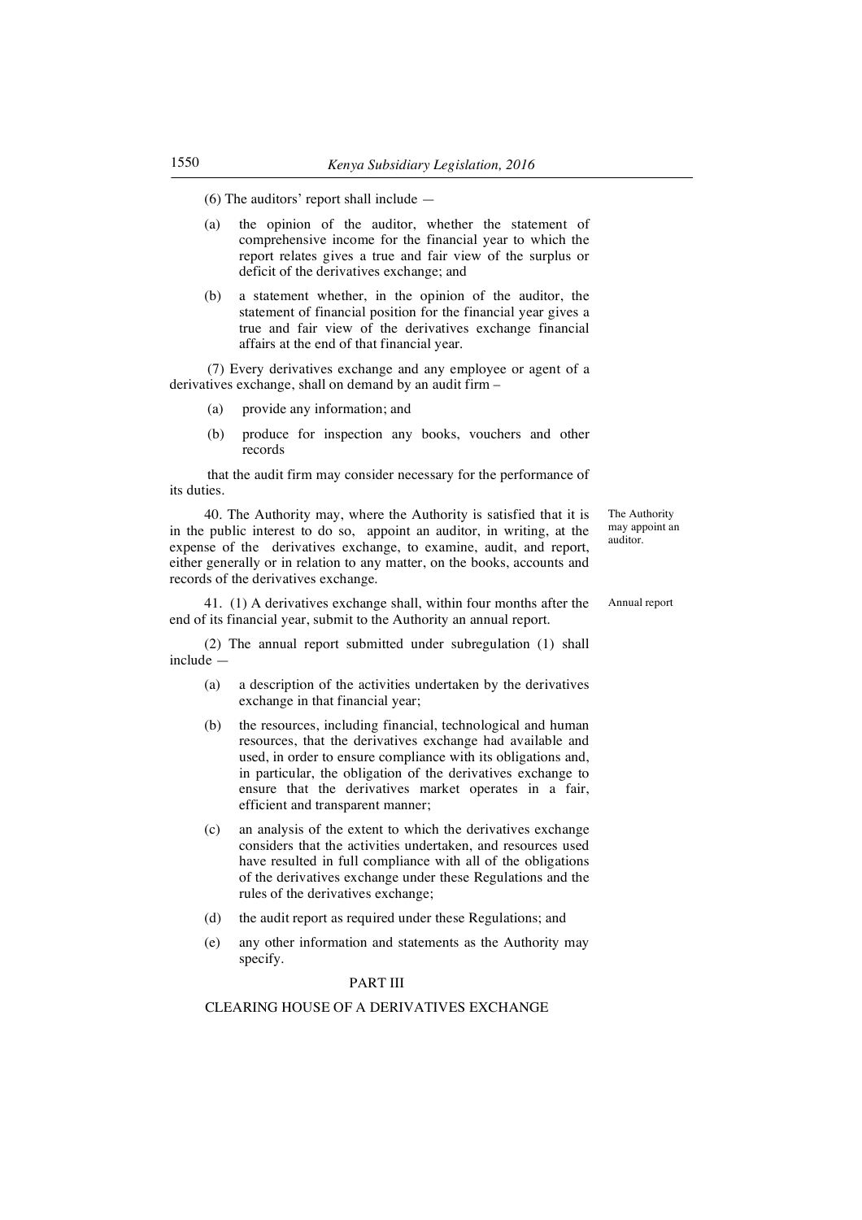(6) The auditors' report shall include —

(a) the opinion of the auditor, whether the statement of comprehensive income for the financial year to which the report relates gives a true and fair view of the surplus or deficit of the derivatives exchange; and

(b) a statement whether, in the opinion of the auditor, the statement of financial position for the financial year gives a true and fair view of the derivatives exchange financial affairs at the end of that financial year.

(7) Every derivatives exchange and any employee or agent of a derivatives exchange, shall on demand by an audit firm –

(a) provide any information; and

(b) produce for inspection any books, vouchers and other records

that the audit firm may consider necessary for the performance of its duties.

The Authority may appoint an auditor.

40. The Authority may, where the Authority is satisfied that it is in the public interest to do so, appoint an auditor, in writing, at the expense of the derivatives exchange, to examine, audit, and report, either generally or in relation to any matter, on the books, accounts and records of the derivatives exchange.

Annual report

41. (1) A derivatives exchange shall, within four months after the end of its financial year, submit to the Authority an annual report.

(2) The annual report submitted under subregulation (1) shall include —

(a) a description of the activities undertaken by the derivatives exchange in that financial year;

(b) the resources, including financial, technological and human resources, that the derivatives exchange had available and used, in order to ensure compliance with its obligations and, in particular, the obligation of the derivatives exchange to ensure that the derivatives market operates in a fair, efficient and transparent manner;

(c) an analysis of the extent to which the derivatives exchange considers that the activities undertaken, and resources used have resulted in full compliance with all of the obligations of the derivatives exchange under these Regulations and the rules of the derivatives exchange;

(d) the audit report as required under these Regulations; and

(e) any other information and statements as the Authority may specify.

## PART III

## CLEARING HOUSE OF A DERIVATIVES EXCHANGE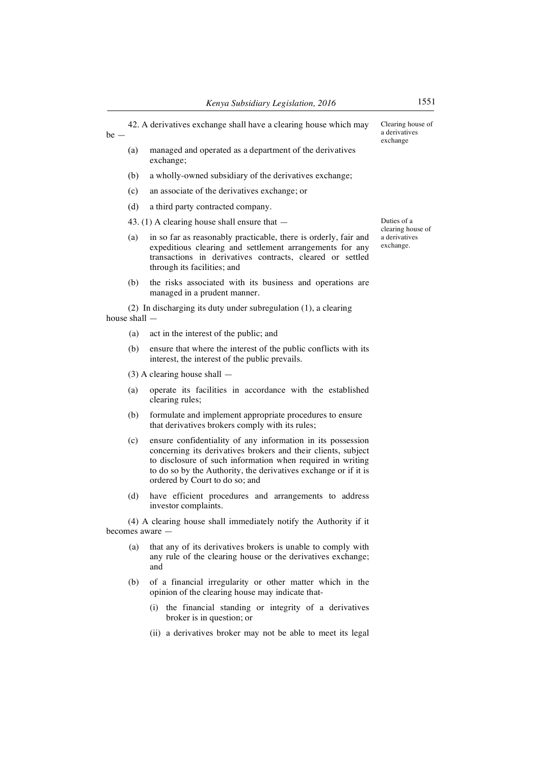42. A derivatives exchange shall have a clearing house which may be —

Clearing house of a derivatives exchange

(a) managed and operated as a department of the derivatives exchange;

(b) a wholly-owned subsidiary of the derivatives exchange;

(c) an associate of the derivatives exchange; or

(d) a third party contracted company.

43. (1) A clearing house shall ensure that —

Duties of a clearing house of a derivatives exchange.

(a) in so far as reasonably practicable, there is orderly, fair and expeditious clearing and settlement arrangements for any transactions in derivatives contracts, cleared or settled through its facilities; and

(b) the risks associated with its business and operations are managed in a prudent manner.

(2) In discharging its duty under subregulation (1), a clearing house shall —

(a) act in the interest of the public; and

(b) ensure that where the interest of the public conflicts with its interest, the interest of the public prevails.

(3) A clearing house shall —

(a) operate its facilities in accordance with the established clearing rules;

(b) formulate and implement appropriate procedures to ensure that derivatives brokers comply with its rules;

(c) ensure confidentiality of any information in its possession concerning its derivatives brokers and their clients, subject to disclosure of such information when required in writing to do so by the Authority, the derivatives exchange or if it is ordered by Court to do so; and

(d) have efficient procedures and arrangements to address investor complaints.

(4) A clearing house shall immediately notify the Authority if it becomes aware —

(a) that any of its derivatives brokers is unable to comply with any rule of the clearing house or the derivatives exchange; and

(b) of a financial irregularity or other matter which in the opinion of the clearing house may indicate that-

(i) the financial standing or integrity of a derivatives broker is in question; or

(ii) a derivatives broker may not be able to meet its legal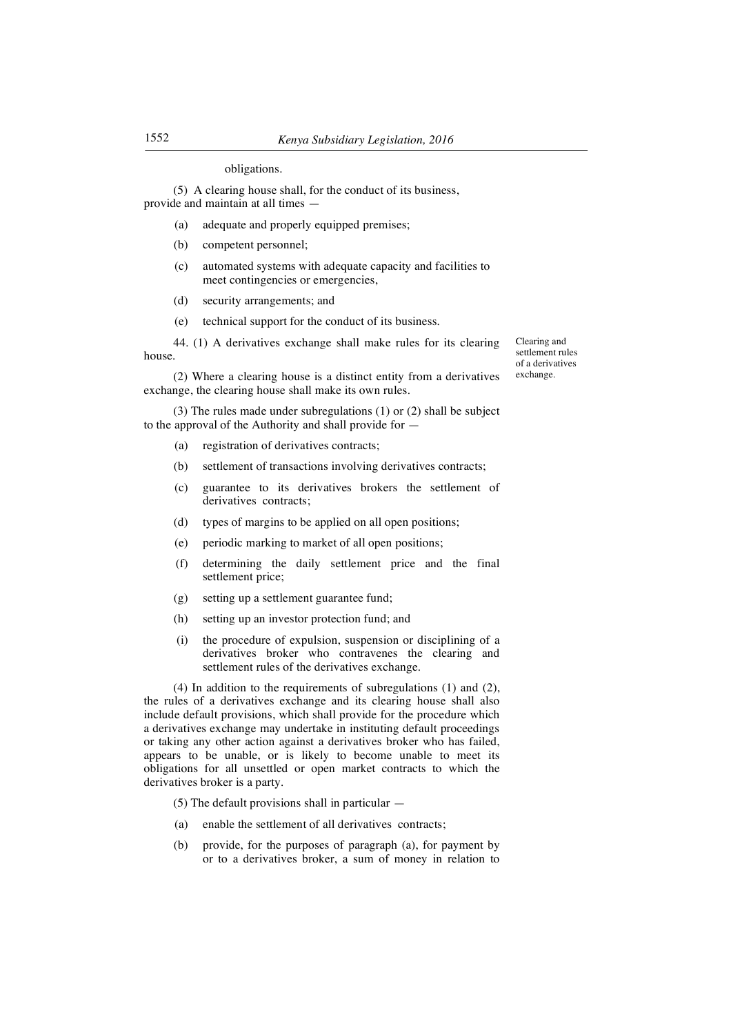obligations.

(5) A clearing house shall, for the conduct of its business, provide and maintain at all times —

(a) adequate and properly equipped premises;

(b) competent personnel;

(c) automated systems with adequate capacity and facilities to meet contingencies or emergencies,

(d) security arrangements; and

(e) technical support for the conduct of its business.

Clearing and settlement rules of a derivatives exchange.

44. (1) A derivatives exchange shall make rules for its clearing house.

(2) Where a clearing house is a distinct entity from a derivatives exchange, the clearing house shall make its own rules.

(3) The rules made under subregulations (1) or (2) shall be subject to the approval of the Authority and shall provide for —

(a) registration of derivatives contracts;

(b) settlement of transactions involving derivatives contracts;

(c) guarantee to its derivatives brokers the settlement of derivatives contracts;

(d) types of margins to be applied on all open positions;

(e) periodic marking to market of all open positions;

(f) determining the daily settlement price and the final settlement price;

(g) setting up a settlement guarantee fund;

(h) setting up an investor protection fund; and

(i) the procedure of expulsion, suspension or disciplining of a derivatives broker who contravenes the clearing and settlement rules of the derivatives exchange.

(4) In addition to the requirements of subregulations (1) and (2), the rules of a derivatives exchange and its clearing house shall also include default provisions, which shall provide for the procedure which a derivatives exchange may undertake in instituting default proceedings or taking any other action against a derivatives broker who has failed, appears to be unable, or is likely to become unable to meet its obligations for all unsettled or open market contracts to which the derivatives broker is a party.

(5) The default provisions shall in particular —

(a) enable the settlement of all derivatives contracts;

(b) provide, for the purposes of paragraph (a), for payment by or to a derivatives broker, a sum of money in relation to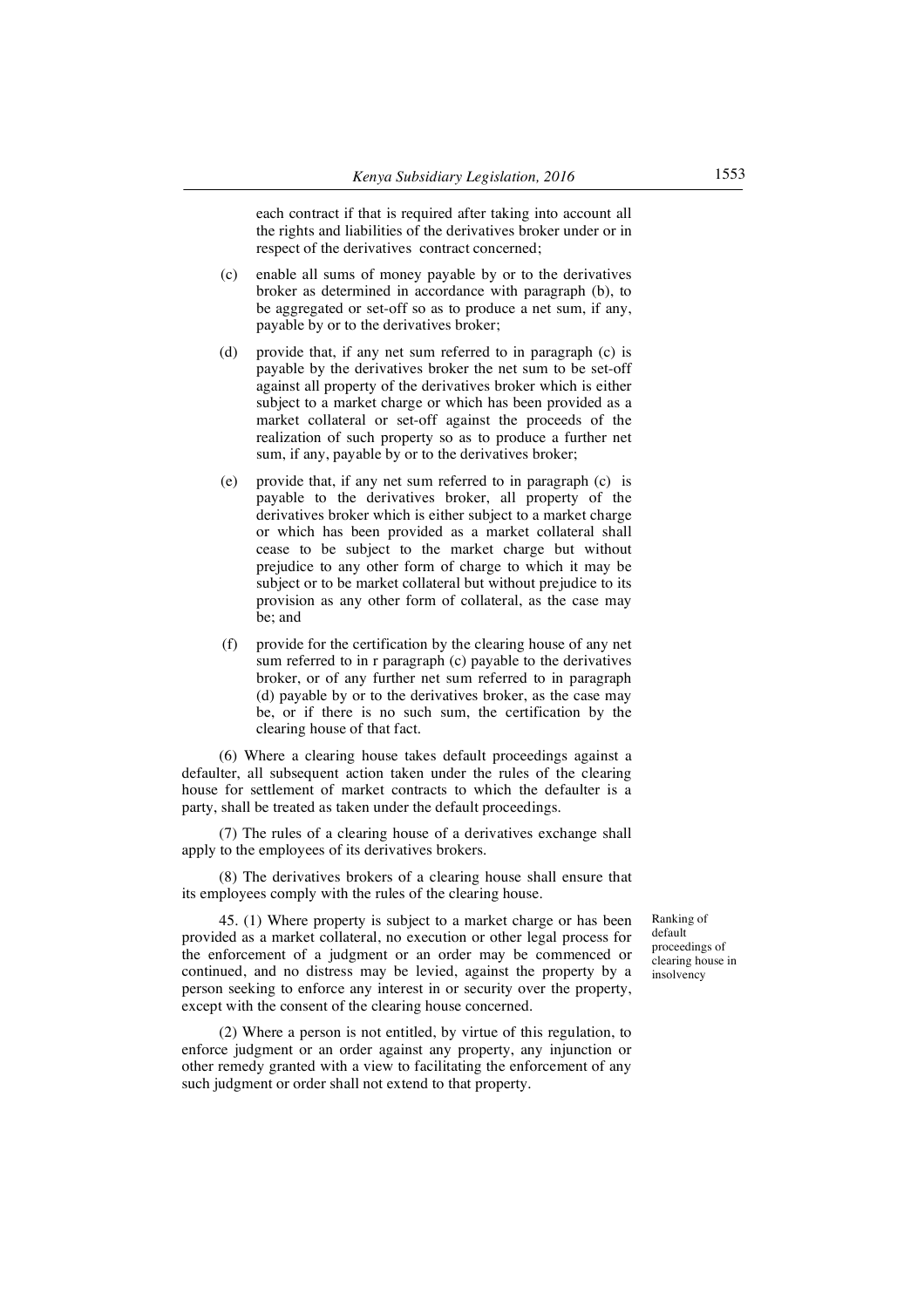each contract if that is required after taking into account all the rights and liabilities of the derivatives broker under or in respect of the derivatives contract concerned;

(c) enable all sums of money payable by or to the derivatives broker as determined in accordance with paragraph (b), to be aggregated or set-off so as to produce a net sum, if any, payable by or to the derivatives broker;

(d) provide that, if any net sum referred to in paragraph (c) is payable by the derivatives broker the net sum to be set-off against all property of the derivatives broker which is either subject to a market charge or which has been provided as a market collateral or set-off against the proceeds of the realization of such property so as to produce a further net sum, if any, payable by or to the derivatives broker;

(e) provide that, if any net sum referred to in paragraph (c) is payable to the derivatives broker, all property of the derivatives broker which is either subject to a market charge or which has been provided as a market collateral shall cease to be subject to the market charge but without prejudice to any other form of charge to which it may be subject or to be market collateral but without prejudice to its provision as any other form of collateral, as the case may be; and

(f) provide for the certification by the clearing house of any net sum referred to in r paragraph (c) payable to the derivatives broker, or of any further net sum referred to in paragraph (d) payable by or to the derivatives broker, as the case may be, or if there is no such sum, the certification by the clearing house of that fact.

(6) Where a clearing house takes default proceedings against a defaulter, all subsequent action taken under the rules of the clearing house for settlement of market contracts to which the defaulter is a party, shall be treated as taken under the default proceedings.

(7) The rules of a clearing house of a derivatives exchange shall apply to the employees of its derivatives brokers.

(8) The derivatives brokers of a clearing house shall ensure that its employees comply with the rules of the clearing house.

Ranking of default proceedings of clearing house in insolvency

45. (1) Where property is subject to a market charge or has been provided as a market collateral, no execution or other legal process for the enforcement of a judgment or an order may be commenced or continued, and no distress may be levied, against the property by a person seeking to enforce any interest in or security over the property, except with the consent of the clearing house concerned.

(2) Where a person is not entitled, by virtue of this regulation, to enforce judgment or an order against any property, any injunction or other remedy granted with a view to facilitating the enforcement of any such judgment or order shall not extend to that property.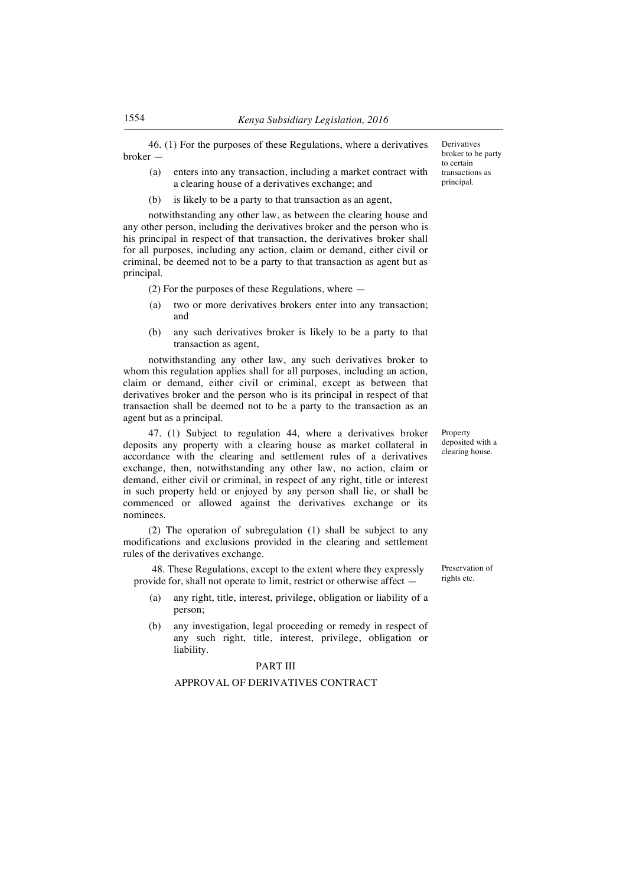46. (1) For the purposes of these Regulations, where a derivatives broker —

Derivatives broker to be party to certain transactions as principal.

(a) enters into any transaction, including a market contract with a clearing house of a derivatives exchange; and

(b) is likely to be a party to that transaction as an agent,

notwithstanding any other law, as between the clearing house and any other person, including the derivatives broker and the person who is his principal in respect of that transaction, the derivatives broker shall for all purposes, including any action, claim or demand, either civil or criminal, be deemed not to be a party to that transaction as agent but as principal.

(2) For the purposes of these Regulations, where —

(a) two or more derivatives brokers enter into any transaction; and

(b) any such derivatives broker is likely to be a party to that transaction as agent,

notwithstanding any other law, any such derivatives broker to whom this regulation applies shall for all purposes, including an action, claim or demand, either civil or criminal, except as between that derivatives broker and the person who is its principal in respect of that transaction shall be deemed not to be a party to the transaction as an agent but as a principal.

47. (1) Subject to regulation 44, where a derivatives broker deposits any property with a clearing house as market collateral in accordance with the clearing and settlement rules of a derivatives exchange, then, notwithstanding any other law, no action, claim or demand, either civil or criminal, in respect of any right, title or interest in such property held or enjoyed by any person shall lie, or shall be commenced or allowed against the derivatives exchange or its nominees.

Property deposited with a clearing house.

(2) The operation of subregulation (1) shall be subject to any modifications and exclusions provided in the clearing and settlement rules of the derivatives exchange.

48. These Regulations, except to the extent where they expressly provide for, shall not operate to limit, restrict or otherwise affect —

Preservation of rights etc.

(a) any right, title, interest, privilege, obligation or liability of a person;

(b) any investigation, legal proceeding or remedy in respect of any such right, title, interest, privilege, obligation or liability.

## PART III

## APPROVAL OF DERIVATIVES CONTRACT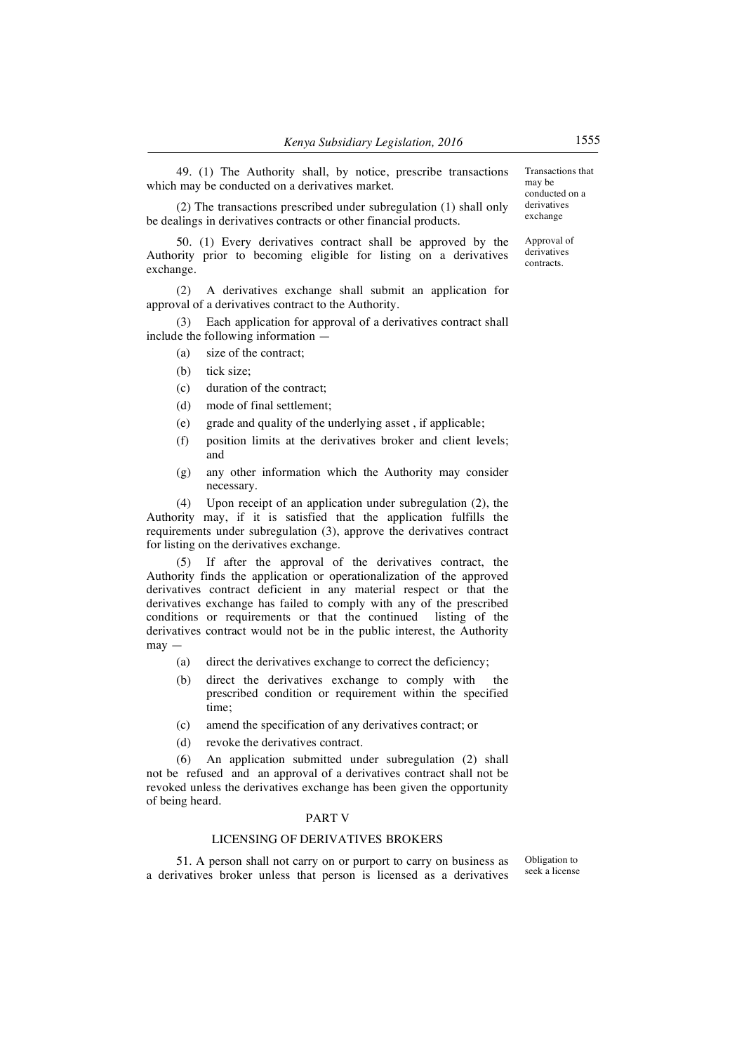49. (1) The Authority shall, by notice, prescribe transactions which may be conducted on a derivatives market.

Transactions that may be conducted on a derivatives exchange

(2) The transactions prescribed under subregulation (1) shall only be dealings in derivatives contracts or other financial products.

50. (1) Every derivatives contract shall be approved by the Authority prior to becoming eligible for listing on a derivatives exchange.

Approval of derivatives contracts.

(2) A derivatives exchange shall submit an application for approval of a derivatives contract to the Authority.

(3) Each application for approval of a derivatives contract shall include the following information —

(a) size of the contract;

(b) tick size;

(c) duration of the contract;

(d) mode of final settlement;

(e) grade and quality of the underlying asset , if applicable;

(f) position limits at the derivatives broker and client levels; and

(g) any other information which the Authority may consider necessary.

(4) Upon receipt of an application under subregulation (2), the Authority may, if it is satisfied that the application fulfills the requirements under subregulation (3), approve the derivatives contract for listing on the derivatives exchange.

(5) If after the approval of the derivatives contract, the Authority finds the application or operationalization of the approved derivatives contract deficient in any material respect or that the derivatives exchange has failed to comply with any of the prescribed conditions or requirements or that the continued listing of the derivatives contract would not be in the public interest, the Authority may —

(a) direct the derivatives exchange to correct the deficiency;

(b) direct the derivatives exchange to comply with the prescribed condition or requirement within the specified time;

(c) amend the specification of any derivatives contract; or

(d) revoke the derivatives contract.

(6) An application submitted under subregulation (2) shall not be refused and an approval of a derivatives contract shall not be revoked unless the derivatives exchange has been given the opportunity of being heard.

## PART V

## LICENSING OF DERIVATIVES BROKERS

51. A person shall not carry on or purport to carry on business as a derivatives broker unless that person is licensed as a derivatives

Obligation to seek a license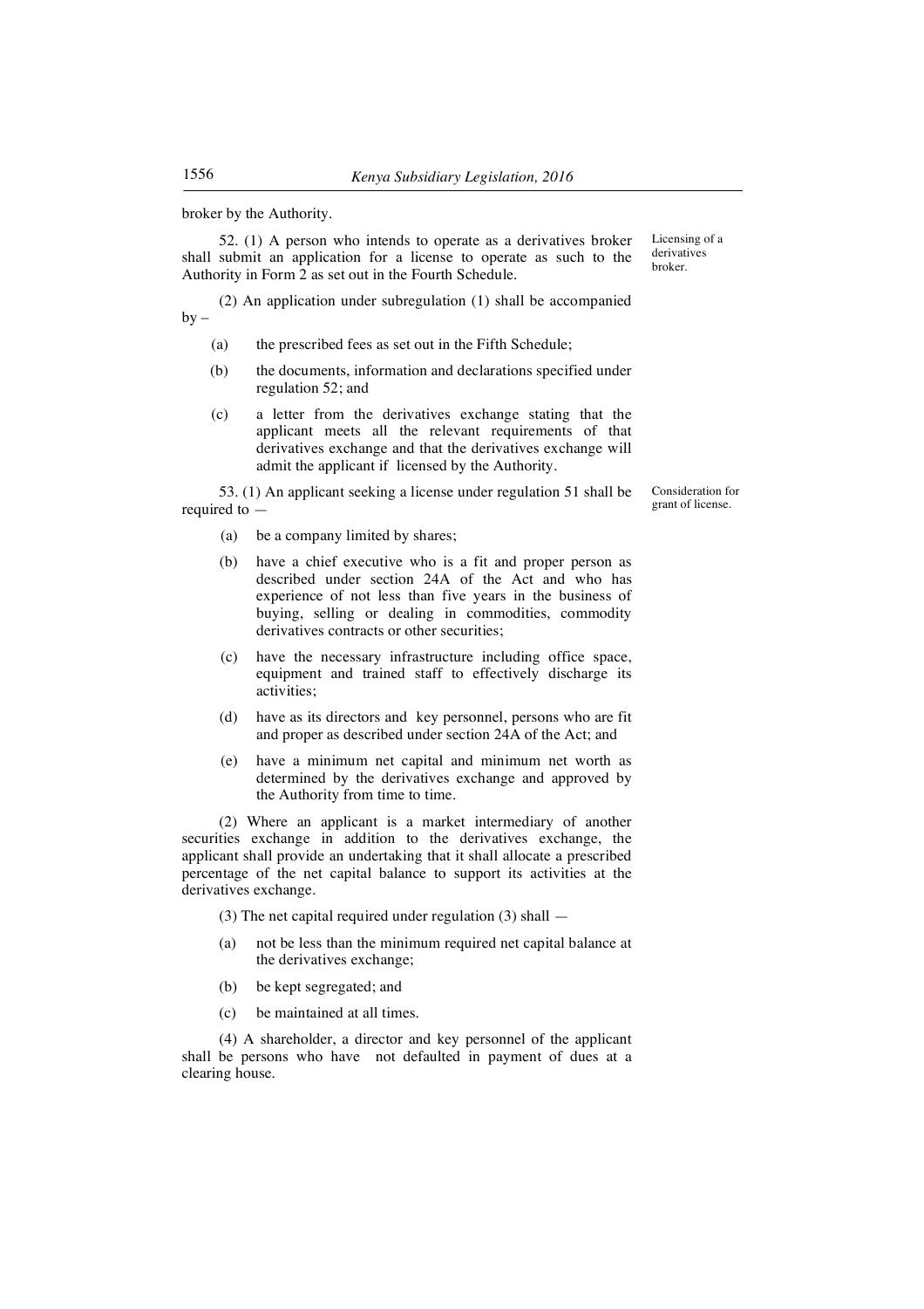broker by the Authority.

52. (1) A person who intends to operate as a derivatives broker shall submit an application for a license to operate as such to the Authority in Form 2 as set out in the Fourth Schedule.

*Licensing of a derivatives broker.*

(2) An application under subregulation (1) shall be accompanied by –

(a) the prescribed fees as set out in the Fifth Schedule;

(b) the documents, information and declarations specified under regulation 52; and

(c) a letter from the derivatives exchange stating that the applicant meets all the relevant requirements of that derivatives exchange and that the derivatives exchange will admit the applicant if licensed by the Authority.

53. (1) An applicant seeking a license under regulation 51 shall be required to —

*Consideration for grant of license.*

(a) be a company limited by shares;

(b) have a chief executive who is a fit and proper person as described under section 24A of the Act and who has experience of not less than five years in the business of buying, selling or dealing in commodities, commodity derivatives contracts or other securities;

(c) have the necessary infrastructure including office space, equipment and trained staff to effectively discharge its activities;

(d) have as its directors and key personnel, persons who are fit and proper as described under section 24A of the Act; and

(e) have a minimum net capital and minimum net worth as determined by the derivatives exchange and approved by the Authority from time to time.

(2) Where an applicant is a market intermediary of another securities exchange in addition to the derivatives exchange, the applicant shall provide an undertaking that it shall allocate a prescribed percentage of the net capital balance to support its activities at the derivatives exchange.

(3) The net capital required under regulation (3) shall —

(a) not be less than the minimum required net capital balance at the derivatives exchange;

(b) be kept segregated; and

(c) be maintained at all times.

(4) A shareholder, a director and key personnel of the applicant shall be persons who have not defaulted in payment of dues at a clearing house.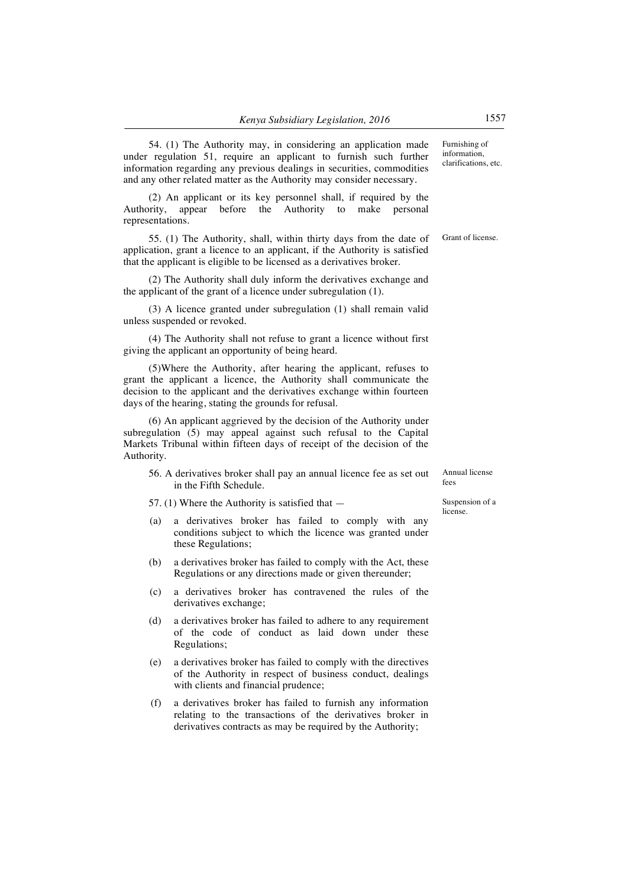54. (1) The Authority may, in considering an application made under regulation 51, require an applicant to furnish such further information regarding any previous dealings in securities, commodities and any other related matter as the Authority may consider necessary.

Furnishing of information, clarifications, etc.

(2) An applicant or its key personnel shall, if required by the Authority, appear before the Authority to make personal representations.

55. (1) The Authority, shall, within thirty days from the date of application, grant a licence to an applicant, if the Authority is satisfied that the applicant is eligible to be licensed as a derivatives broker.

Grant of license.

(2) The Authority shall duly inform the derivatives exchange and the applicant of the grant of a licence under subregulation (1).

(3) A licence granted under subregulation (1) shall remain valid unless suspended or revoked.

(4) The Authority shall not refuse to grant a licence without first giving the applicant an opportunity of being heard.

(5)Where the Authority, after hearing the applicant, refuses to grant the applicant a licence, the Authority shall communicate the decision to the applicant and the derivatives exchange within fourteen days of the hearing, stating the grounds for refusal.

(6) An applicant aggrieved by the decision of the Authority under subregulation (5) may appeal against such refusal to the Capital Markets Tribunal within fifteen days of receipt of the decision of the Authority.

56. A derivatives broker shall pay an annual licence fee as set out in the Fifth Schedule.

Annual license fees

57. (1) Where the Authority is satisfied that —

Suspension of a license.

(a) a derivatives broker has failed to comply with any conditions subject to which the licence was granted under these Regulations;

(b) a derivatives broker has failed to comply with the Act, these Regulations or any directions made or given thereunder;

(c) a derivatives broker has contravened the rules of the derivatives exchange;

(d) a derivatives broker has failed to adhere to any requirement of the code of conduct as laid down under these Regulations;

(e) a derivatives broker has failed to comply with the directives of the Authority in respect of business conduct, dealings with clients and financial prudence;

(f) a derivatives broker has failed to furnish any information relating to the transactions of the derivatives broker in derivatives contracts as may be required by the Authority;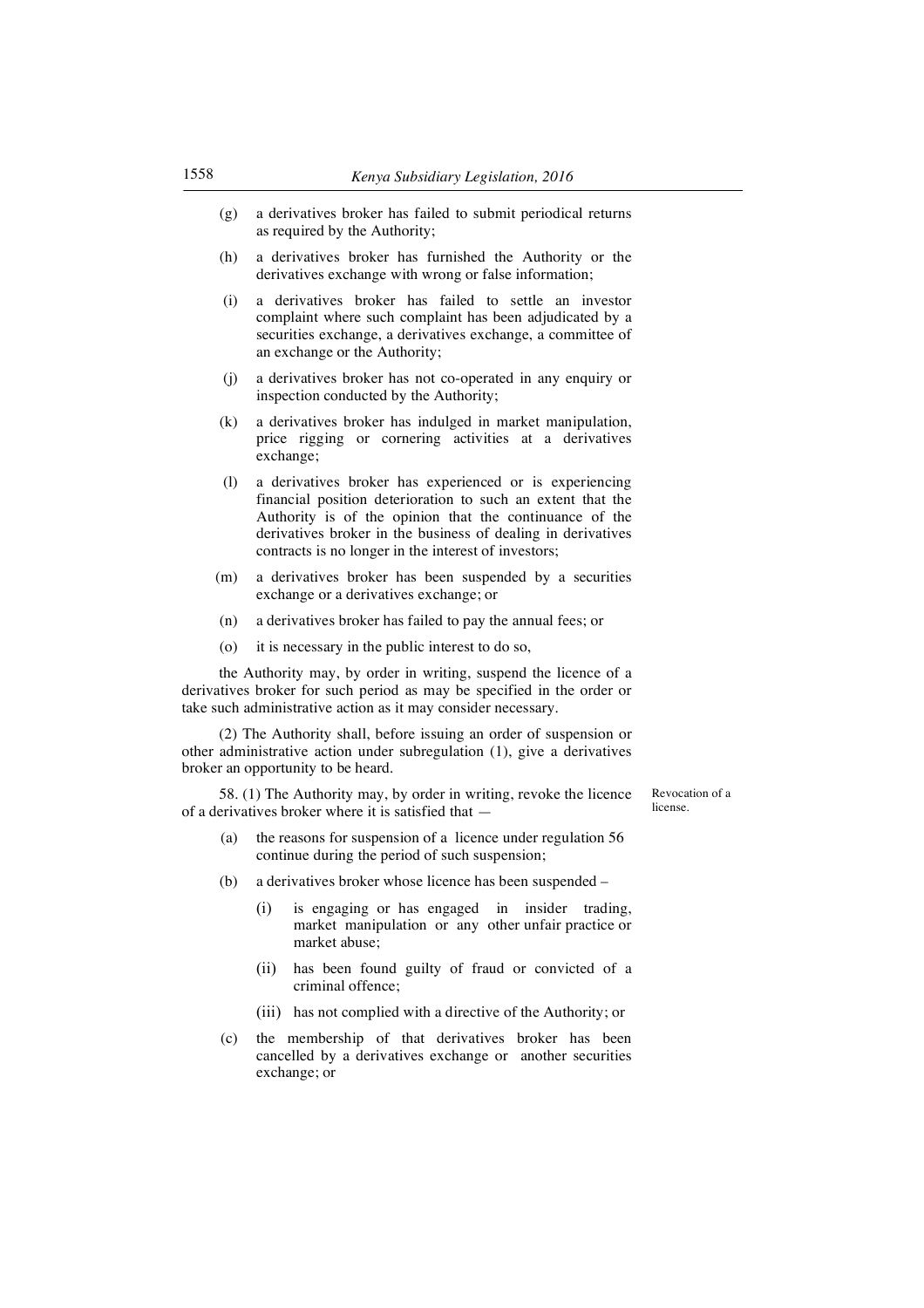(g) a derivatives broker has failed to submit periodical returns as required by the Authority;

(h) a derivatives broker has furnished the Authority or the derivatives exchange with wrong or false information;

(i) a derivatives broker has failed to settle an investor complaint where such complaint has been adjudicated by a securities exchange, a derivatives exchange, a committee of an exchange or the Authority;

(j) a derivatives broker has not co-operated in any enquiry or inspection conducted by the Authority;

(k) a derivatives broker has indulged in market manipulation, price rigging or cornering activities at a derivatives exchange;

(l) a derivatives broker has experienced or is experiencing financial position deterioration to such an extent that the Authority is of the opinion that the continuance of the derivatives broker in the business of dealing in derivatives contracts is no longer in the interest of investors;

(m) a derivatives broker has been suspended by a securities exchange or a derivatives exchange; or

(n) a derivatives broker has failed to pay the annual fees; or

(o) it is necessary in the public interest to do so,

the Authority may, by order in writing, suspend the licence of a derivatives broker for such period as may be specified in the order or take such administrative action as it may consider necessary.

(2) The Authority shall, before issuing an order of suspension or other administrative action under subregulation (1), give a derivatives broker an opportunity to be heard.

Revocation of a license.

58. (1) The Authority may, by order in writing, revoke the licence of a derivatives broker where it is satisfied that —

(a) the reasons for suspension of a licence under regulation 56 continue during the period of such suspension;

(b) a derivatives broker whose licence has been suspended –

(i) is engaging or has engaged in insider trading, market manipulation or any other unfair practice or market abuse;

(ii) has been found guilty of fraud or convicted of a criminal offence;

(iii) has not complied with a directive of the Authority; or

(c) the membership of that derivatives broker has been cancelled by a derivatives exchange or another securities exchange; or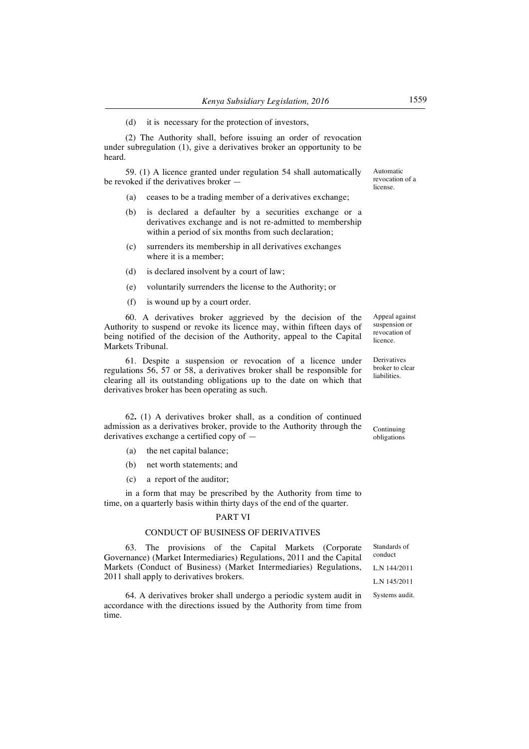(d) it is necessary for the protection of investors,

(2) The Authority shall, before issuing an order of revocation under subregulation (1), give a derivatives broker an opportunity to be heard.

Automatic revocation of a license.

59. (1) A licence granted under regulation 54 shall automatically be revoked if the derivatives broker —

(a) ceases to be a trading member of a derivatives exchange;

(b) is declared a defaulter by a securities exchange or a derivatives exchange and is not re-admitted to membership within a period of six months from such declaration;

(c) surrenders its membership in all derivatives exchanges where it is a member;

(d) is declared insolvent by a court of law;

(e) voluntarily surrenders the license to the Authority; or

(f) is wound up by a court order.

Appeal against suspension or revocation of licence.

60. A derivatives broker aggrieved by the decision of the Authority to suspend or revoke its licence may, within fifteen days of being notified of the decision of the Authority, appeal to the Capital Markets Tribunal.

Derivatives broker to clear liabilities.

61. Despite a suspension or revocation of a licence under regulations 56, 57 or 58, a derivatives broker shall be responsible for clearing all its outstanding obligations up to the date on which that derivatives broker has been operating as such.

Continuing obligations

62. (1) A derivatives broker shall, as a condition of continued admission as a derivatives broker, provide to the Authority through the derivatives exchange a certified copy of —

(a) the net capital balance;

(b) net worth statements; and

(c) a report of the auditor;

in a form that may be prescribed by the Authority from time to time, on a quarterly basis within thirty days of the end of the quarter.

## PART VI

## CONDUCT OF BUSINESS OF DERIVATIVES

Standards of conduct

L.N 144/2011

L.N 145/2011

63. The provisions of the Capital Markets (Corporate Governance) (Market Intermediaries) Regulations, 2011 and the Capital Markets (Conduct of Business) (Market Intermediaries) Regulations, 2011 shall apply to derivatives brokers.

Systems audit.

64. A derivatives broker shall undergo a periodic system audit in accordance with the directions issued by the Authority from time from time.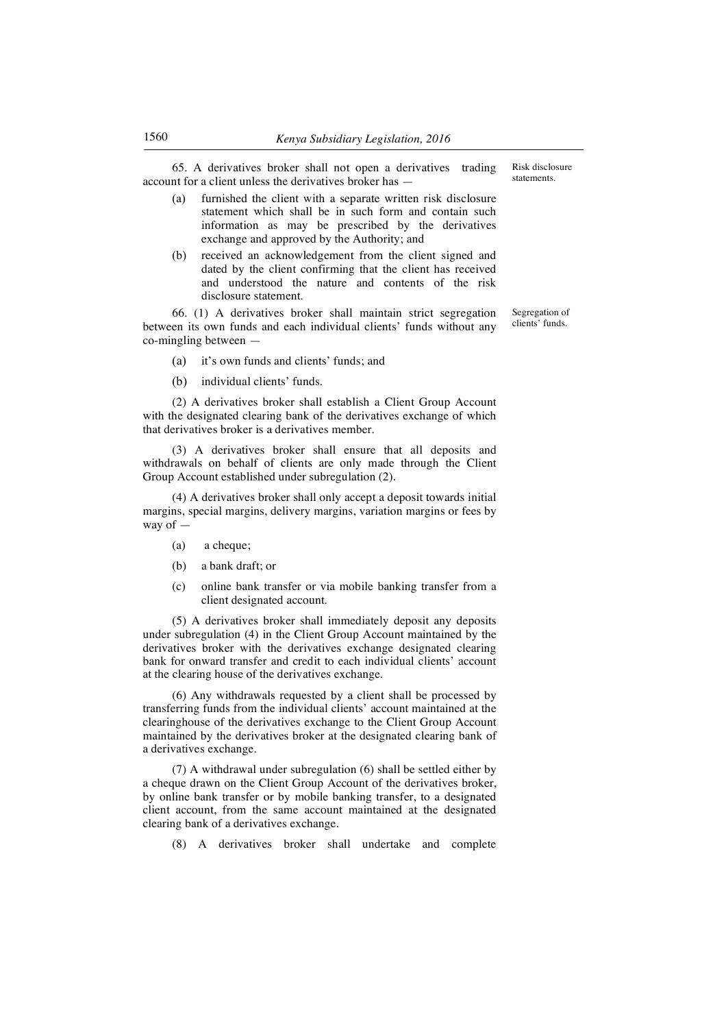Risk disclosure statements.

65. A derivatives broker shall not open a derivatives trading account for a client unless the derivatives broker has —

(a) furnished the client with a separate written risk disclosure statement which shall be in such form and contain such information as may be prescribed by the derivatives exchange and approved by the Authority; and

(b) received an acknowledgement from the client signed and dated by the client confirming that the client has received and understood the nature and contents of the risk disclosure statement.

Segregation of clients' funds.

66. (1) A derivatives broker shall maintain strict segregation between its own funds and each individual clients' funds without any co-mingling between —

(a) it's own funds and clients' funds; and

(b) individual clients' funds.

(2) A derivatives broker shall establish a Client Group Account with the designated clearing bank of the derivatives exchange of which that derivatives broker is a derivatives member.

(3) A derivatives broker shall ensure that all deposits and withdrawals on behalf of clients are only made through the Client Group Account established under subregulation (2).

(4) A derivatives broker shall only accept a deposit towards initial margins, special margins, delivery margins, variation margins or fees by way of —

(a) a cheque;

(b) a bank draft; or

(c) online bank transfer or via mobile banking transfer from a client designated account.

(5) A derivatives broker shall immediately deposit any deposits under subregulation (4) in the Client Group Account maintained by the derivatives broker with the derivatives exchange designated clearing bank for onward transfer and credit to each individual clients' account at the clearing house of the derivatives exchange.

(6) Any withdrawals requested by a client shall be processed by transferring funds from the individual clients' account maintained at the clearinghouse of the derivatives exchange to the Client Group Account maintained by the derivatives broker at the designated clearing bank of a derivatives exchange.

(7) A withdrawal under subregulation (6) shall be settled either by a cheque drawn on the Client Group Account of the derivatives broker, by online bank transfer or by mobile banking transfer, to a designated client account, from the same account maintained at the designated clearing bank of a derivatives exchange.

(8) A derivatives broker shall undertake and complete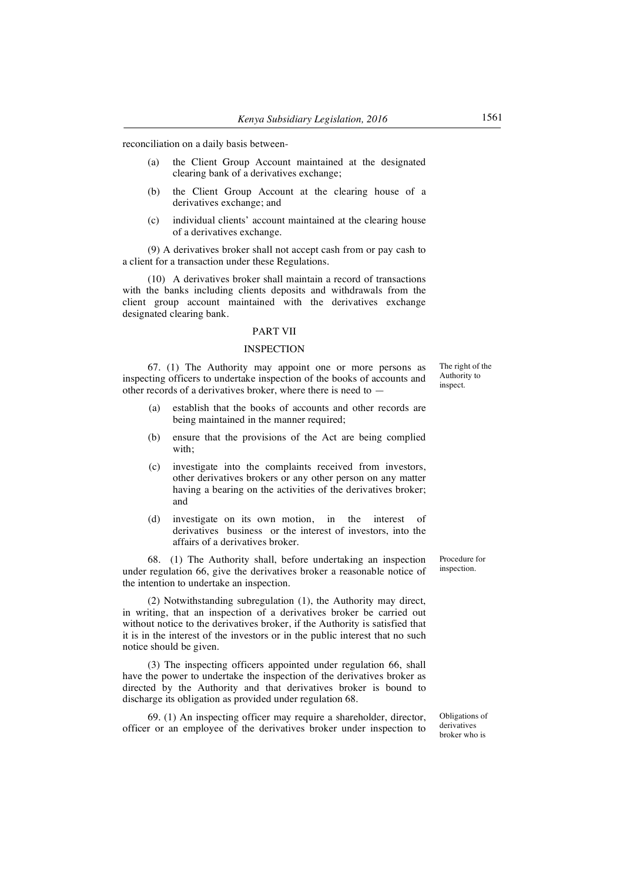reconciliation on a daily basis between-

(a) the Client Group Account maintained at the designated clearing bank of a derivatives exchange;

(b) the Client Group Account at the clearing house of a derivatives exchange; and

(c) individual clients' account maintained at the clearing house of a derivatives exchange.

(9) A derivatives broker shall not accept cash from or pay cash to a client for a transaction under these Regulations.

(10) A derivatives broker shall maintain a record of transactions with the banks including clients deposits and withdrawals from the client group account maintained with the derivatives exchange designated clearing bank.

## PART VII

## INSPECTION

*The right of the Authority to inspect.*

67. (1) The Authority may appoint one or more persons as inspecting officers to undertake inspection of the books of accounts and other records of a derivatives broker, where there is need to —

(a) establish that the books of accounts and other records are being maintained in the manner required;

(b) ensure that the provisions of the Act are being complied with;

(c) investigate into the complaints received from investors, other derivatives brokers or any other person on any matter having a bearing on the activities of the derivatives broker; and

(d) investigate on its own motion, in the interest of derivatives business or the interest of investors, into the affairs of a derivatives broker.

*Procedure for inspection.*

68. (1) The Authority shall, before undertaking an inspection under regulation 66, give the derivatives broker a reasonable notice of the intention to undertake an inspection.

(2) Notwithstanding subregulation (1), the Authority may direct, in writing, that an inspection of a derivatives broker be carried out without notice to the derivatives broker, if the Authority is satisfied that it is in the interest of the investors or in the public interest that no such notice should be given.

(3) The inspecting officers appointed under regulation 66, shall have the power to undertake the inspection of the derivatives broker as directed by the Authority and that derivatives broker is bound to discharge its obligation as provided under regulation 68.

*Obligations of derivatives broker who is*

69. (1) An inspecting officer may require a shareholder, director, officer or an employee of the derivatives broker under inspection to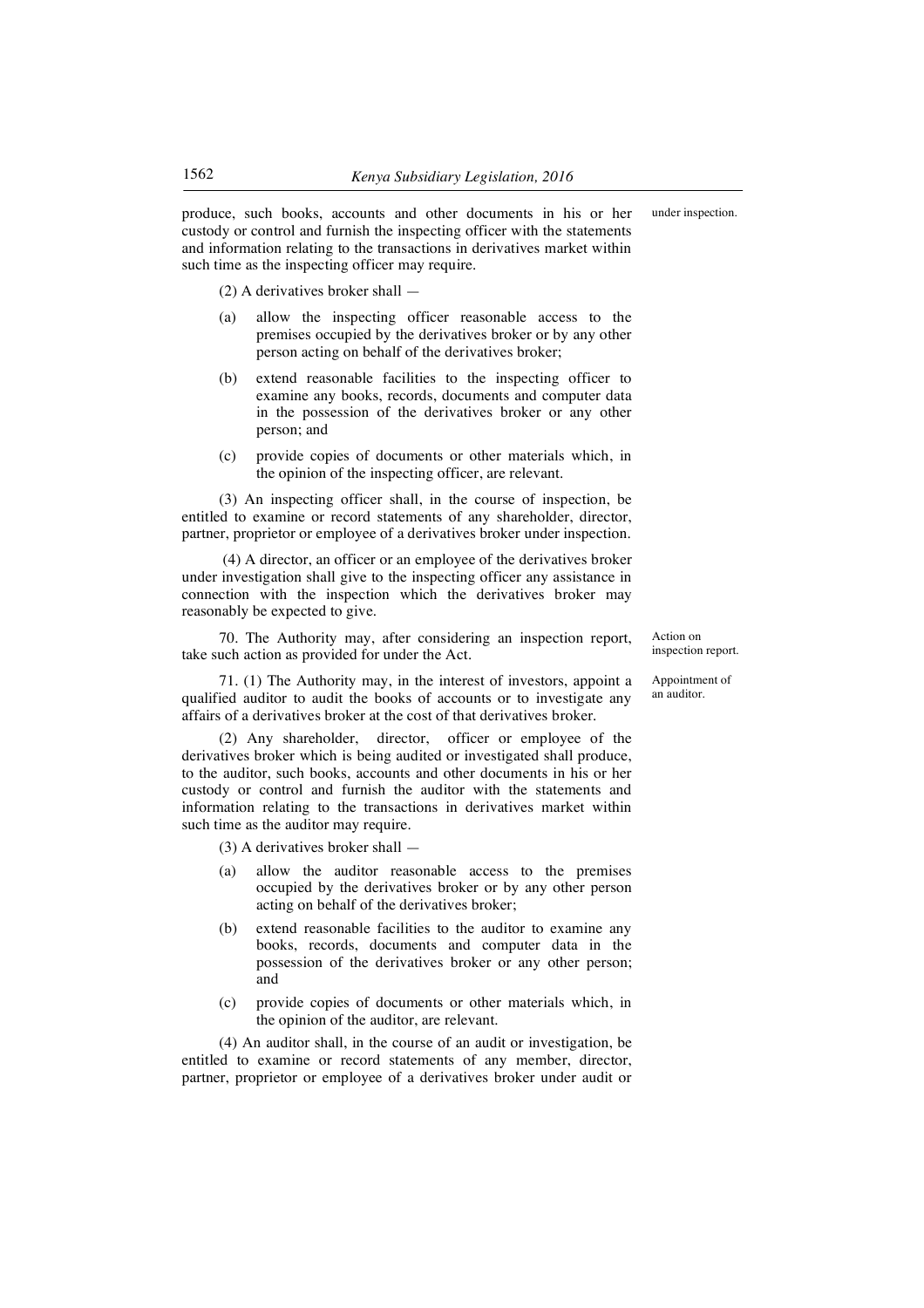produce, such books, accounts and other documents in his or her custody or control and furnish the inspecting officer with the statements and information relating to the transactions in derivatives market within such time as the inspecting officer may require.

(2) A derivatives broker shall —

(a) allow the inspecting officer reasonable access to the premises occupied by the derivatives broker or by any other person acting on behalf of the derivatives broker;

(b) extend reasonable facilities to the inspecting officer to examine any books, records, documents and computer data in the possession of the derivatives broker or any other person; and

(c) provide copies of documents or other materials which, in the opinion of the inspecting officer, are relevant.

(3) An inspecting officer shall, in the course of inspection, be entitled to examine or record statements of any shareholder, director, partner, proprietor or employee of a derivatives broker under inspection.

(4) A director, an officer or an employee of the derivatives broker under investigation shall give to the inspecting officer any assistance in connection with the inspection which the derivatives broker may reasonably be expected to give.

*Action on inspection report.*

70. The Authority may, after considering an inspection report, take such action as provided for under the Act.

*Appointment of an auditor.*

71. (1) The Authority may, in the interest of investors, appoint a qualified auditor to audit the books of accounts or to investigate any affairs of a derivatives broker at the cost of that derivatives broker.

(2) Any shareholder, director, officer or employee of the derivatives broker which is being audited or investigated shall produce, to the auditor, such books, accounts and other documents in his or her custody or control and furnish the auditor with the statements and information relating to the transactions in derivatives market within such time as the auditor may require.

(3) A derivatives broker shall —

(a) allow the auditor reasonable access to the premises occupied by the derivatives broker or by any other person acting on behalf of the derivatives broker;

(b) extend reasonable facilities to the auditor to examine any books, records, documents and computer data in the possession of the derivatives broker or any other person; and

(c) provide copies of documents or other materials which, in the opinion of the auditor, are relevant.

(4) An auditor shall, in the course of an audit or investigation, be entitled to examine or record statements of any member, director, partner, proprietor or employee of a derivatives broker under audit or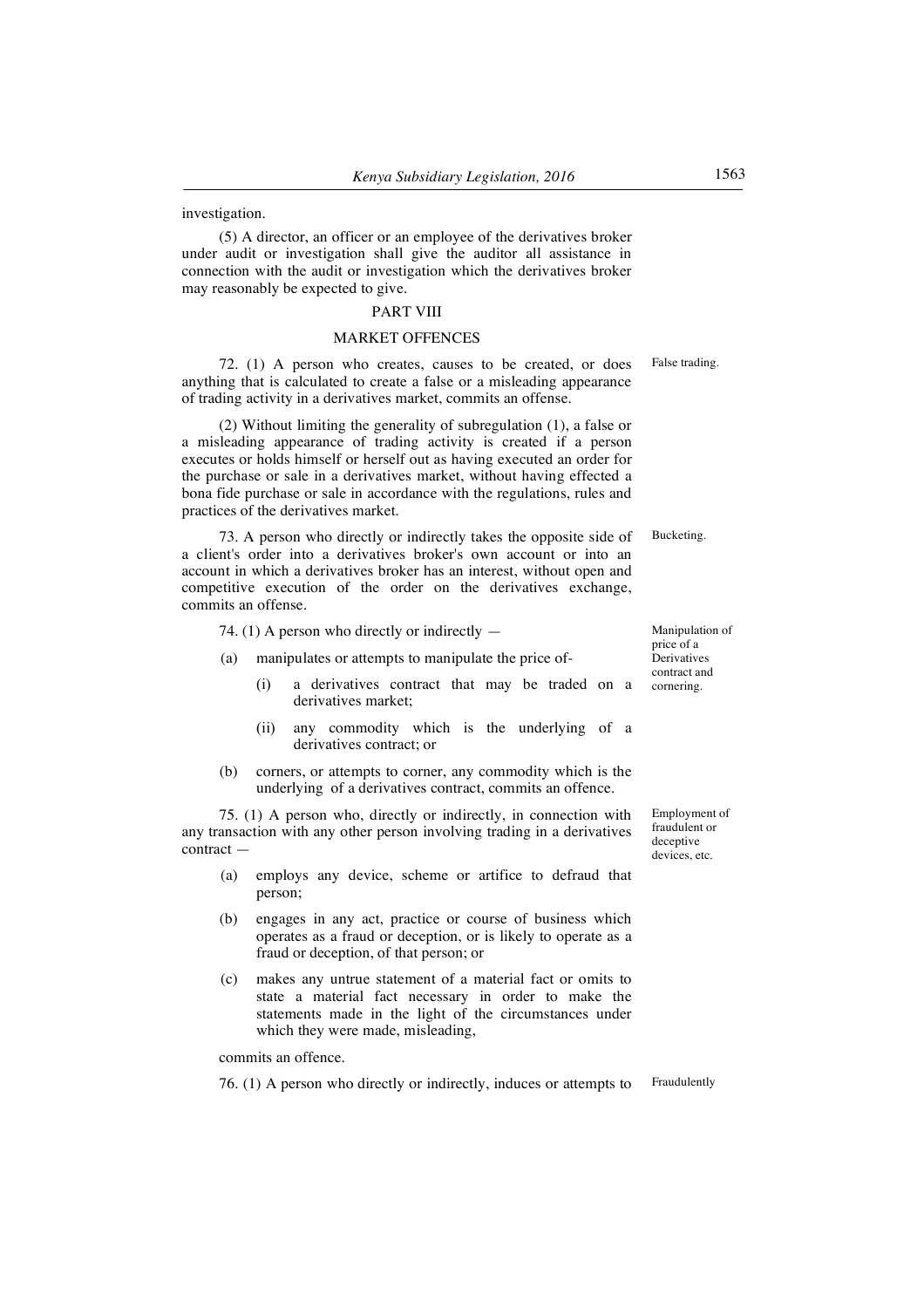investigation.

(5) A director, an officer or an employee of the derivatives broker under audit or investigation shall give the auditor all assistance in connection with the audit or investigation which the derivatives broker may reasonably be expected to give.

## PART VIII

## MARKET OFFENCES

False trading.

72. (1) A person who creates, causes to be created, or does anything that is calculated to create a false or a misleading appearance of trading activity in a derivatives market, commits an offense.

(2) Without limiting the generality of subregulation (1), a false or a misleading appearance of trading activity is created if a person executes or holds himself or herself out as having executed an order for the purchase or sale in a derivatives market, without having effected a bona fide purchase or sale in accordance with the regulations, rules and practices of the derivatives market.

Bucketing.

73. A person who directly or indirectly takes the opposite side of a client's order into a derivatives broker's own account or into an account in which a derivatives broker has an interest, without open and competitive execution of the order on the derivatives exchange, commits an offense.

Manipulation of price of a Derivatives contract and cornering.

74. (1) A person who directly or indirectly —

(a) manipulates or attempts to manipulate the price of-

   (i) a derivatives contract that may be traded on a derivatives market;

   (ii) any commodity which is the underlying of a derivatives contract; or

(b) corners, or attempts to corner, any commodity which is the underlying of a derivatives contract, commits an offence.

Employment of fraudulent or deceptive devices, etc.

75. (1) A person who, directly or indirectly, in connection with any transaction with any other person involving trading in a derivatives contract —

(a) employs any device, scheme or artifice to defraud that person;

(b) engages in any act, practice or course of business which operates as a fraud or deception, or is likely to operate as a fraud or deception, of that person; or

(c) makes any untrue statement of a material fact or omits to state a material fact necessary in order to make the statements made in the light of the circumstances under which they were made, misleading,

commits an offence.

Fraudulently

76. (1) A person who directly or indirectly, induces or attempts to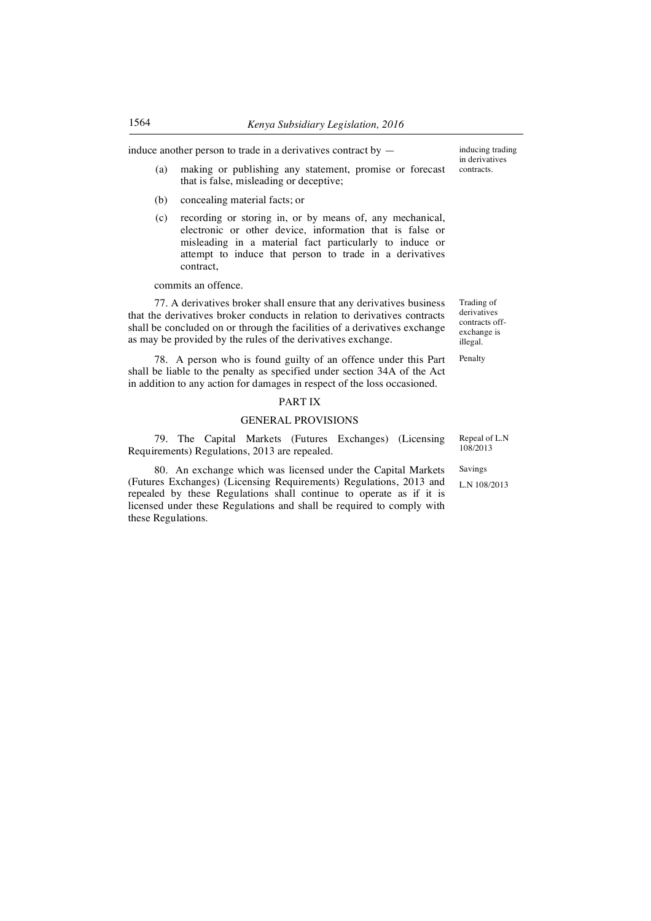induce another person to trade in a derivatives contract by —

inducing trading in derivatives contracts.

(a) making or publishing any statement, promise or forecast that is false, misleading or deceptive;

(b) concealing material facts; or

(c) recording or storing in, or by means of, any mechanical, electronic or other device, information that is false or misleading in a material fact particularly to induce or attempt to induce that person to trade in a derivatives contract,

commits an offence.

Trading of derivatives contracts off-exchange is illegal.

77. A derivatives broker shall ensure that any derivatives business that the derivatives broker conducts in relation to derivatives contracts shall be concluded on or through the facilities of a derivatives exchange as may be provided by the rules of the derivatives exchange.

Penalty

78. A person who is found guilty of an offence under this Part shall be liable to the penalty as specified under section 34A of the Act in addition to any action for damages in respect of the loss occasioned.

## PART IX

## GENERAL PROVISIONS

Repeal of L.N 108/2013

79. The Capital Markets (Futures Exchanges) (Licensing Requirements) Regulations, 2013 are repealed.

Savings

L.N 108/2013

80. An exchange which was licensed under the Capital Markets (Futures Exchanges) (Licensing Requirements) Regulations, 2013 and repealed by these Regulations shall continue to operate as if it is licensed under these Regulations and shall be required to comply with these Regulations.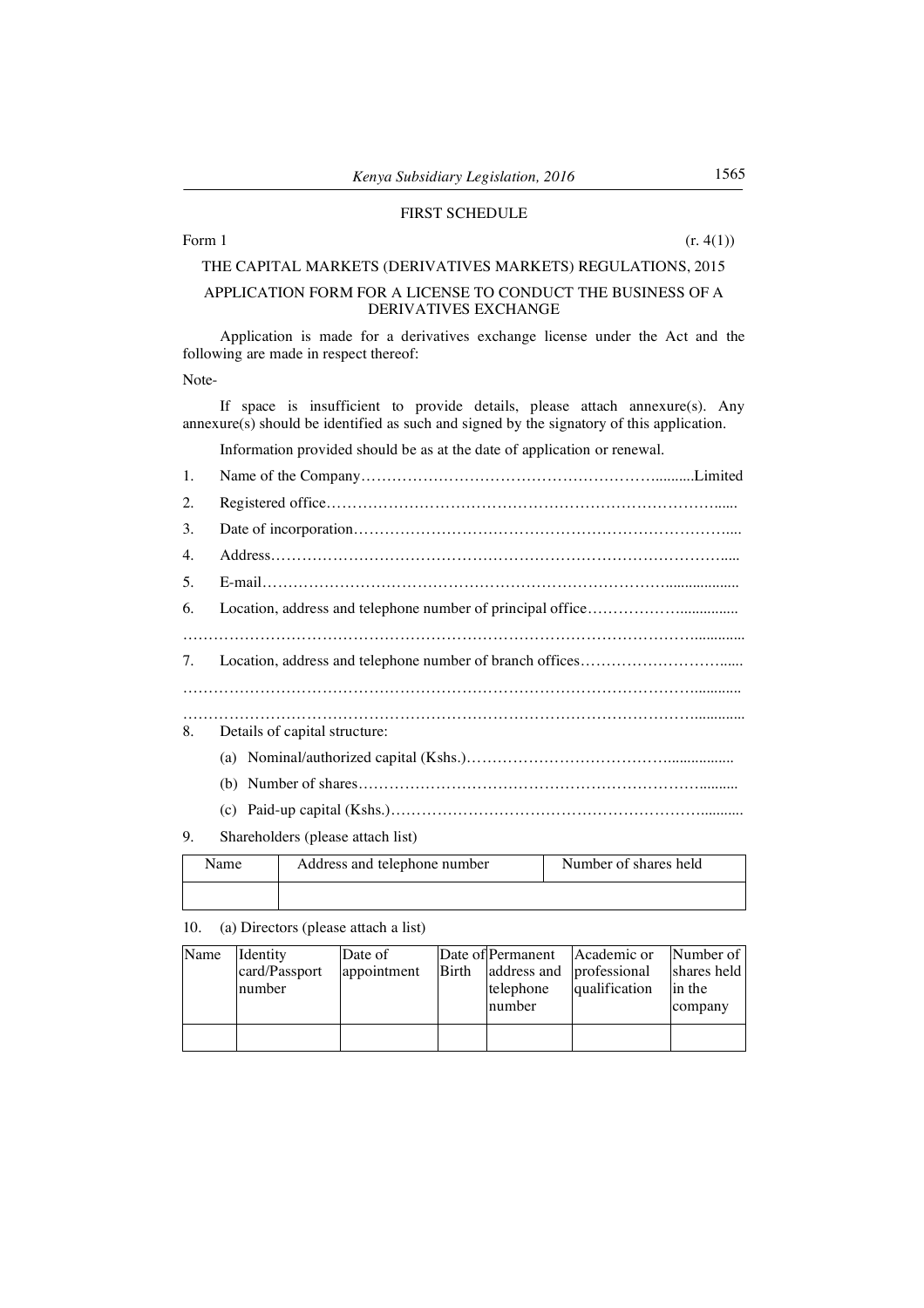## FIRST SCHEDULE

Form 1 (r. 4(1))

THE CAPITAL MARKETS (DERIVATIVES MARKETS) REGULATIONS, 2015

APPLICATION FORM FOR A LICENSE TO CONDUCT THE BUSINESS OF A DERIVATIVES EXCHANGE

Application is made for a derivatives exchange license under the Act and the following are made in respect thereof:

Note-

If space is insufficient to provide details, please attach annexure(s). Any annexure(s) should be identified as such and signed by the signatory of this application.

Information provided should be as at the date of application or renewal.

1. Name of the Company……………………………………………………..........Limited
2. Registered office…………………………………………………………………......
3. Date of incorporation…………………………………………………………………....
4. Address……………………………………………………………………………….....
5. E-mail………………………………………………………………………...................
6. Location, address and telephone number of principal office………………...............

…………………………………………………………………………………………..............

7. Location, address and telephone number of branch offices…………………………......

…………………………………………………………………………………………............

…………………………………………………………………………………………..............

8. Details of capital structure:
   (a) Nominal/authorized capital (Kshs.)………………………………….................
   (b) Number of shares……………………………………………………………..........
   (c) Paid-up capital (Kshs.)………………………………………………………...........
9. Shareholders (please attach list)

| Name | Address and telephone number | Number of shares held |
| --- | --- | --- |
| | | |

10. (a) Directors (please attach a list)

| Name | Identity card/Passport number | Date of appointment | Date of Birth | Permanent address and telephone number | Academic or professional qualification | Number of shares held in the company |
| --- | --- | --- | --- | --- | --- | --- |
| | | | | | | |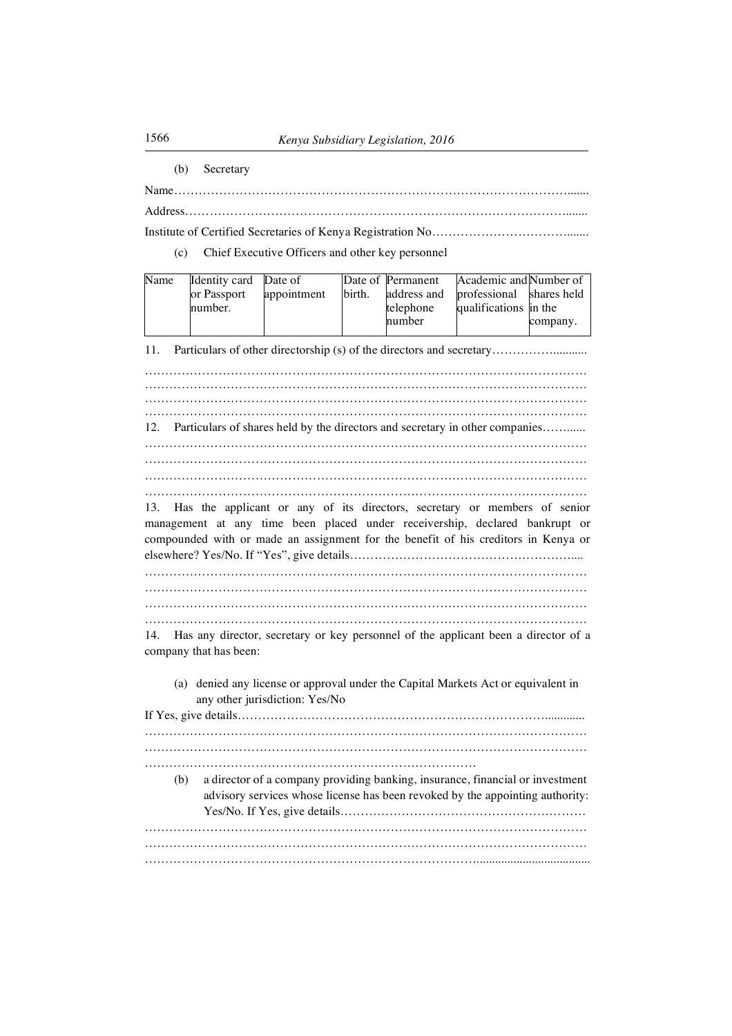(b) Secretary

Name…………………………………………………………………………………………

Address………………………………………………………………………………………

Institute of Certified Secretaries of Kenya Registration No………………………………

(c) Chief Executive Officers and other key personnel

| Name | Identity card or Passport number. | Date of appointment | Date of birth. | Permanent address and telephone number | Academic and professional qualifications | Number of shares held in the company. |
|---|---|---|---|---|---|---|
| | | | | | | |

11. Particulars of other directorship (s) of the directors and secretary……………………

…………………………………………………………………………………………………
…………………………………………………………………………………………………
…………………………………………………………………………………………………
…………………………………………………………………………………………………

12. Particulars of shares held by the directors and secretary in other companies…………

…………………………………………………………………………………………………
…………………………………………………………………………………………………
…………………………………………………………………………………………………
…………………………………………………………………………………………………

13. Has the applicant or any of its directors, secretary or members of senior management at any time been placed under receivership, declared bankrupt or compounded with or made an assignment for the benefit of his creditors in Kenya or elsewhere? Yes/No. If "Yes", give details…………………………………………………

…………………………………………………………………………………………………
…………………………………………………………………………………………………
…………………………………………………………………………………………………
…………………………………………………………………………………………………

14. Has any director, secretary or key personnel of the applicant been a director of a company that has been:

(a) denied any license or approval under the Capital Markets Act or equivalent in any other jurisdiction: Yes/No

If Yes, give details……………………………………………………………………………
…………………………………………………………………………………………………
…………………………………………………………………………………………………
…………………………………………………………………………

(b) a director of a company providing banking, insurance, financial or investment advisory services whose license has been revoked by the appointing authority: Yes/No. If Yes, give details……………………………………………………

…………………………………………………………………………………………………
…………………………………………………………………………………………………
…………………………………………………………………………………………………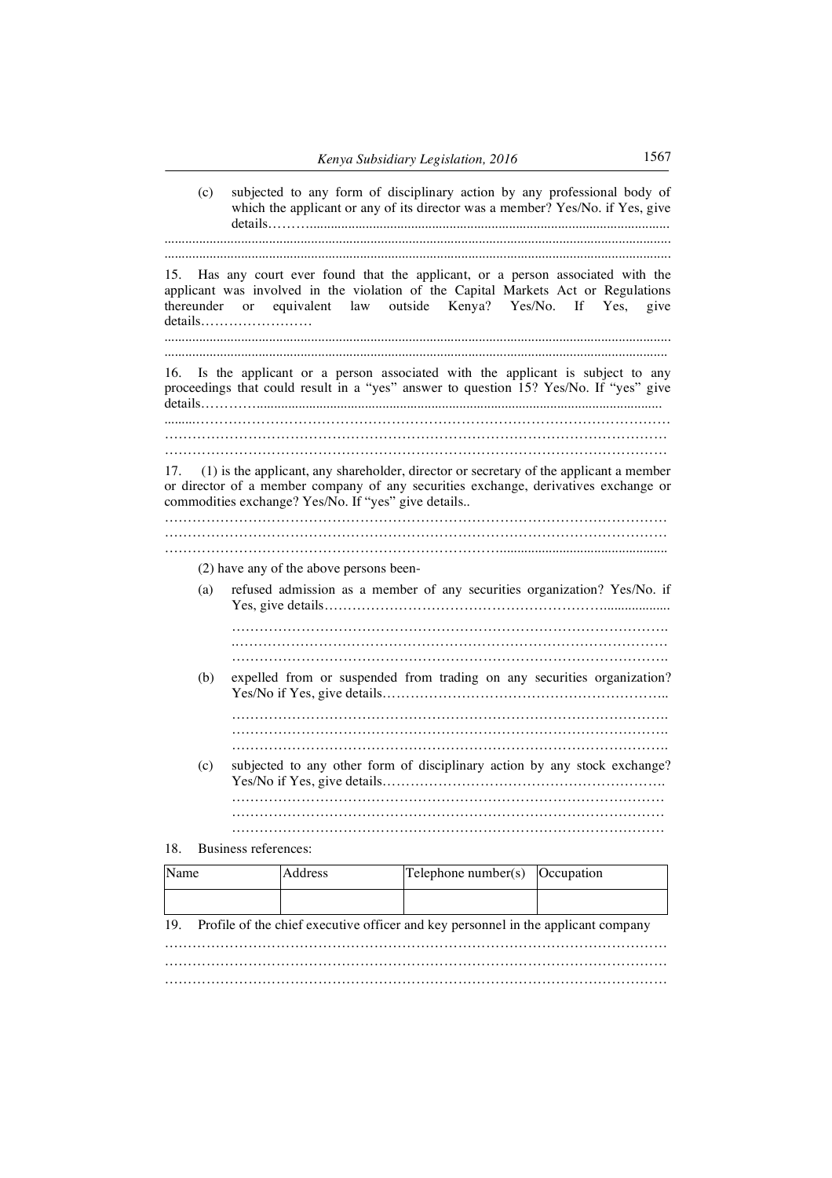(c) subjected to any form of disciplinary action by any professional body of which the applicant or any of its director was a member? Yes/No. if Yes, give details……….......................................................................................................

...............................................................................................................................................

...............................................................................................................................................

15. Has any court ever found that the applicant, or a person associated with the applicant was involved in the violation of the Capital Markets Act or Regulations thereunder or equivalent law outside Kenya? Yes/No. If Yes, give details……………………

...............................................................................................................................................

...............................................................................................................................................

16. Is the applicant or a person associated with the applicant is subject to any proceedings that could result in a "yes" answer to question 15? Yes/No. If "yes" give details…………...................................................................................................................

.........………………………………………………………………………………………

………………………………………………………………………………………………

………………………………………………………………………………………………

17. (1) is the applicant, any shareholder, director or secretary of the applicant a member or director of a member company of any securities exchange, derivatives exchange or commodities exchange? Yes/No. If "yes" give details..

………………………………………………………………………………………………

………………………………………………………………………………………………

…………………………………………………………………..............................................

(2) have any of the above persons been-

(a) refused admission as a member of any securities organization? Yes/No. if Yes, give details………………………………………………….....................

………………………………………………………………………………….

..………………………………………………………………………………..

………………………………………………………………………………….

(b) expelled from or suspended from trading on any securities organization? Yes/No if Yes, give details……………………………………………………..

………………………………………………………………………………….

………………………………………………………………………………….

………………………………………………………………………………….

(c) subjected to any other form of disciplinary action by any stock exchange? Yes/No if Yes, give details…………………………………………………….

…………………………………………………………………………………

…………………………………………………………………………………

…………………………………………………………………………………

18. Business references:

| Name | Address | Telephone number(s) | Occupation |
|---|---|---|---|
| | | | |

19. Profile of the chief executive officer and key personnel in the applicant company

………………………………………………………………………………………………

………………………………………………………………………………………………

………………………………………………………………………………………………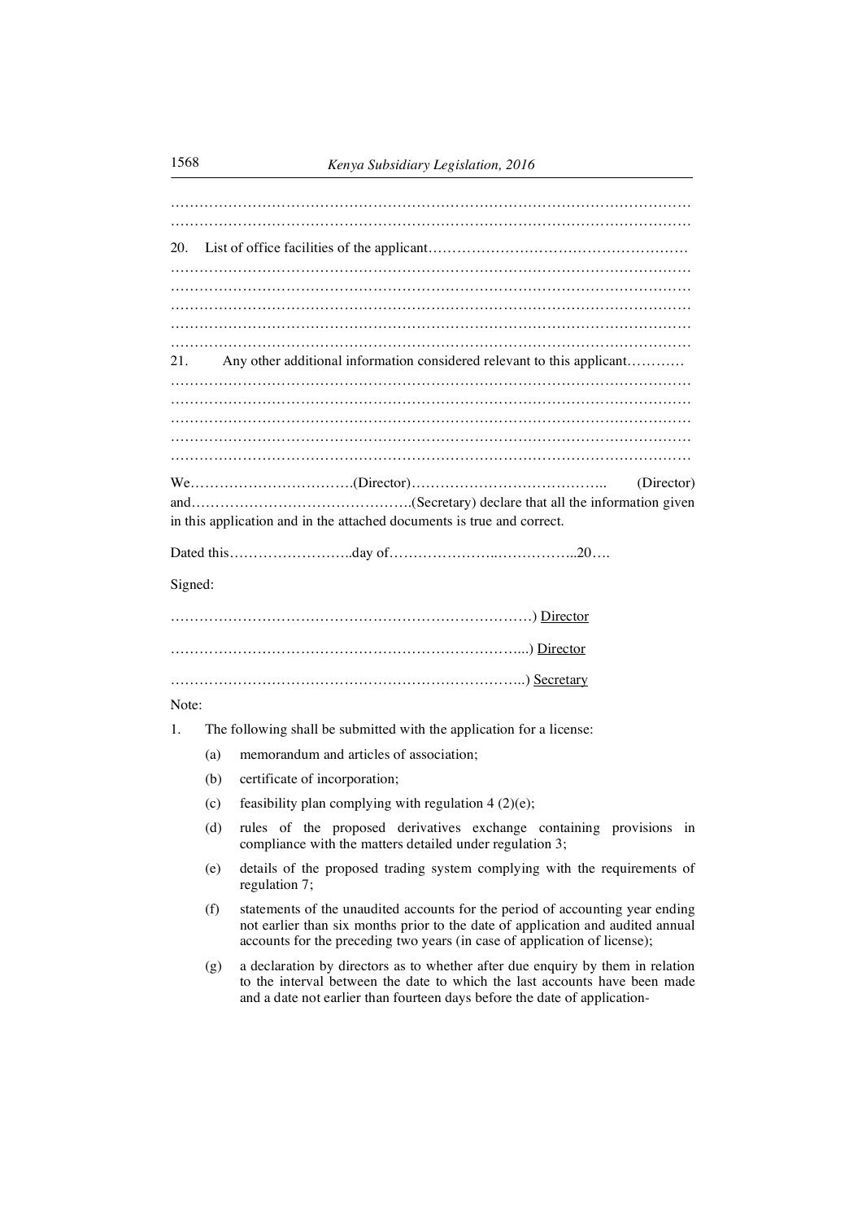…………………………………………………………………………………………………
…………………………………………………………………………………………………

20. List of office facilities of the applicant………………………………………………
…………………………………………………………………………………………………
…………………………………………………………………………………………………
…………………………………………………………………………………………………
…………………………………………………………………………………………………
…………………………………………………………………………………………………

21. Any other additional information considered relevant to this applicant…………
…………………………………………………………………………………………………
…………………………………………………………………………………………………
…………………………………………………………………………………………………
…………………………………………………………………………………………………
…………………………………………………………………………………………………

We…………………………….(Director)………………………………….. (Director) and……………………………………….(Secretary) declare that all the information given in this application and in the attached documents is true and correct.

Dated this……………………..day of…………………..……………..20….

Signed:

…………………………………………………………………) Director

……………………………………………………………...) Director

……………………………………………………………..) Secretary

Note:

1. The following shall be submitted with the application for a license:
   (a) memorandum and articles of association;
   (b) certificate of incorporation;
   (c) feasibility plan complying with regulation 4 (2)(e);
   (d) rules of the proposed derivatives exchange containing provisions in compliance with the matters detailed under regulation 3;
   (e) details of the proposed trading system complying with the requirements of regulation 7;
   (f) statements of the unaudited accounts for the period of accounting year ending not earlier than six months prior to the date of application and audited annual accounts for the preceding two years (in case of application of license);
   (g) a declaration by directors as to whether after due enquiry by them in relation to the interval between the date to which the last accounts have been made and a date not earlier than fourteen days before the date of application-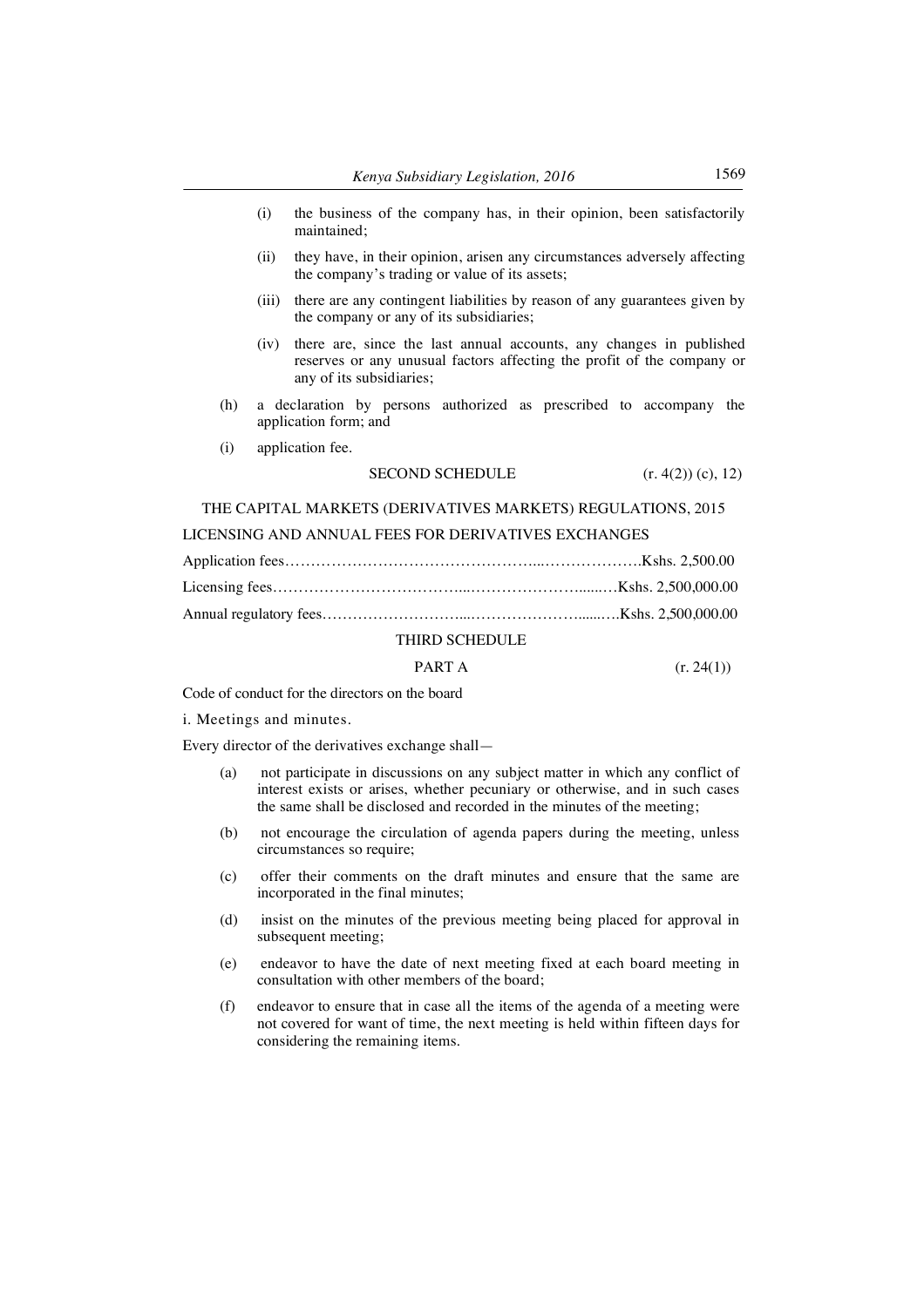(i) the business of the company has, in their opinion, been satisfactorily maintained;

(ii) they have, in their opinion, arisen any circumstances adversely affecting the company's trading or value of its assets;

(iii) there are any contingent liabilities by reason of any guarantees given by the company or any of its subsidiaries;

(iv) there are, since the last annual accounts, any changes in published reserves or any unusual factors affecting the profit of the company or any of its subsidiaries;

(h) a declaration by persons authorized as prescribed to accompany the application form; and

(i) application fee.

## SECOND SCHEDULE

(r. 4(2)) (c), 12)

THE CAPITAL MARKETS (DERIVATIVES MARKETS) REGULATIONS, 2015

LICENSING AND ANNUAL FEES FOR DERIVATIVES EXCHANGES

Application fees…………………………………………...………………..Kshs. 2,500.00

Licensing fees……………………………...…………………......…Kshs. 2,500,000.00

Annual regulatory fees………………………...…………………......….Kshs. 2,500,000.00

## THIRD SCHEDULE

### PART A

(r. 24(1))

Code of conduct for the directors on the board

i. Meetings and minutes.

Every director of the derivatives exchange shall—

(a) not participate in discussions on any subject matter in which any conflict of interest exists or arises, whether pecuniary or otherwise, and in such cases the same shall be disclosed and recorded in the minutes of the meeting;

(b) not encourage the circulation of agenda papers during the meeting, unless circumstances so require;

(c) offer their comments on the draft minutes and ensure that the same are incorporated in the final minutes;

(d) insist on the minutes of the previous meeting being placed for approval in subsequent meeting;

(e) endeavor to have the date of next meeting fixed at each board meeting in consultation with other members of the board;

(f) endeavor to ensure that in case all the items of the agenda of a meeting were not covered for want of time, the next meeting is held within fifteen days for considering the remaining items.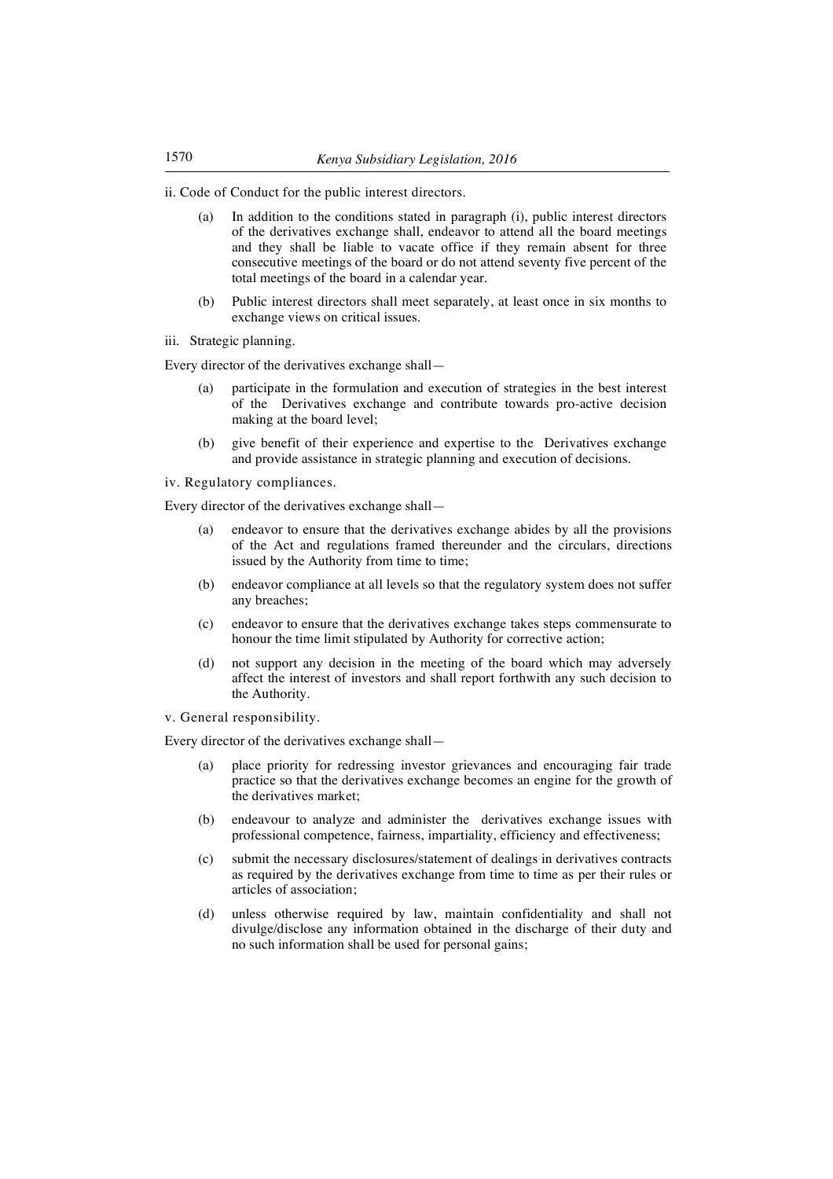ii. Code of Conduct for the public interest directors.

(a) In addition to the conditions stated in paragraph (i), public interest directors of the derivatives exchange shall, endeavor to attend all the board meetings and they shall be liable to vacate office if they remain absent for three consecutive meetings of the board or do not attend seventy five percent of the total meetings of the board in a calendar year.

(b) Public interest directors shall meet separately, at least once in six months to exchange views on critical issues.

iii. Strategic planning.

Every director of the derivatives exchange shall—

(a) participate in the formulation and execution of strategies in the best interest of the Derivatives exchange and contribute towards pro-active decision making at the board level;

(b) give benefit of their experience and expertise to the Derivatives exchange and provide assistance in strategic planning and execution of decisions.

iv. Regulatory compliances.

Every director of the derivatives exchange shall—

(a) endeavor to ensure that the derivatives exchange abides by all the provisions of the Act and regulations framed thereunder and the circulars, directions issued by the Authority from time to time;

(b) endeavor compliance at all levels so that the regulatory system does not suffer any breaches;

(c) endeavor to ensure that the derivatives exchange takes steps commensurate to honour the time limit stipulated by Authority for corrective action;

(d) not support any decision in the meeting of the board which may adversely affect the interest of investors and shall report forthwith any such decision to the Authority.

v. General responsibility.

Every director of the derivatives exchange shall—

(a) place priority for redressing investor grievances and encouraging fair trade practice so that the derivatives exchange becomes an engine for the growth of the derivatives market;

(b) endeavour to analyze and administer the derivatives exchange issues with professional competence, fairness, impartiality, efficiency and effectiveness;

(c) submit the necessary disclosures/statement of dealings in derivatives contracts as required by the derivatives exchange from time to time as per their rules or articles of association;

(d) unless otherwise required by law, maintain confidentiality and shall not divulge/disclose any information obtained in the discharge of their duty and no such information shall be used for personal gains;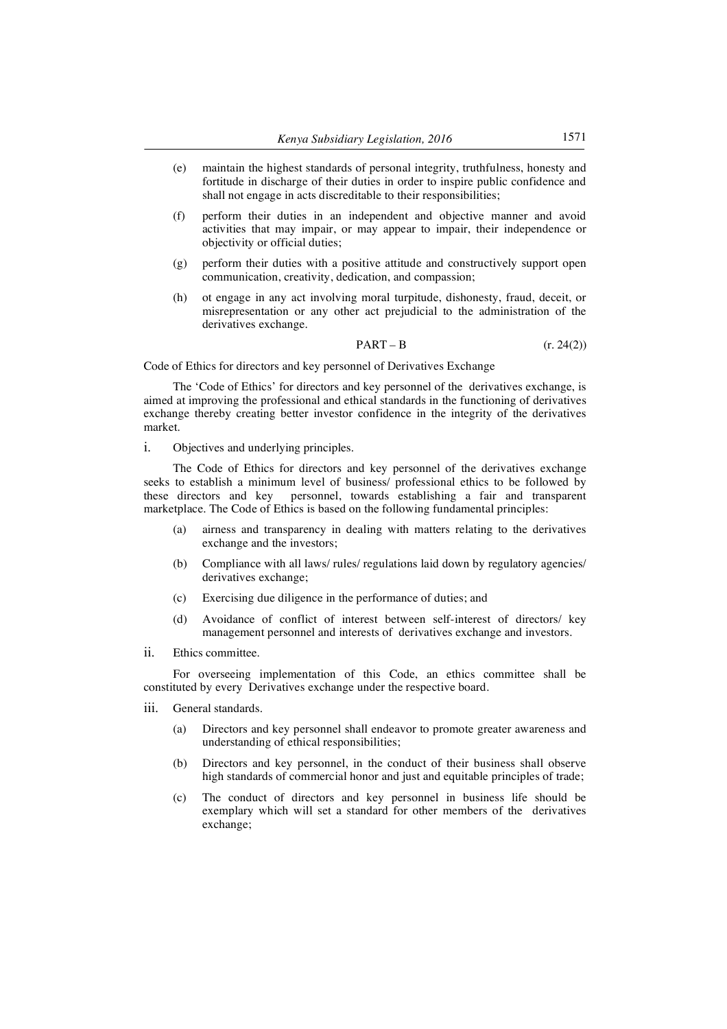(e) maintain the highest standards of personal integrity, truthfulness, honesty and fortitude in discharge of their duties in order to inspire public confidence and shall not engage in acts discreditable to their responsibilities;

(f) perform their duties in an independent and objective manner and avoid activities that may impair, or may appear to impair, their independence or objectivity or official duties;

(g) perform their duties with a positive attitude and constructively support open communication, creativity, dedication, and compassion;

(h) ot engage in any act involving moral turpitude, dishonesty, fraud, deceit, or misrepresentation or any other act prejudicial to the administration of the derivatives exchange.

PART – B (r. 24(2))

Code of Ethics for directors and key personnel of Derivatives Exchange

The 'Code of Ethics' for directors and key personnel of the derivatives exchange, is aimed at improving the professional and ethical standards in the functioning of derivatives exchange thereby creating better investor confidence in the integrity of the derivatives market.

i. Objectives and underlying principles.

The Code of Ethics for directors and key personnel of the derivatives exchange seeks to establish a minimum level of business/ professional ethics to be followed by these directors and key personnel, towards establishing a fair and transparent marketplace. The Code of Ethics is based on the following fundamental principles:

(a) airness and transparency in dealing with matters relating to the derivatives exchange and the investors;

(b) Compliance with all laws/ rules/ regulations laid down by regulatory agencies/ derivatives exchange;

(c) Exercising due diligence in the performance of duties; and

(d) Avoidance of conflict of interest between self-interest of directors/ key management personnel and interests of derivatives exchange and investors.

ii. Ethics committee.

For overseeing implementation of this Code, an ethics committee shall be constituted by every Derivatives exchange under the respective board.

iii. General standards.

(a) Directors and key personnel shall endeavor to promote greater awareness and understanding of ethical responsibilities;

(b) Directors and key personnel, in the conduct of their business shall observe high standards of commercial honor and just and equitable principles of trade;

(c) The conduct of directors and key personnel in business life should be exemplary which will set a standard for other members of the derivatives exchange;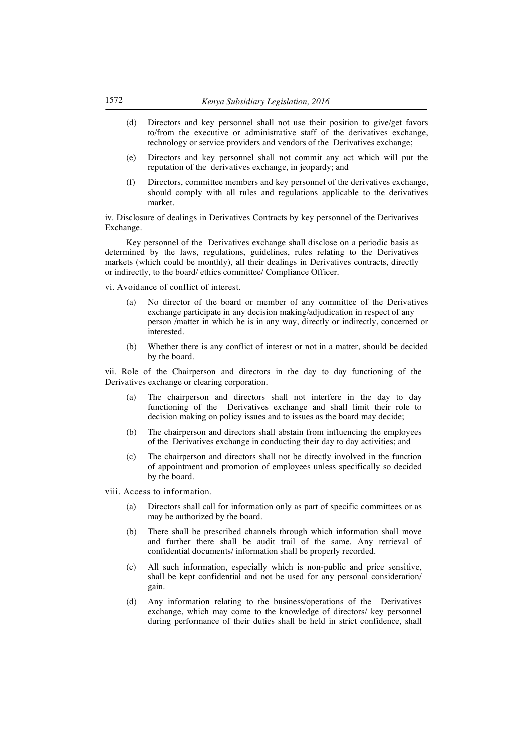(d) Directors and key personnel shall not use their position to give/get favors to/from the executive or administrative staff of the derivatives exchange, technology or service providers and vendors of the Derivatives exchange;

(e) Directors and key personnel shall not commit any act which will put the reputation of the derivatives exchange, in jeopardy; and

(f) Directors, committee members and key personnel of the derivatives exchange, should comply with all rules and regulations applicable to the derivatives market.

iv. Disclosure of dealings in Derivatives Contracts by key personnel of the Derivatives Exchange.

Key personnel of the Derivatives exchange shall disclose on a periodic basis as determined by the laws, regulations, guidelines, rules relating to the Derivatives markets (which could be monthly), all their dealings in Derivatives contracts, directly or indirectly, to the board/ ethics committee/ Compliance Officer.

vi. Avoidance of conflict of interest.

(a) No director of the board or member of any committee of the Derivatives exchange participate in any decision making/adjudication in respect of any person /matter in which he is in any way, directly or indirectly, concerned or interested.

(b) Whether there is any conflict of interest or not in a matter, should be decided by the board.

vii. Role of the Chairperson and directors in the day to day functioning of the Derivatives exchange or clearing corporation.

(a) The chairperson and directors shall not interfere in the day to day functioning of the Derivatives exchange and shall limit their role to decision making on policy issues and to issues as the board may decide;

(b) The chairperson and directors shall abstain from influencing the employees of the Derivatives exchange in conducting their day to day activities; and

(c) The chairperson and directors shall not be directly involved in the function of appointment and promotion of employees unless specifically so decided by the board.

viii. Access to information.

(a) Directors shall call for information only as part of specific committees or as may be authorized by the board.

(b) There shall be prescribed channels through which information shall move and further there shall be audit trail of the same. Any retrieval of confidential documents/ information shall be properly recorded.

(c) All such information, especially which is non-public and price sensitive, shall be kept confidential and not be used for any personal consideration/ gain.

(d) Any information relating to the business/operations of the Derivatives exchange, which may come to the knowledge of directors/ key personnel during performance of their duties shall be held in strict confidence, shall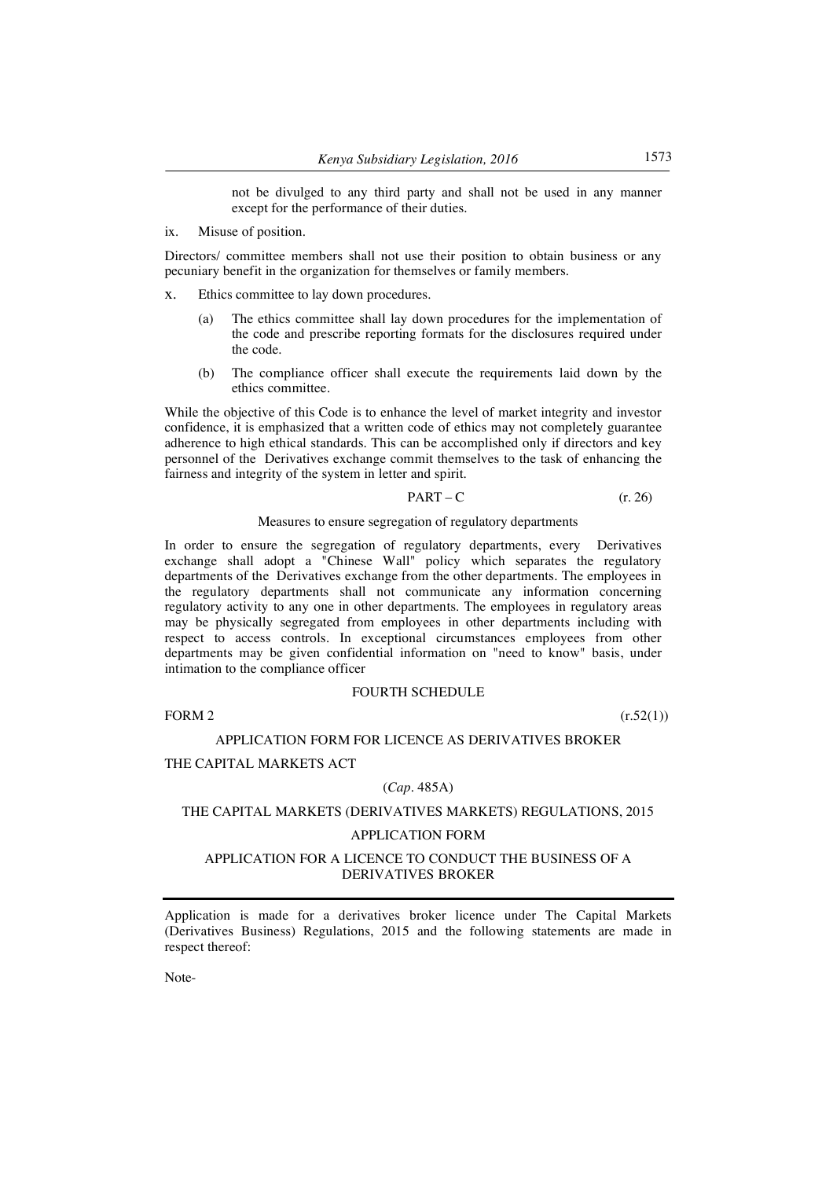not be divulged to any third party and shall not be used in any manner except for the performance of their duties.

ix. Misuse of position.

Directors/ committee members shall not use their position to obtain business or any pecuniary benefit in the organization for themselves or family members.

x. Ethics committee to lay down procedures.

(a) The ethics committee shall lay down procedures for the implementation of the code and prescribe reporting formats for the disclosures required under the code.

(b) The compliance officer shall execute the requirements laid down by the ethics committee.

While the objective of this Code is to enhance the level of market integrity and investor confidence, it is emphasized that a written code of ethics may not completely guarantee adherence to high ethical standards. This can be accomplished only if directors and key personnel of the Derivatives exchange commit themselves to the task of enhancing the fairness and integrity of the system in letter and spirit.

PART – C (r. 26)

Measures to ensure segregation of regulatory departments

In order to ensure the segregation of regulatory departments, every Derivatives exchange shall adopt a "Chinese Wall" policy which separates the regulatory departments of the Derivatives exchange from the other departments. The employees in the regulatory departments shall not communicate any information concerning regulatory activity to any one in other departments. The employees in regulatory areas may be physically segregated from employees in other departments including with respect to access controls. In exceptional circumstances employees from other departments may be given confidential information on "need to know" basis, under intimation to the compliance officer

FOURTH SCHEDULE

FORM 2 (r.52(1))

APPLICATION FORM FOR LICENCE AS DERIVATIVES BROKER

THE CAPITAL MARKETS ACT

(*Cap*. 485A)

THE CAPITAL MARKETS (DERIVATIVES MARKETS) REGULATIONS, 2015

APPLICATION FORM

APPLICATION FOR A LICENCE TO CONDUCT THE BUSINESS OF A DERIVATIVES BROKER

---

Application is made for a derivatives broker licence under The Capital Markets (Derivatives Business) Regulations, 2015 and the following statements are made in respect thereof:

Note-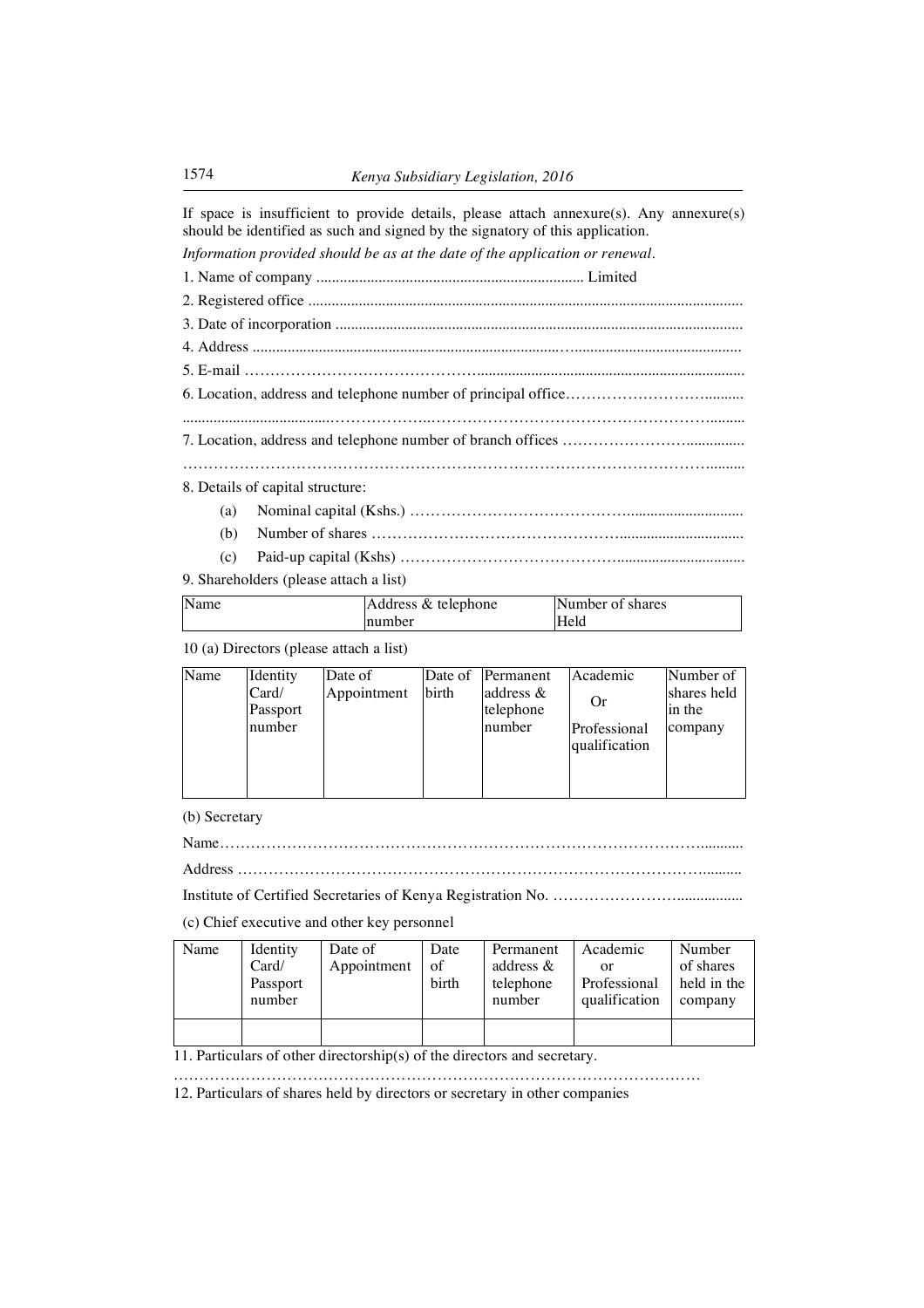If space is insufficient to provide details, please attach annexure(s). Any annexure(s) should be identified as such and signed by the signatory of this application.

*Information provided should be as at the date of the application or renewal.*

1. Name of company .................................................................... Limited

2. Registered office ..............................................................................................................

3. Date of incorporation .......................................................................................................

4. Address ............................................................................................................................

5. E-mail ……………………………………...................................................................

6. Location, address and telephone number of principal office………………………..........

......................................………………..……………………………………………….........

7. Location, address and telephone number of branch offices ……………………...............

…………………………………………………………………………………………….........

8. Details of capital structure:

(a) Nominal capital (Kshs.) …………………………………….............................

(b) Number of shares …………………………………………...............................

(c) Paid-up capital (Kshs) ……………………………………................................

9. Shareholders (please attach a list)

| Name | Address & telephone number | Number of shares Held |
|---|---|---|

10 (a) Directors (please attach a list)

| Name | Identity Card/ Passport number | Date of Appointment | Date of birth | Permanent address & telephone number | Academic Or Professional qualification | Number of shares held in the company |
|---|---|---|---|---|---|---|
| | | | | | | |

(b) Secretary

Name……………………………………………………………………………………...........

Address ……………………………………………………………………………….........

Institute of Certified Secretaries of Kenya Registration No. ……………………................

(c) Chief executive and other key personnel

| Name | Identity Card/ Passport number | Date of Appointment | Date of birth | Permanent address & telephone number | Academic or Professional qualification | Number of shares held in the company |
|---|---|---|---|---|---|---|
| | | | | | | |

11. Particulars of other directorship(s) of the directors and secretary.

…………………………………………………………………………………………

12. Particulars of shares held by directors or secretary in other companies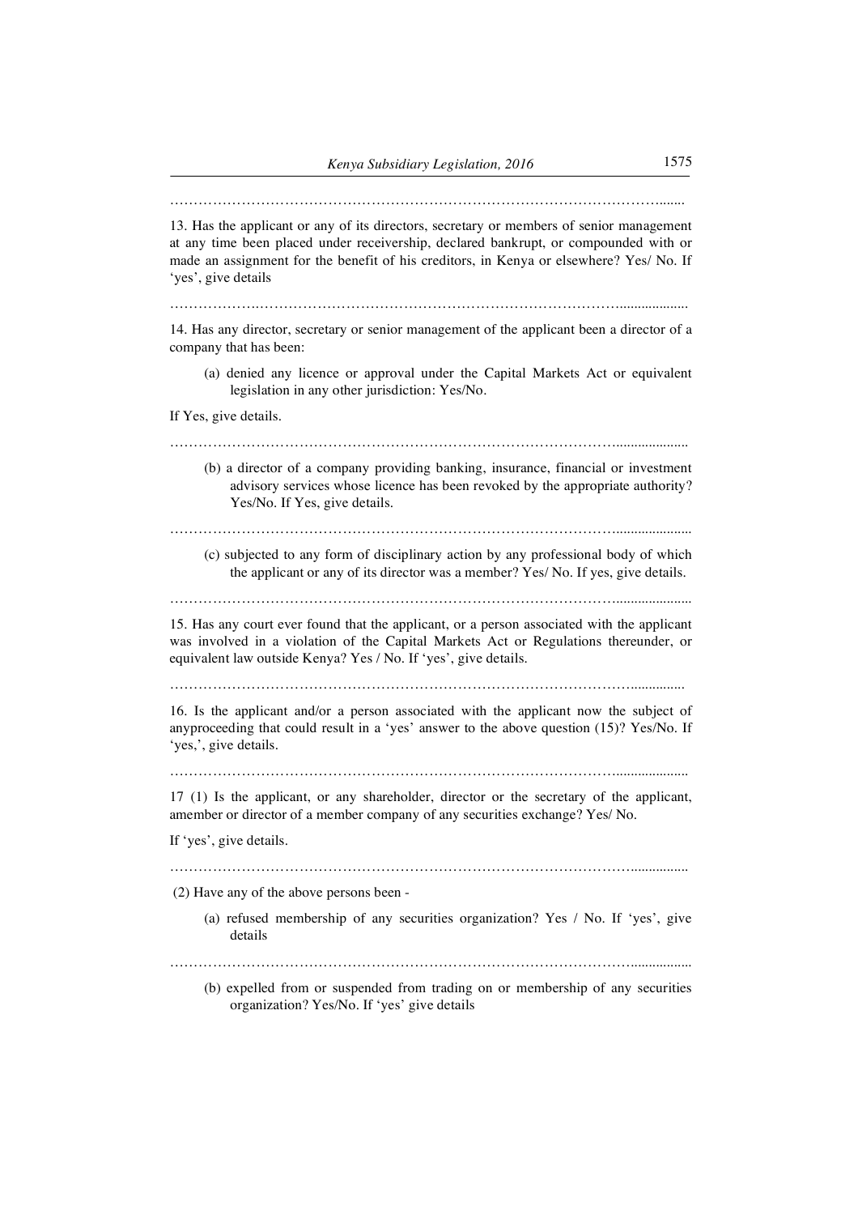……………………………………………………………………………………………….......

13. Has the applicant or any of its directors, secretary or members of senior management at any time been placed under receivership, declared bankrupt, or compounded with or made an assignment for the benefit of his creditors, in Kenya or elsewhere? Yes/ No. If 'yes', give details

……………….……………………………………………………………………..................

14. Has any director, secretary or senior management of the applicant been a director of a company that has been:

(a) denied any licence or approval under the Capital Markets Act or equivalent legislation in any other jurisdiction: Yes/No.

If Yes, give details.

…………………………………………………………………………………....................

(b) a director of a company providing banking, insurance, financial or investment advisory services whose licence has been revoked by the appropriate authority? Yes/No. If Yes, give details.

………………………………………………………………………………….....................

(c) subjected to any form of disciplinary action by any professional body of which the applicant or any of its director was a member? Yes/ No. If yes, give details.

………………………………………………………………………………….....................

15. Has any court ever found that the applicant, or a person associated with the applicant was involved in a violation of the Capital Markets Act or Regulations thereunder, or equivalent law outside Kenya? Yes / No. If 'yes', give details.

……………………………………………………………………………………...............

16. Is the applicant and/or a person associated with the applicant now the subject of anyproceeding that could result in a 'yes' answer to the above question (15)? Yes/No. If 'yes,', give details.

…………………………………………………………………………………....................

17 (1) Is the applicant, or any shareholder, director or the secretary of the applicant, amember or director of a member company of any securities exchange? Yes/ No.

If 'yes', give details.

……………………………………………………………………………………................

(2) Have any of the above persons been -

(a) refused membership of any securities organization? Yes / No. If 'yes', give details

……………………………………………………………………………………................

(b) expelled from or suspended from trading on or membership of any securities organization? Yes/No. If 'yes' give details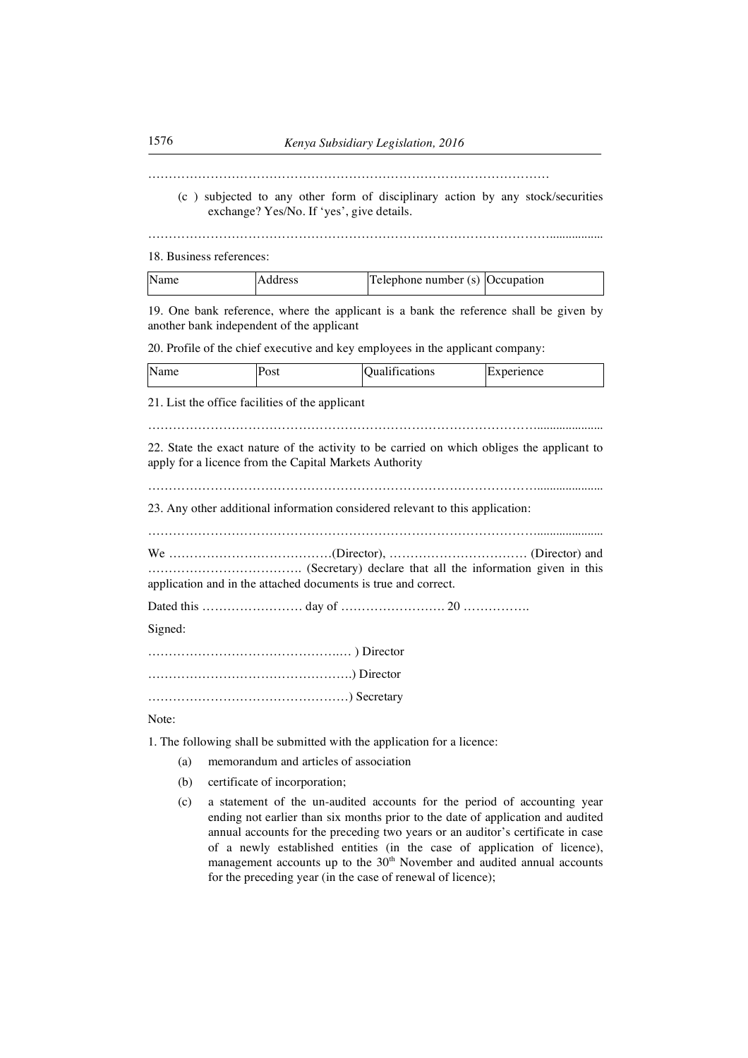…………………………………………………………………………………………

(c ) subjected to any other form of disciplinary action by any stock/securities exchange? Yes/No. If 'yes', give details.

…………………………………………………………………………………………..................

18. Business references:

| Name | Address | Telephone number (s) | Occupation |
|---|---|---|---|

19. One bank reference, where the applicant is a bank the reference shall be given by another bank independent of the applicant

20. Profile of the chief executive and key employees in the applicant company:

| Name | Post | Qualifications | Experience |
|---|---|---|---|

21. List the office facilities of the applicant

…………………………………………………………………………………………....................

22. State the exact nature of the activity to be carried on which obliges the applicant to apply for a licence from the Capital Markets Authority

…………………………………………………………………………………………....................

23. Any other additional information considered relevant to this application:

…………………………………………………………………………………………....................

We …………………………………(Director), …………………………… (Director) and ………………………………. (Secretary) declare that all the information given in this application and in the attached documents is true and correct.

Dated this …………………… day of ……………………. 20 …………….

Signed:

…………………………………………..… ) Director

………………………………………….) Director

…………………………………………) Secretary

Note:

1. The following shall be submitted with the application for a licence:

(a) memorandum and articles of association

(b) certificate of incorporation;

(c) a statement of the un-audited accounts for the period of accounting year ending not earlier than six months prior to the date of application and audited annual accounts for the preceding two years or an auditor's certificate in case of a newly established entities (in the case of application of licence), management accounts up to the 30th November and audited annual accounts for the preceding year (in the case of renewal of licence);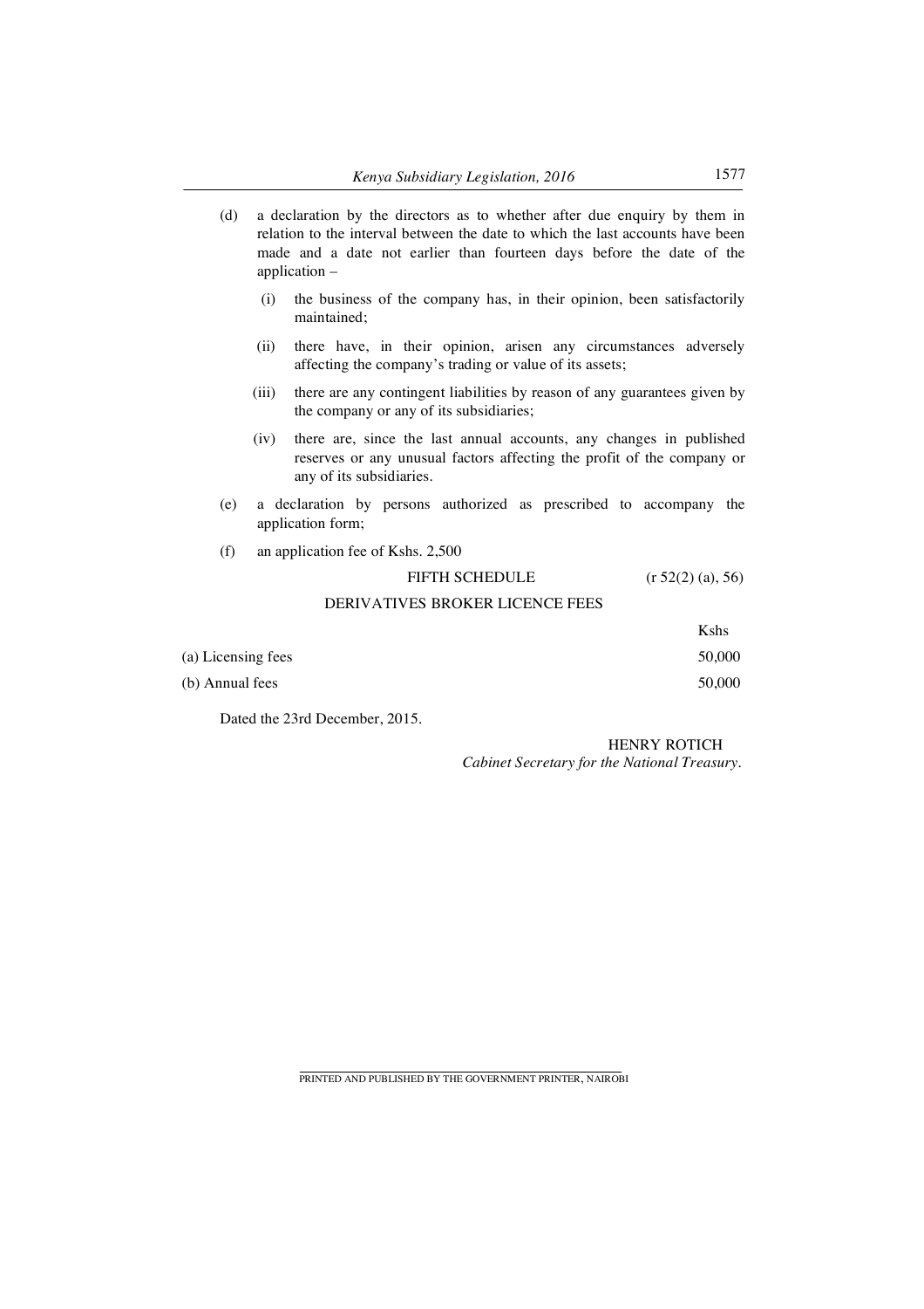(d) a declaration by the directors as to whether after due enquiry by them in relation to the interval between the date to which the last accounts have been made and a date not earlier than fourteen days before the date of the application –

   (i) the business of the company has, in their opinion, been satisfactorily maintained;

   (ii) there have, in their opinion, arisen any circumstances adversely affecting the company's trading or value of its assets;

   (iii) there are any contingent liabilities by reason of any guarantees given by the company or any of its subsidiaries;

   (iv) there are, since the last annual accounts, any changes in published reserves or any unusual factors affecting the profit of the company or any of its subsidiaries.

(e) a declaration by persons authorized as prescribed to accompany the application form;

(f) an application fee of Kshs. 2,500

## FIFTH SCHEDULE (r 52(2) (a), 56)

### DERIVATIVES BROKER LICENCE FEES

| | Kshs |
|---|---|
| (a) Licensing fees | 50,000 |
| (b) Annual fees | 50,000 |

Dated the 23rd December, 2015.

HENRY ROTICH
*Cabinet Secretary for the National Treasury.*

PRINTED AND PUBLISHED BY THE GOVERNMENT PRINTER, NAIROBI